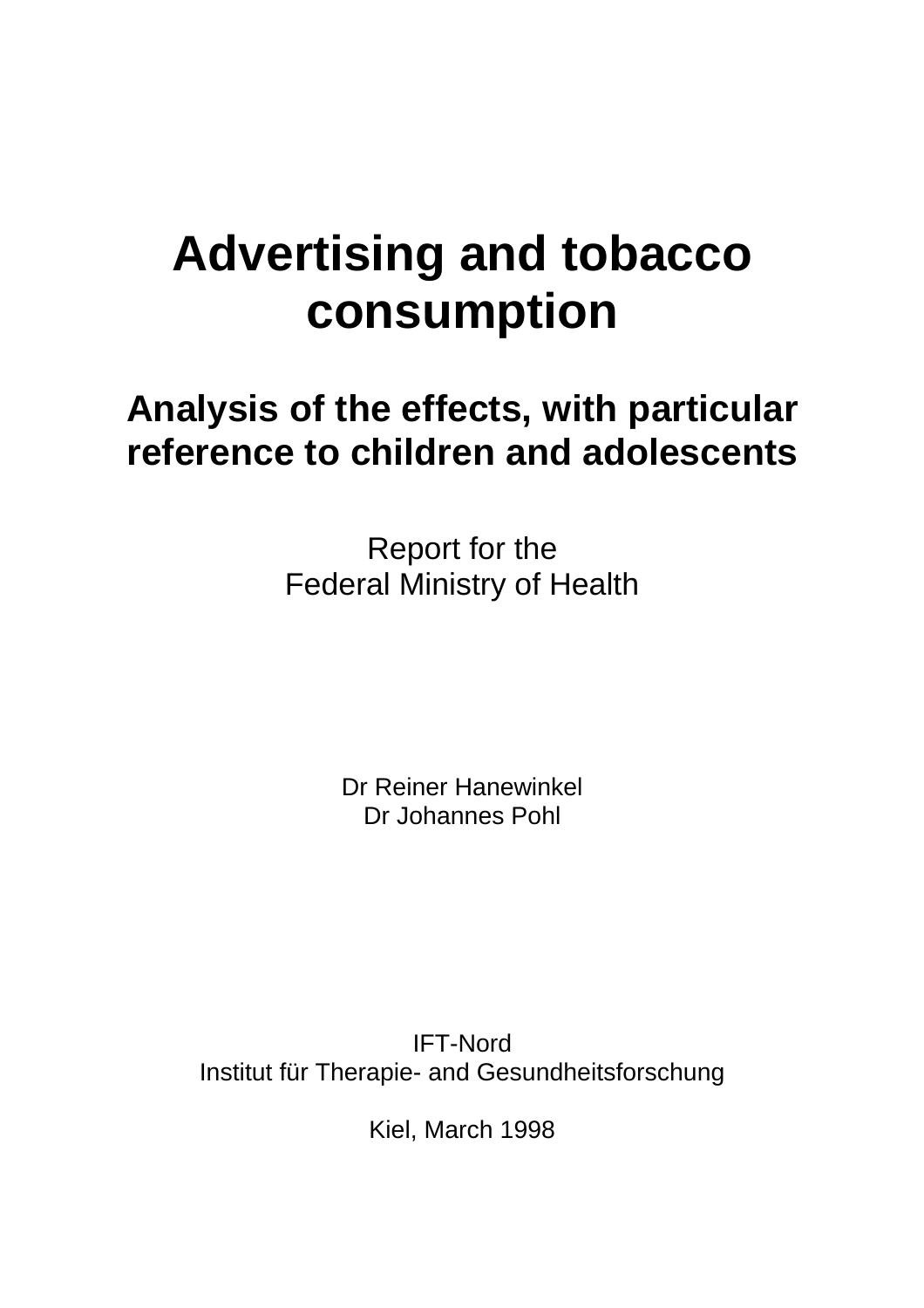# Advertising and tobacco consumption

## Analysis of the effects, with particular reference to children and adolescents

Report for the
Federal Ministry of Health

Dr Reiner Hanewinkel
Dr Johannes Pohl

IFT-Nord
Institut für Therapie- and Gesundheitsforschung

Kiel, March 1998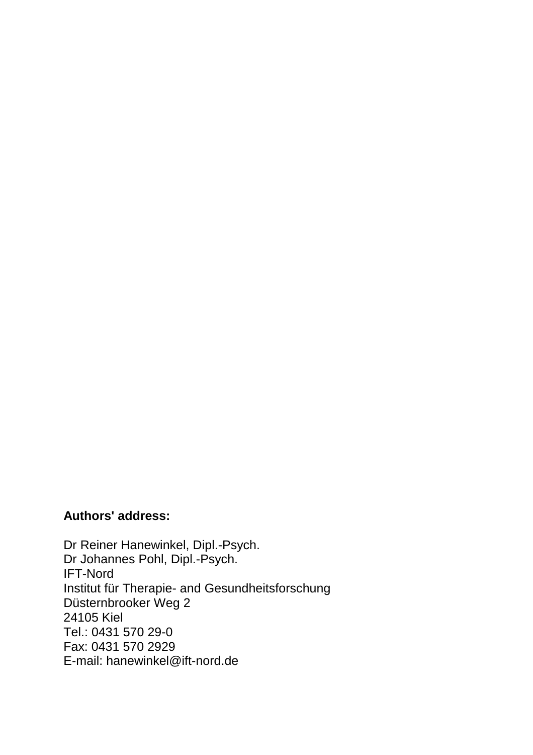**Authors' address:**

Dr Reiner Hanewinkel, Dipl.-Psych.  
Dr Johannes Pohl, Dipl.-Psych.  
IFT-Nord  
Institut für Therapie- and Gesundheitsforschung  
Düsternbrooker Weg 2  
24105 Kiel  
Tel.: 0431 570 29-0  
Fax: 0431 570 2929  
E-mail: hanewinkel@ift-nord.de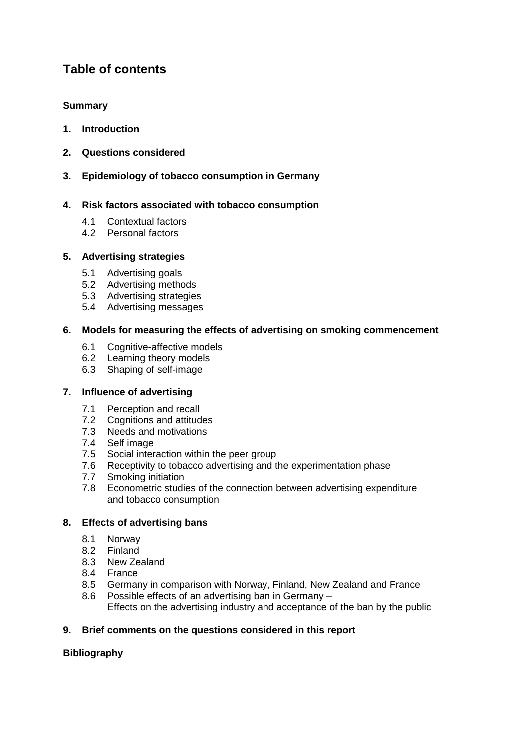# Table of contents

**Summary**

**1. Introduction**

**2. Questions considered**

**3. Epidemiology of tobacco consumption in Germany**

**4. Risk factors associated with tobacco consumption**

- 4.1 Contextual factors
- 4.2 Personal factors

**5. Advertising strategies**

- 5.1 Advertising goals
- 5.2 Advertising methods
- 5.3 Advertising strategies
- 5.4 Advertising messages

**6. Models for measuring the effects of advertising on smoking commencement**

- 6.1 Cognitive-affective models
- 6.2 Learning theory models
- 6.3 Shaping of self-image

**7. Influence of advertising**

- 7.1 Perception and recall
- 7.2 Cognitions and attitudes
- 7.3 Needs and motivations
- 7.4 Self image
- 7.5 Social interaction within the peer group
- 7.6 Receptivity to tobacco advertising and the experimentation phase
- 7.7 Smoking initiation
- 7.8 Econometric studies of the connection between advertising expenditure and tobacco consumption

**8. Effects of advertising bans**

- 8.1 Norway
- 8.2 Finland
- 8.3 New Zealand
- 8.4 France
- 8.5 Germany in comparison with Norway, Finland, New Zealand and France
- 8.6 Possible effects of an advertising ban in Germany – Effects on the advertising industry and acceptance of the ban by the public

**9. Brief comments on the questions considered in this report**

**Bibliography**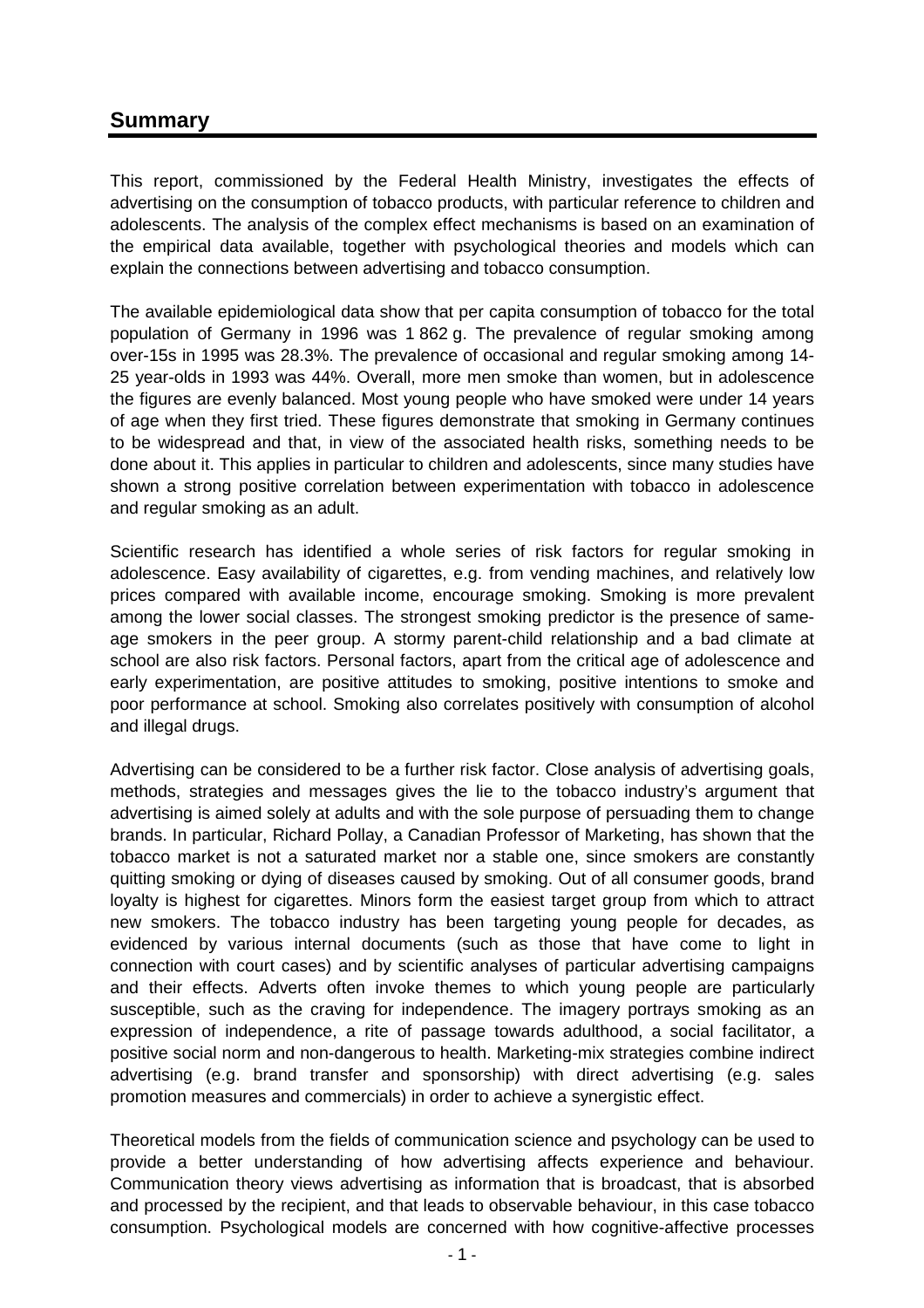## Summary

This report, commissioned by the Federal Health Ministry, investigates the effects of advertising on the consumption of tobacco products, with particular reference to children and adolescents. The analysis of the complex effect mechanisms is based on an examination of the empirical data available, together with psychological theories and models which can explain the connections between advertising and tobacco consumption.

The available epidemiological data show that per capita consumption of tobacco for the total population of Germany in 1996 was 1 862 g. The prevalence of regular smoking among over-15s in 1995 was 28.3%. The prevalence of occasional and regular smoking among 14-25 year-olds in 1993 was 44%. Overall, more men smoke than women, but in adolescence the figures are evenly balanced. Most young people who have smoked were under 14 years of age when they first tried. These figures demonstrate that smoking in Germany continues to be widespread and that, in view of the associated health risks, something needs to be done about it. This applies in particular to children and adolescents, since many studies have shown a strong positive correlation between experimentation with tobacco in adolescence and regular smoking as an adult.

Scientific research has identified a whole series of risk factors for regular smoking in adolescence. Easy availability of cigarettes, e.g. from vending machines, and relatively low prices compared with available income, encourage smoking. Smoking is more prevalent among the lower social classes. The strongest smoking predictor is the presence of same-age smokers in the peer group. A stormy parent-child relationship and a bad climate at school are also risk factors. Personal factors, apart from the critical age of adolescence and early experimentation, are positive attitudes to smoking, positive intentions to smoke and poor performance at school. Smoking also correlates positively with consumption of alcohol and illegal drugs.

Advertising can be considered to be a further risk factor. Close analysis of advertising goals, methods, strategies and messages gives the lie to the tobacco industry's argument that advertising is aimed solely at adults and with the sole purpose of persuading them to change brands. In particular, Richard Pollay, a Canadian Professor of Marketing, has shown that the tobacco market is not a saturated market nor a stable one, since smokers are constantly quitting smoking or dying of diseases caused by smoking. Out of all consumer goods, brand loyalty is highest for cigarettes. Minors form the easiest target group from which to attract new smokers. The tobacco industry has been targeting young people for decades, as evidenced by various internal documents (such as those that have come to light in connection with court cases) and by scientific analyses of particular advertising campaigns and their effects. Adverts often invoke themes to which young people are particularly susceptible, such as the craving for independence. The imagery portrays smoking as an expression of independence, a rite of passage towards adulthood, a social facilitator, a positive social norm and non-dangerous to health. Marketing-mix strategies combine indirect advertising (e.g. brand transfer and sponsorship) with direct advertising (e.g. sales promotion measures and commercials) in order to achieve a synergistic effect.

Theoretical models from the fields of communication science and psychology can be used to provide a better understanding of how advertising affects experience and behaviour. Communication theory views advertising as information that is broadcast, that is absorbed and processed by the recipient, and that leads to observable behaviour, in this case tobacco consumption. Psychological models are concerned with how cognitive-affective processes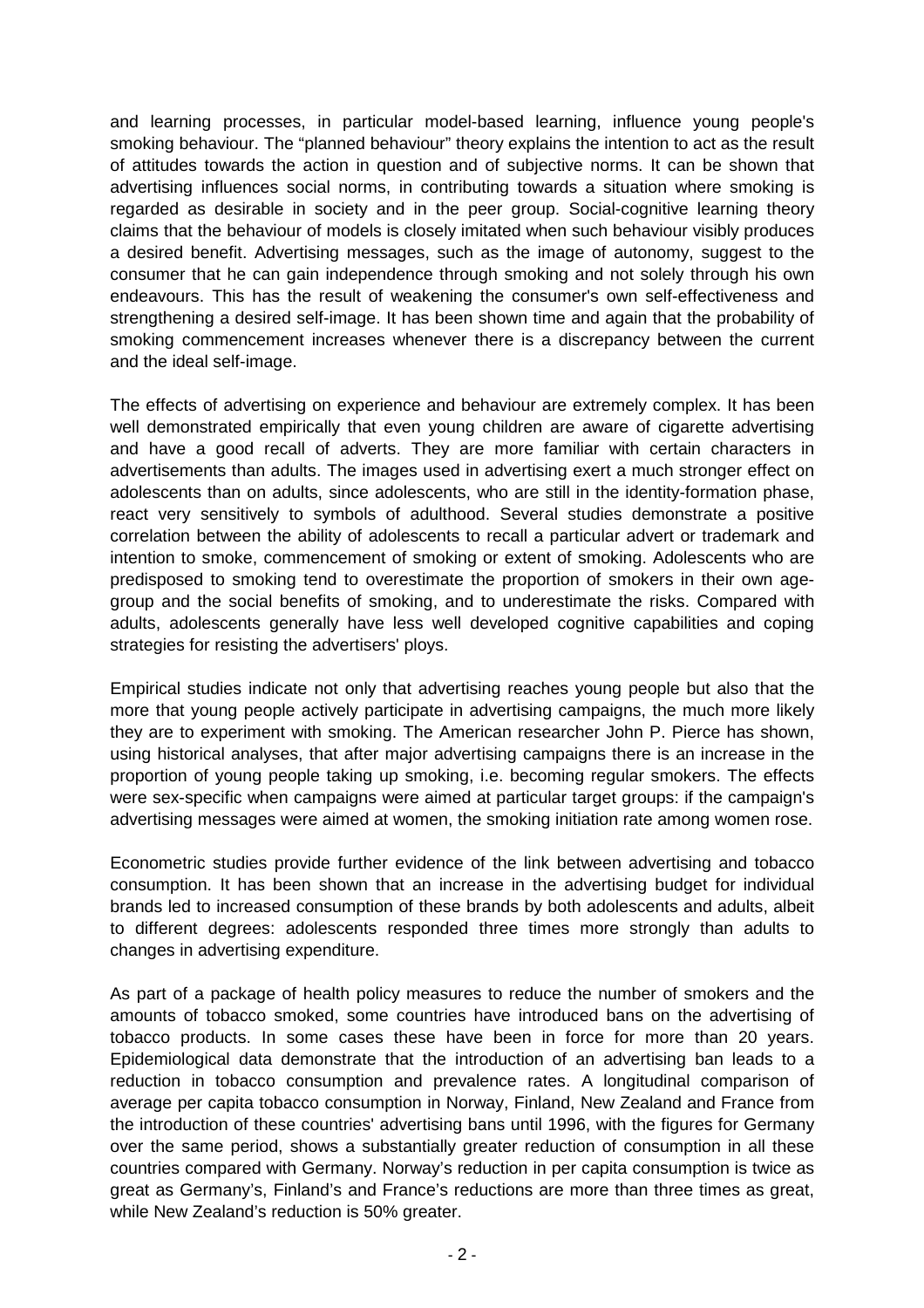and learning processes, in particular model-based learning, influence young people's smoking behaviour. The "planned behaviour" theory explains the intention to act as the result of attitudes towards the action in question and of subjective norms. It can be shown that advertising influences social norms, in contributing towards a situation where smoking is regarded as desirable in society and in the peer group. Social-cognitive learning theory claims that the behaviour of models is closely imitated when such behaviour visibly produces a desired benefit. Advertising messages, such as the image of autonomy, suggest to the consumer that he can gain independence through smoking and not solely through his own endeavours. This has the result of weakening the consumer's own self-effectiveness and strengthening a desired self-image. It has been shown time and again that the probability of smoking commencement increases whenever there is a discrepancy between the current and the ideal self-image.

The effects of advertising on experience and behaviour are extremely complex. It has been well demonstrated empirically that even young children are aware of cigarette advertising and have a good recall of adverts. They are more familiar with certain characters in advertisements than adults. The images used in advertising exert a much stronger effect on adolescents than on adults, since adolescents, who are still in the identity-formation phase, react very sensitively to symbols of adulthood. Several studies demonstrate a positive correlation between the ability of adolescents to recall a particular advert or trademark and intention to smoke, commencement of smoking or extent of smoking. Adolescents who are predisposed to smoking tend to overestimate the proportion of smokers in their own age-group and the social benefits of smoking, and to underestimate the risks. Compared with adults, adolescents generally have less well developed cognitive capabilities and coping strategies for resisting the advertisers' ploys.

Empirical studies indicate not only that advertising reaches young people but also that the more that young people actively participate in advertising campaigns, the much more likely they are to experiment with smoking. The American researcher John P. Pierce has shown, using historical analyses, that after major advertising campaigns there is an increase in the proportion of young people taking up smoking, i.e. becoming regular smokers. The effects were sex-specific when campaigns were aimed at particular target groups: if the campaign's advertising messages were aimed at women, the smoking initiation rate among women rose.

Econometric studies provide further evidence of the link between advertising and tobacco consumption. It has been shown that an increase in the advertising budget for individual brands led to increased consumption of these brands by both adolescents and adults, albeit to different degrees: adolescents responded three times more strongly than adults to changes in advertising expenditure.

As part of a package of health policy measures to reduce the number of smokers and the amounts of tobacco smoked, some countries have introduced bans on the advertising of tobacco products. In some cases these have been in force for more than 20 years. Epidemiological data demonstrate that the introduction of an advertising ban leads to a reduction in tobacco consumption and prevalence rates. A longitudinal comparison of average per capita tobacco consumption in Norway, Finland, New Zealand and France from the introduction of these countries' advertising bans until 1996, with the figures for Germany over the same period, shows a substantially greater reduction of consumption in all these countries compared with Germany. Norway's reduction in per capita consumption is twice as great as Germany's, Finland's and France's reductions are more than three times as great, while New Zealand's reduction is 50% greater.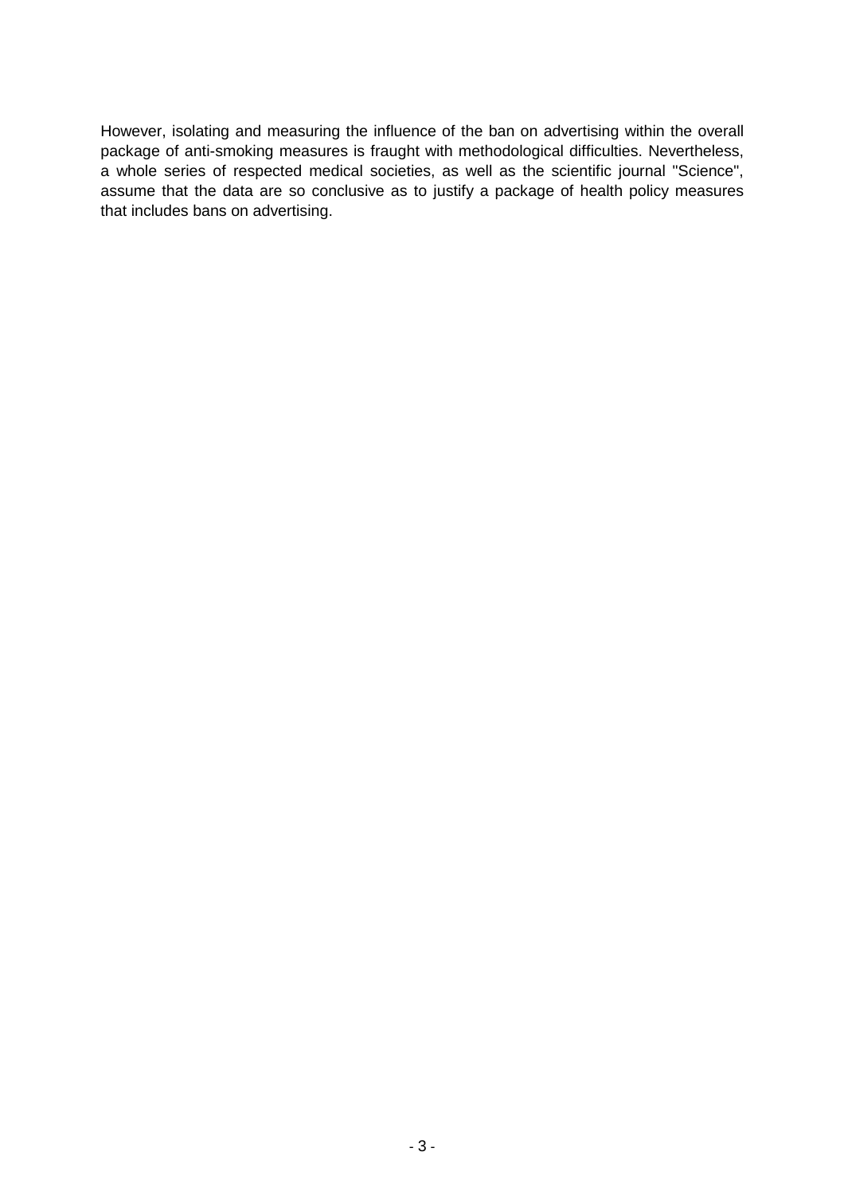However, isolating and measuring the influence of the ban on advertising within the overall package of anti-smoking measures is fraught with methodological difficulties. Nevertheless, a whole series of respected medical societies, as well as the scientific journal "Science", assume that the data are so conclusive as to justify a package of health policy measures that includes bans on advertising.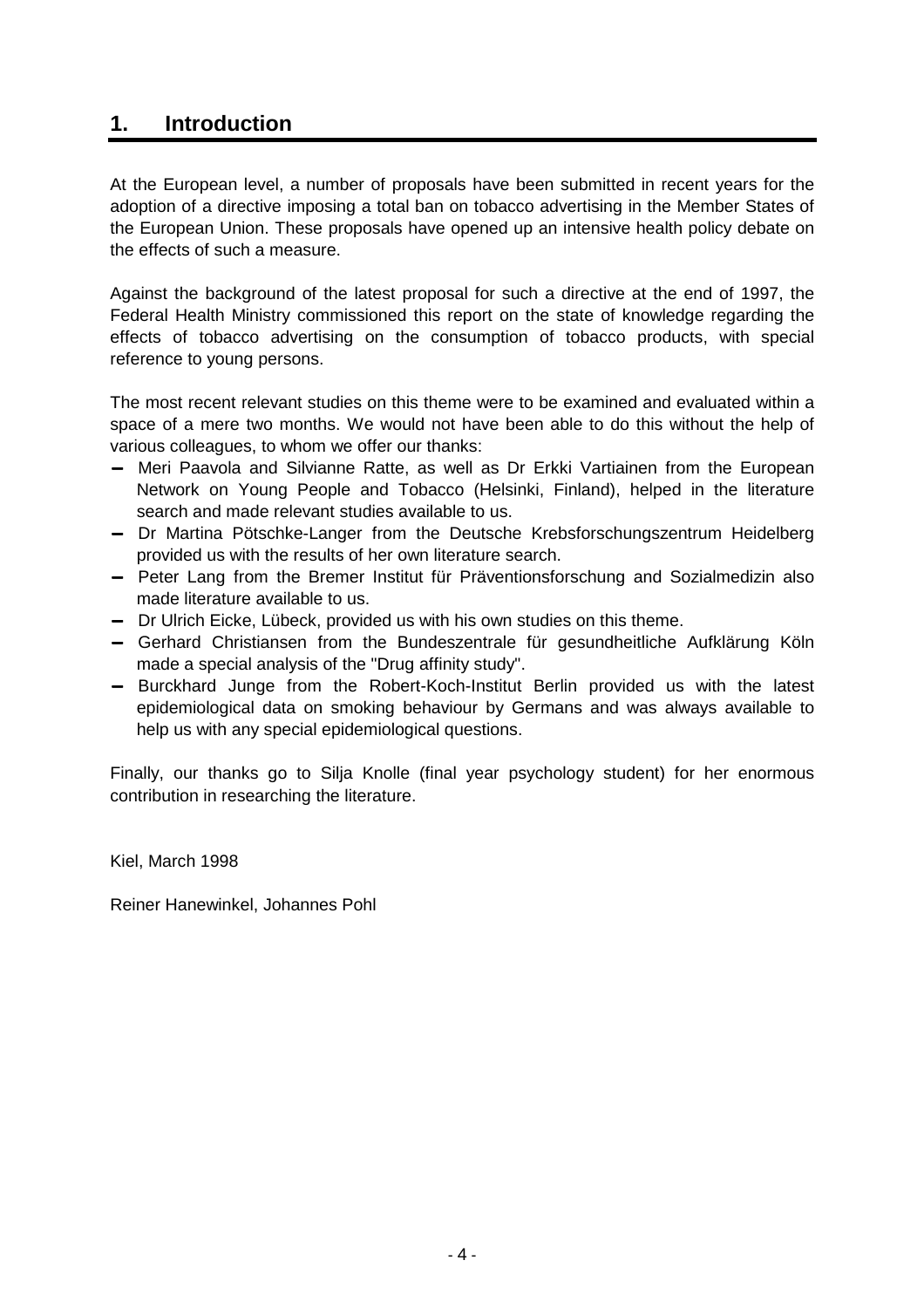# 1. Introduction

At the European level, a number of proposals have been submitted in recent years for the adoption of a directive imposing a total ban on tobacco advertising in the Member States of the European Union. These proposals have opened up an intensive health policy debate on the effects of such a measure.

Against the background of the latest proposal for such a directive at the end of 1997, the Federal Health Ministry commissioned this report on the state of knowledge regarding the effects of tobacco advertising on the consumption of tobacco products, with special reference to young persons.

The most recent relevant studies on this theme were to be examined and evaluated within a space of a mere two months. We would not have been able to do this without the help of various colleagues, to whom we offer our thanks:

- Meri Paavola and Silvianne Ratte, as well as Dr Erkki Vartiainen from the European Network on Young People and Tobacco (Helsinki, Finland), helped in the literature search and made relevant studies available to us.
- Dr Martina Pötschke-Langer from the Deutsche Krebsforschungszentrum Heidelberg provided us with the results of her own literature search.
- Peter Lang from the Bremer Institut für Präventionsforschung and Sozialmedizin also made literature available to us.
- Dr Ulrich Eicke, Lübeck, provided us with his own studies on this theme.
- Gerhard Christiansen from the Bundeszentrale für gesundheitliche Aufklärung Köln made a special analysis of the "Drug affinity study".
- Burckhard Junge from the Robert-Koch-Institut Berlin provided us with the latest epidemiological data on smoking behaviour by Germans and was always available to help us with any special epidemiological questions.

Finally, our thanks go to Silja Knolle (final year psychology student) for her enormous contribution in researching the literature.

Kiel, March 1998

Reiner Hanewinkel, Johannes Pohl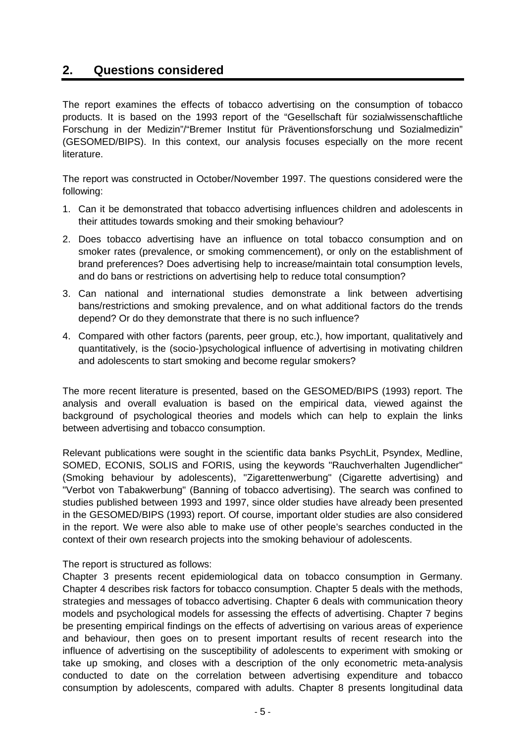## 2. Questions considered

The report examines the effects of tobacco advertising on the consumption of tobacco products. It is based on the 1993 report of the "Gesellschaft für sozialwissenschaftliche Forschung in der Medizin"/"Bremer Institut für Präventionsforschung und Sozialmedizin" (GESOMED/BIPS). In this context, our analysis focuses especially on the more recent literature.

The report was constructed in October/November 1997. The questions considered were the following:

1. Can it be demonstrated that tobacco advertising influences children and adolescents in their attitudes towards smoking and their smoking behaviour?
2. Does tobacco advertising have an influence on total tobacco consumption and on smoker rates (prevalence, or smoking commencement), or only on the establishment of brand preferences? Does advertising help to increase/maintain total consumption levels, and do bans or restrictions on advertising help to reduce total consumption?
3. Can national and international studies demonstrate a link between advertising bans/restrictions and smoking prevalence, and on what additional factors do the trends depend? Or do they demonstrate that there is no such influence?
4. Compared with other factors (parents, peer group, etc.), how important, qualitatively and quantitatively, is the (socio-)psychological influence of advertising in motivating children and adolescents to start smoking and become regular smokers?

The more recent literature is presented, based on the GESOMED/BIPS (1993) report. The analysis and overall evaluation is based on the empirical data, viewed against the background of psychological theories and models which can help to explain the links between advertising and tobacco consumption.

Relevant publications were sought in the scientific data banks PsychLit, Psyndex, Medline, SOMED, ECONIS, SOLIS and FORIS, using the keywords "Rauchverhalten Jugendlicher" (Smoking behaviour by adolescents), "Zigarettenwerbung" (Cigarette advertising) and "Verbot von Tabakwerbung" (Banning of tobacco advertising). The search was confined to studies published between 1993 and 1997, since older studies have already been presented in the GESOMED/BIPS (1993) report. Of course, important older studies are also considered in the report. We were also able to make use of other people's searches conducted in the context of their own research projects into the smoking behaviour of adolescents.

The report is structured as follows:
Chapter 3 presents recent epidemiological data on tobacco consumption in Germany. Chapter 4 describes risk factors for tobacco consumption. Chapter 5 deals with the methods, strategies and messages of tobacco advertising. Chapter 6 deals with communication theory models and psychological models for assessing the effects of advertising. Chapter 7 begins be presenting empirical findings on the effects of advertising on various areas of experience and behaviour, then goes on to present important results of recent research into the influence of advertising on the susceptibility of adolescents to experiment with smoking or take up smoking, and closes with a description of the only econometric meta-analysis conducted to date on the correlation between advertising expenditure and tobacco consumption by adolescents, compared with adults. Chapter 8 presents longitudinal data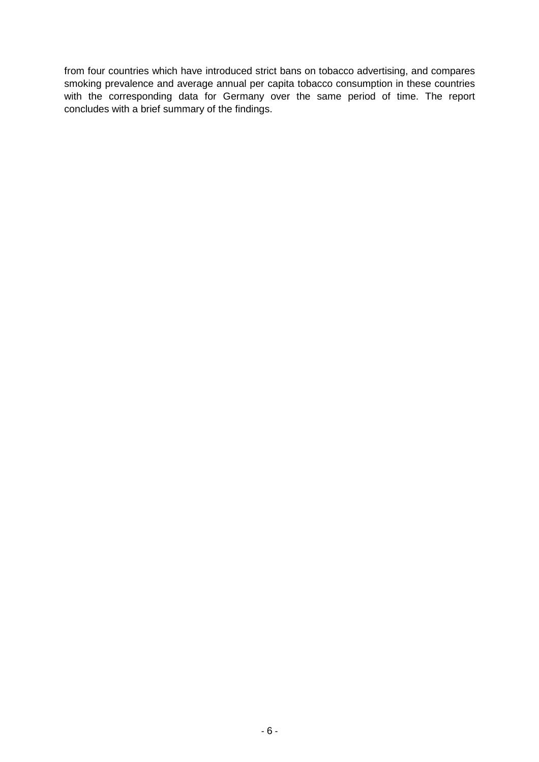from four countries which have introduced strict bans on tobacco advertising, and compares smoking prevalence and average annual per capita tobacco consumption in these countries with the corresponding data for Germany over the same period of time. The report concludes with a brief summary of the findings.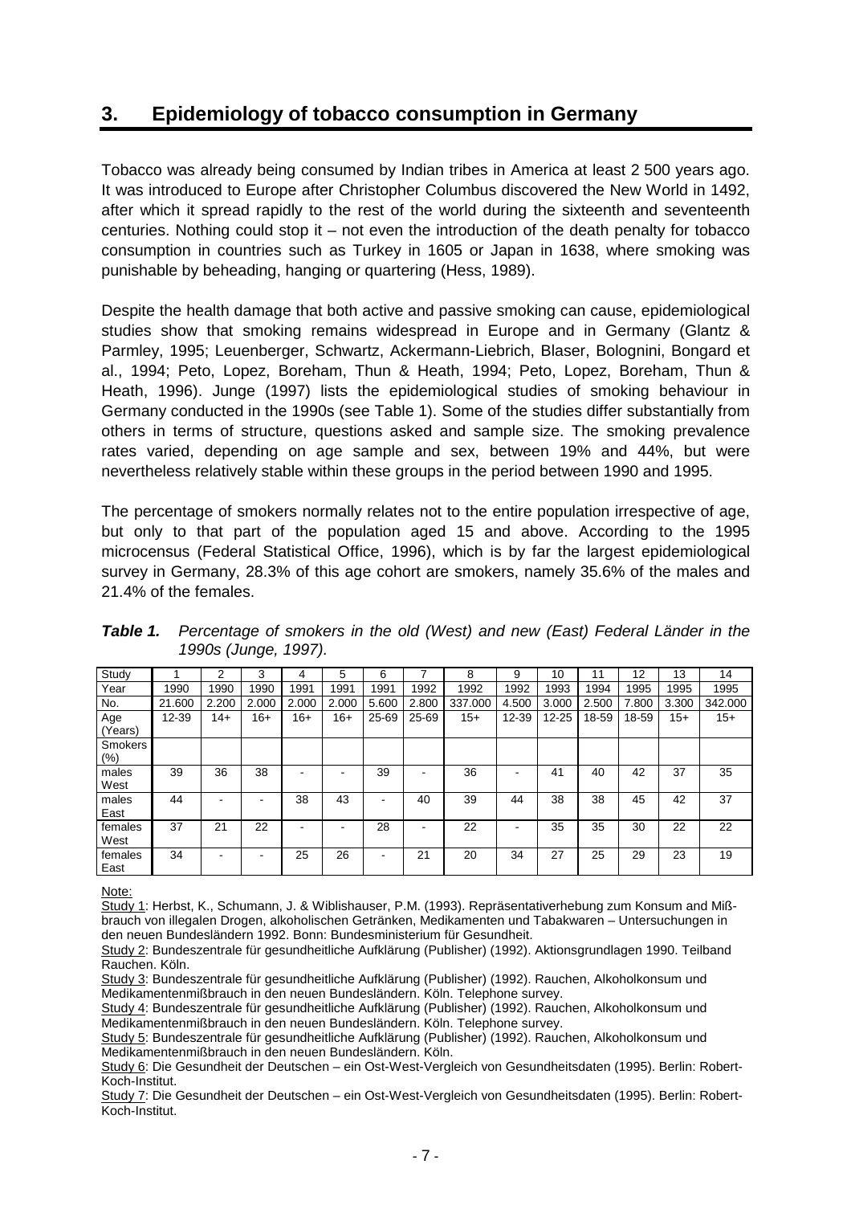## 3. Epidemiology of tobacco consumption in Germany

Tobacco was already being consumed by Indian tribes in America at least 2 500 years ago. It was introduced to Europe after Christopher Columbus discovered the New World in 1492, after which it spread rapidly to the rest of the world during the sixteenth and seventeenth centuries. Nothing could stop it – not even the introduction of the death penalty for tobacco consumption in countries such as Turkey in 1605 or Japan in 1638, where smoking was punishable by beheading, hanging or quartering (Hess, 1989).

Despite the health damage that both active and passive smoking can cause, epidemiological studies show that smoking remains widespread in Europe and in Germany (Glantz & Parmley, 1995; Leuenberger, Schwartz, Ackermann-Liebrich, Blaser, Bolognini, Bongard et al., 1994; Peto, Lopez, Boreham, Thun & Heath, 1994; Peto, Lopez, Boreham, Thun & Heath, 1996). Junge (1997) lists the epidemiological studies of smoking behaviour in Germany conducted in the 1990s (see Table 1). Some of the studies differ substantially from others in terms of structure, questions asked and sample size. The smoking prevalence rates varied, depending on age sample and sex, between 19% and 44%, but were nevertheless relatively stable within these groups in the period between 1990 and 1995.

The percentage of smokers normally relates not to the entire population irrespective of age, but only to that part of the population aged 15 and above. According to the 1995 microcensus (Federal Statistical Office, 1996), which is by far the largest epidemiological survey in Germany, 28.3% of this age cohort are smokers, namely 35.6% of the males and 21.4% of the females.

***Table 1.*** *Percentage of smokers in the old (West) and new (East) Federal Länder in the 1990s (Junge, 1997).*

| Study | 1 | 2 | 3 | 4 | 5 | 6 | 7 | 8 | 9 | 10 | 11 | 12 | 13 | 14 |
|---|---|---|---|---|---|---|---|---|---|---|---|---|---|---|
| Year | 1990 | 1990 | 1990 | 1991 | 1991 | 1991 | 1992 | 1992 | 1992 | 1993 | 1994 | 1995 | 1995 | 1995 |
| No. | 21.600 | 2.200 | 2.000 | 2.000 | 2.000 | 5.600 | 2.800 | 337.000 | 4.500 | 3.000 | 2.500 | 7.800 | 3.300 | 342.000 |
| Age (Years) | 12-39 | 14+ | 16+ | 16+ | 16+ | 25-69 | 25-69 | 15+ | 12-39 | 12-25 | 18-59 | 18-59 | 15+ | 15+ |
| Smokers (%) | | | | | | | | | | | | | | |
| males West | 39 | 36 | 38 | - | - | 39 | - | 36 | - | 41 | 40 | 42 | 37 | 35 |
| males East | 44 | - | - | 38 | 43 | - | 40 | 39 | 44 | 38 | 38 | 45 | 42 | 37 |
| females West | 37 | 21 | 22 | - | - | 28 | - | 22 | - | 35 | 35 | 30 | 22 | 22 |
| females East | 34 | - | - | 25 | 26 | - | 21 | 20 | 34 | 27 | 25 | 29 | 23 | 19 |

Note:

Study 1: Herbst, K., Schumann, J. & Wiblishauser, P.M. (1993). Repräsentativerhebung zum Konsum and Mißbrauch von illegalen Drogen, alkoholischen Getränken, Medikamenten und Tabakwaren – Untersuchungen in den neuen Bundesländern 1992. Bonn: Bundesministerium für Gesundheit.

Study 2: Bundeszentrale für gesundheitliche Aufklärung (Publisher) (1992). Aktionsgrundlagen 1990. Teilband Rauchen. Köln.

Study 3: Bundeszentrale für gesundheitliche Aufklärung (Publisher) (1992). Rauchen, Alkoholkonsum und Medikamentenmißbrauch in den neuen Bundesländern. Köln. Telephone survey.

Study 4: Bundeszentrale für gesundheitliche Aufklärung (Publisher) (1992). Rauchen, Alkoholkonsum und Medikamentenmißbrauch in den neuen Bundesländern. Köln. Telephone survey.

Study 5: Bundeszentrale für gesundheitliche Aufklärung (Publisher) (1992). Rauchen, Alkoholkonsum und Medikamentenmißbrauch in den neuen Bundesländern. Köln.

Study 6: Die Gesundheit der Deutschen – ein Ost-West-Vergleich von Gesundheitsdaten (1995). Berlin: Robert-Koch-Institut.

Study 7: Die Gesundheit der Deutschen – ein Ost-West-Vergleich von Gesundheitsdaten (1995). Berlin: Robert-Koch-Institut.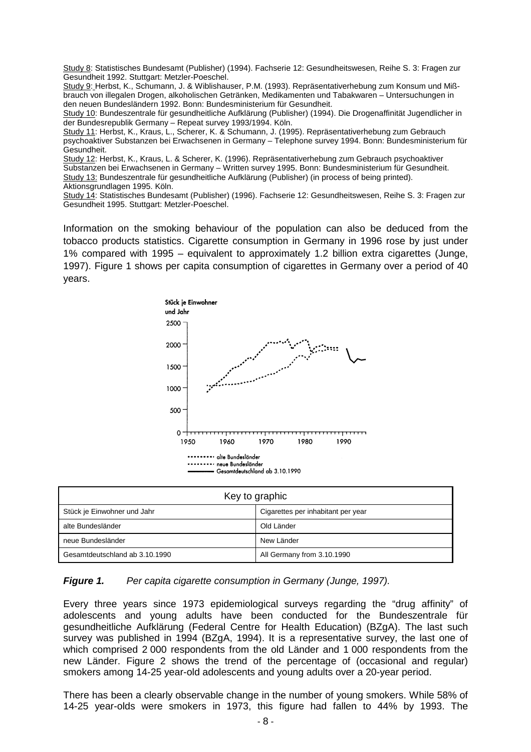Study 8: Statistisches Bundesamt (Publisher) (1994). Fachserie 12: Gesundheitswesen, Reihe S. 3: Fragen zur Gesundheit 1992. Stuttgart: Metzler-Poeschel.
Study 9: Herbst, K., Schumann, J. & Wiblishauser, P.M. (1993). Repräsentativerhebung zum Konsum und Mißbrauch von illegalen Drogen, alkoholischen Getränken, Medikamenten und Tabakwaren – Untersuchungen in den neuen Bundesländern 1992. Bonn: Bundesministerium für Gesundheit.
Study 10: Bundeszentrale für gesundheitliche Aufklärung (Publisher) (1994). Die Drogenaffinität Jugendlicher in der Bundesrepublik Germany – Repeat survey 1993/1994. Köln.
Study 11: Herbst, K., Kraus, L., Scherer, K. & Schumann, J. (1995). Repräsentativerhebung zum Gebrauch psychoaktiver Substanzen bei Erwachsenen in Germany – Telephone survey 1994. Bonn: Bundesministerium für Gesundheit.
Study 12: Herbst, K., Kraus, L. & Scherer, K. (1996). Repräsentativerhebung zum Gebrauch psychoaktiver Substanzen bei Erwachsenen in Germany – Written survey 1995. Bonn: Bundesministerium für Gesundheit.
Study 13: Bundeszentrale für gesundheitliche Aufklärung (Publisher) (in process of being printed). Aktionsgrundlagen 1995. Köln.
Study 14: Statistisches Bundesamt (Publisher) (1996). Fachserie 12: Gesundheitswesen, Reihe S. 3: Fragen zur Gesundheit 1995. Stuttgart: Metzler-Poeschel.

Information on the smoking behaviour of the population can also be deduced from the tobacco products statistics. Cigarette consumption in Germany in 1996 rose by just under 1% compared with 1995 – equivalent to approximately 1.2 billion extra cigarettes (Junge, 1997). Figure 1 shows per capita consumption of cigarettes in Germany over a period of 40 years.

| Key to graphic | |
|---|---|
| Stück je Einwohner und Jahr | Cigarettes per inhabitant per year |
| alte Bundesländer | Old Länder |
| neue Bundesländer | New Länder |
| Gesamtdeutschland ab 3.10.1990 | All Germany from 3.10.1990 |

***Figure 1.*** *Per capita cigarette consumption in Germany (Junge, 1997).*

Every three years since 1973 epidemiological surveys regarding the "drug affinity" of adolescents and young adults have been conducted for the Bundeszentrale für gesundheitliche Aufklärung (Federal Centre for Health Education) (BZgA). The last such survey was published in 1994 (BZgA, 1994). It is a representative survey, the last one of which comprised 2 000 respondents from the old Länder and 1 000 respondents from the new Länder. Figure 2 shows the trend of the percentage of (occasional and regular) smokers among 14-25 year-old adolescents and young adults over a 20-year period.

There has been a clearly observable change in the number of young smokers. While 58% of 14-25 year-olds were smokers in 1973, this figure had fallen to 44% by 1993. The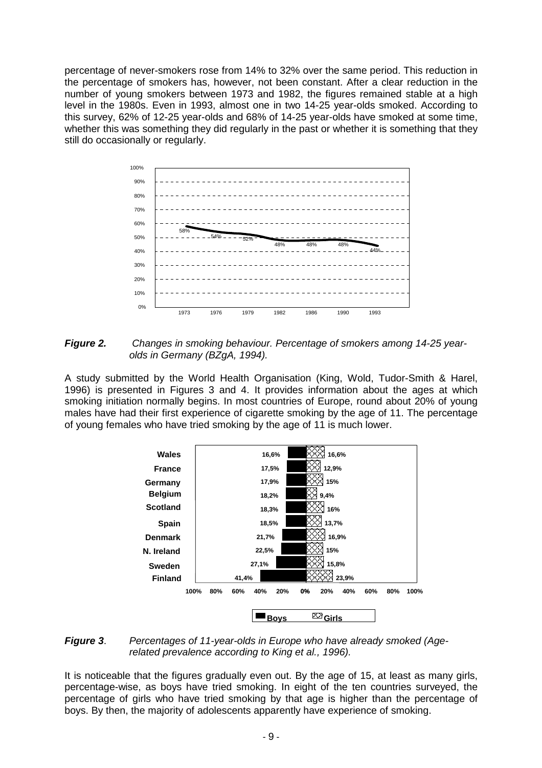percentage of never-smokers rose from 14% to 32% over the same period. This reduction in the percentage of smokers has, however, not been constant. After a clear reduction in the number of young smokers between 1973 and 1982, the figures remained stable at a high level in the 1980s. Even in 1993, almost one in two 14-25 year-olds smoked. According to this survey, 62% of 12-25 year-olds and 68% of 14-25 year-olds have smoked at some time, whether this was something they did regularly in the past or whether it is something that they still do occasionally or regularly.

***Figure 2.*** *Changes in smoking behaviour. Percentage of smokers among 14-25 year-olds in Germany (BZgA, 1994).*

A study submitted by the World Health Organisation (King, Wold, Tudor-Smith & Harel, 1996) is presented in Figures 3 and 4. It provides information about the ages at which smoking initiation normally begins. In most countries of Europe, round about 20% of young males have had their first experience of cigarette smoking by the age of 11. The percentage of young females who have tried smoking by the age of 11 is much lower.

***Figure 3**.* *Percentages of 11-year-olds in Europe who have already smoked (Age-related prevalence according to King et al., 1996).*

It is noticeable that the figures gradually even out. By the age of 15, at least as many girls, percentage-wise, as boys have tried smoking. In eight of the ten countries surveyed, the percentage of girls who have tried smoking by that age is higher than the percentage of boys. By then, the majority of adolescents apparently have experience of smoking.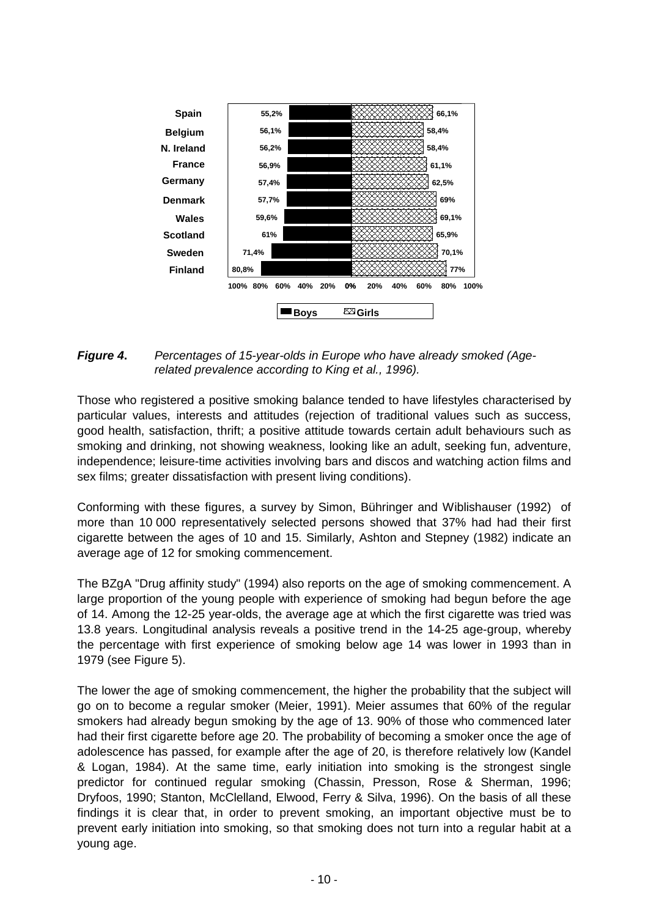| Country | Boys | Girls |
| --- | --- | --- |
| Spain | 55,2% | 66,1% |
| Belgium | 56,1% | 58,4% |
| N. Ireland | 56,2% | 58,4% |
| France | 56,9% | 61,1% |
| Germany | 57,4% | 62,5% |
| Denmark | 57,7% | 69% |
| Wales | 59,6% | 69,1% |
| Scotland | 61% | 65,9% |
| Sweden | 71,4% | 70,1% |
| Finland | 80,8% | 77% |

***Figure 4.*** *Percentages of 15-year-olds in Europe who have already smoked (Age-related prevalence according to King et al., 1996).*

Those who registered a positive smoking balance tended to have lifestyles characterised by particular values, interests and attitudes (rejection of traditional values such as success, good health, satisfaction, thrift; a positive attitude towards certain adult behaviours such as smoking and drinking, not showing weakness, looking like an adult, seeking fun, adventure, independence; leisure-time activities involving bars and discos and watching action films and sex films; greater dissatisfaction with present living conditions).

Conforming with these figures, a survey by Simon, Bühringer and Wiblishauser (1992) of more than 10 000 representatively selected persons showed that 37% had had their first cigarette between the ages of 10 and 15. Similarly, Ashton and Stepney (1982) indicate an average age of 12 for smoking commencement.

The BZgA "Drug affinity study" (1994) also reports on the age of smoking commencement. A large proportion of the young people with experience of smoking had begun before the age of 14. Among the 12-25 year-olds, the average age at which the first cigarette was tried was 13.8 years. Longitudinal analysis reveals a positive trend in the 14-25 age-group, whereby the percentage with first experience of smoking below age 14 was lower in 1993 than in 1979 (see Figure 5).

The lower the age of smoking commencement, the higher the probability that the subject will go on to become a regular smoker (Meier, 1991). Meier assumes that 60% of the regular smokers had already begun smoking by the age of 13. 90% of those who commenced later had their first cigarette before age 20. The probability of becoming a smoker once the age of adolescence has passed, for example after the age of 20, is therefore relatively low (Kandel & Logan, 1984). At the same time, early initiation into smoking is the strongest single predictor for continued regular smoking (Chassin, Presson, Rose & Sherman, 1996; Dryfoos, 1990; Stanton, McClelland, Elwood, Ferry & Silva, 1996). On the basis of all these findings it is clear that, in order to prevent smoking, an important objective must be to prevent early initiation into smoking, so that smoking does not turn into a regular habit at a young age.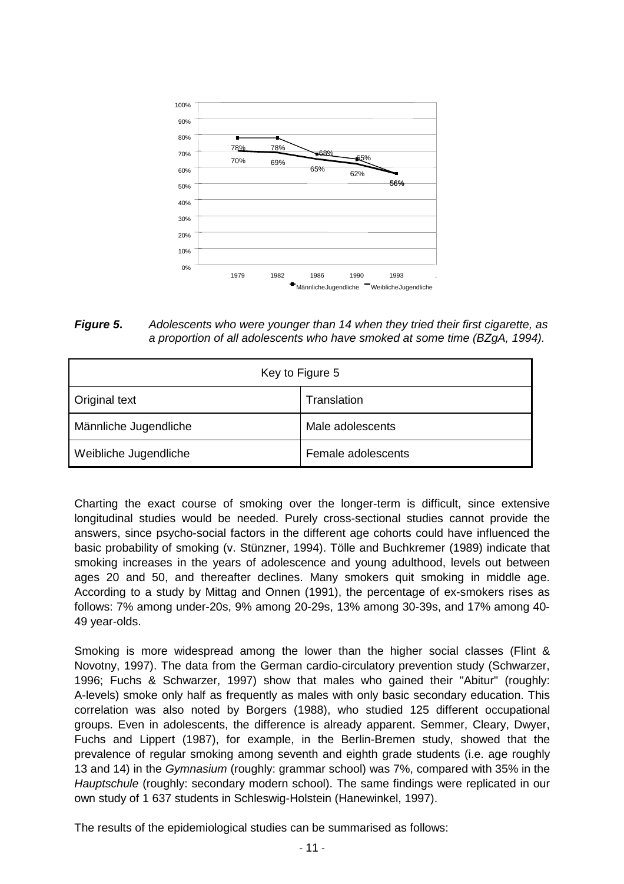*Figure 5.* *Adolescents who were younger than 14 when they tried their first cigarette, as a proportion of all adolescents who have smoked at some time (BZgA, 1994).*

| Key to Figure 5 | |
|---|---|
| Original text | Translation |
| Männliche Jugendliche | Male adolescents |
| Weibliche Jugendliche | Female adolescents |

Charting the exact course of smoking over the longer-term is difficult, since extensive longitudinal studies would be needed. Purely cross-sectional studies cannot provide the answers, since psycho-social factors in the different age cohorts could have influenced the basic probability of smoking (v. Stünzner, 1994). Tölle and Buchkremer (1989) indicate that smoking increases in the years of adolescence and young adulthood, levels out between ages 20 and 50, and thereafter declines. Many smokers quit smoking in middle age. According to a study by Mittag and Onnen (1991), the percentage of ex-smokers rises as follows: 7% among under-20s, 9% among 20-29s, 13% among 30-39s, and 17% among 40-49 year-olds.

Smoking is more widespread among the lower than the higher social classes (Flint & Novotny, 1997). The data from the German cardio-circulatory prevention study (Schwarzer, 1996; Fuchs & Schwarzer, 1997) show that males who gained their "Abitur" (roughly: A-levels) smoke only half as frequently as males with only basic secondary education. This correlation was also noted by Borgers (1988), who studied 125 different occupational groups. Even in adolescents, the difference is already apparent. Semmer, Cleary, Dwyer, Fuchs and Lippert (1987), for example, in the Berlin-Bremen study, showed that the prevalence of regular smoking among seventh and eighth grade students (i.e. age roughly 13 and 14) in the *Gymnasium* (roughly: grammar school) was 7%, compared with 35% in the *Hauptschule* (roughly: secondary modern school). The same findings were replicated in our own study of 1 637 students in Schleswig-Holstein (Hanewinkel, 1997).

The results of the epidemiological studies can be summarised as follows: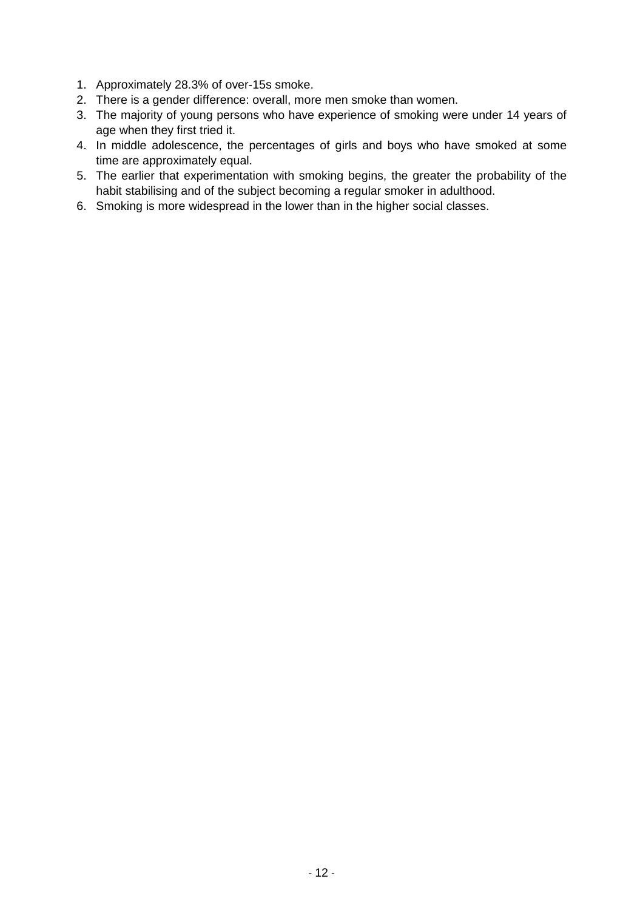1. Approximately 28.3% of over-15s smoke.
2. There is a gender difference: overall, more men smoke than women.
3. The majority of young persons who have experience of smoking were under 14 years of age when they first tried it.
4. In middle adolescence, the percentages of girls and boys who have smoked at some time are approximately equal.
5. The earlier that experimentation with smoking begins, the greater the probability of the habit stabilising and of the subject becoming a regular smoker in adulthood.
6. Smoking is more widespread in the lower than in the higher social classes.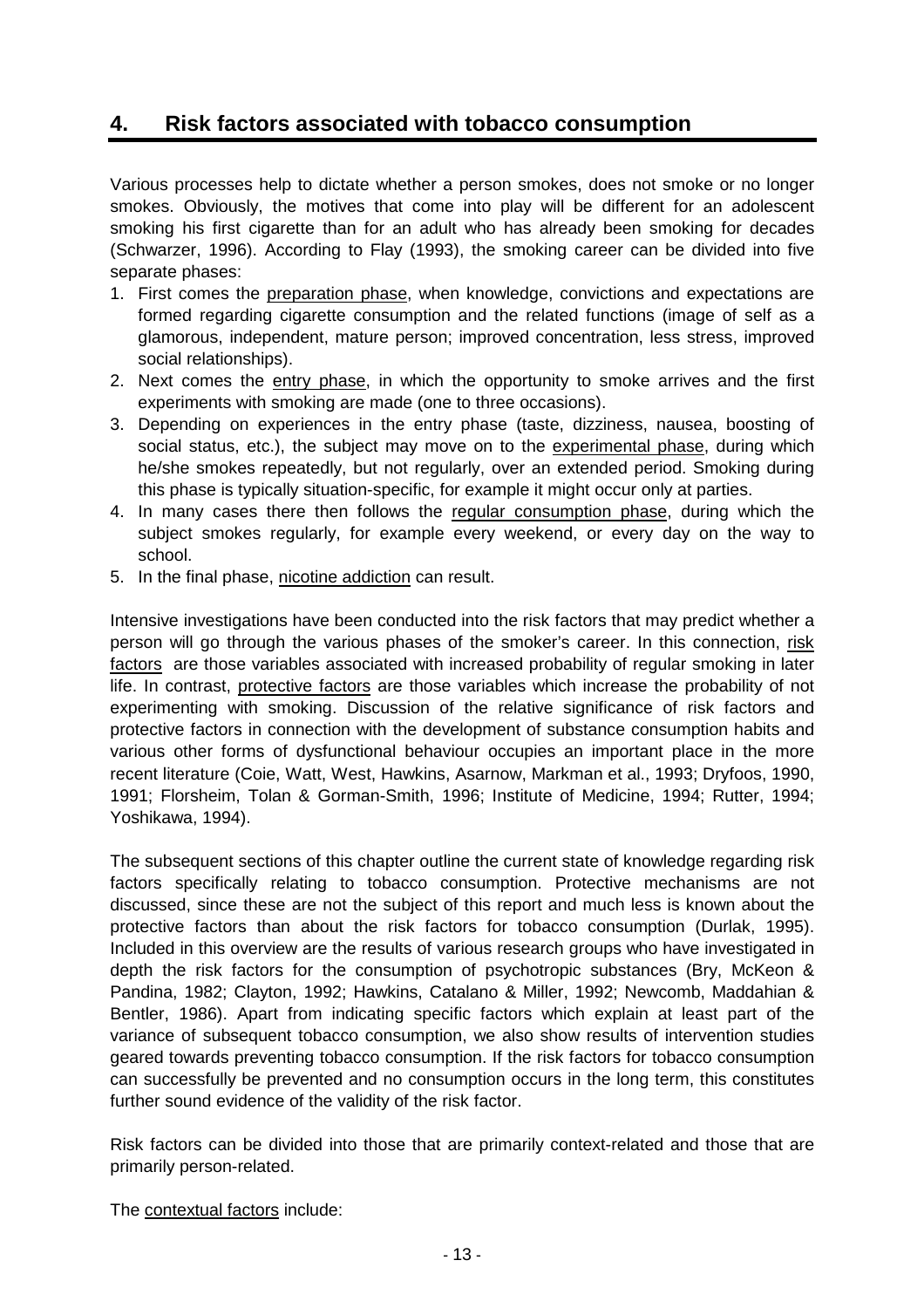## 4. Risk factors associated with tobacco consumption

Various processes help to dictate whether a person smokes, does not smoke or no longer smokes. Obviously, the motives that come into play will be different for an adolescent smoking his first cigarette than for an adult who has already been smoking for decades (Schwarzer, 1996). According to Flay (1993), the smoking career can be divided into five separate phases:

1. First comes the preparation phase, when knowledge, convictions and expectations are formed regarding cigarette consumption and the related functions (image of self as a glamorous, independent, mature person; improved concentration, less stress, improved social relationships).
2. Next comes the entry phase, in which the opportunity to smoke arrives and the first experiments with smoking are made (one to three occasions).
3. Depending on experiences in the entry phase (taste, dizziness, nausea, boosting of social status, etc.), the subject may move on to the experimental phase, during which he/she smokes repeatedly, but not regularly, over an extended period. Smoking during this phase is typically situation-specific, for example it might occur only at parties.
4. In many cases there then follows the regular consumption phase, during which the subject smokes regularly, for example every weekend, or every day on the way to school.
5. In the final phase, nicotine addiction can result.

Intensive investigations have been conducted into the risk factors that may predict whether a person will go through the various phases of the smoker's career. In this connection, risk factors are those variables associated with increased probability of regular smoking in later life. In contrast, protective factors are those variables which increase the probability of not experimenting with smoking. Discussion of the relative significance of risk factors and protective factors in connection with the development of substance consumption habits and various other forms of dysfunctional behaviour occupies an important place in the more recent literature (Coie, Watt, West, Hawkins, Asarnow, Markman et al., 1993; Dryfoos, 1990, 1991; Florsheim, Tolan & Gorman-Smith, 1996; Institute of Medicine, 1994; Rutter, 1994; Yoshikawa, 1994).

The subsequent sections of this chapter outline the current state of knowledge regarding risk factors specifically relating to tobacco consumption. Protective mechanisms are not discussed, since these are not the subject of this report and much less is known about the protective factors than about the risk factors for tobacco consumption (Durlak, 1995). Included in this overview are the results of various research groups who have investigated in depth the risk factors for the consumption of psychotropic substances (Bry, McKeon & Pandina, 1982; Clayton, 1992; Hawkins, Catalano & Miller, 1992; Newcomb, Maddahian & Bentler, 1986). Apart from indicating specific factors which explain at least part of the variance of subsequent tobacco consumption, we also show results of intervention studies geared towards preventing tobacco consumption. If the risk factors for tobacco consumption can successfully be prevented and no consumption occurs in the long term, this constitutes further sound evidence of the validity of the risk factor.

Risk factors can be divided into those that are primarily context-related and those that are primarily person-related.

The contextual factors include: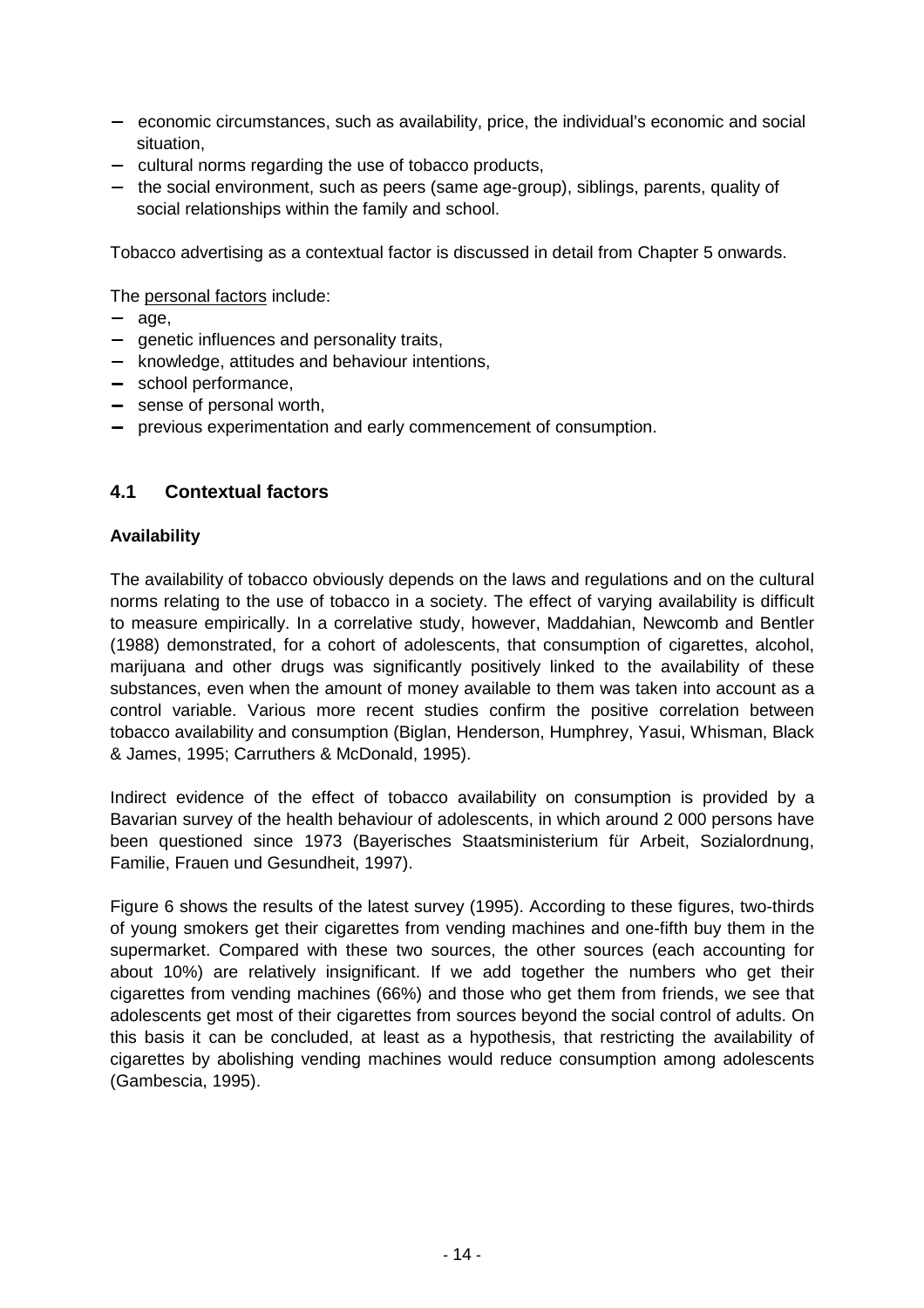- economic circumstances, such as availability, price, the individual's economic and social situation,
- cultural norms regarding the use of tobacco products,
- the social environment, such as peers (same age-group), siblings, parents, quality of social relationships within the family and school.

Tobacco advertising as a contextual factor is discussed in detail from Chapter 5 onwards.

The personal factors include:

- age,
- genetic influences and personality traits,
- knowledge, attitudes and behaviour intentions,
- school performance,
- sense of personal worth,
- previous experimentation and early commencement of consumption.

## 4.1 Contextual factors

**Availability**

The availability of tobacco obviously depends on the laws and regulations and on the cultural norms relating to the use of tobacco in a society. The effect of varying availability is difficult to measure empirically. In a correlative study, however, Maddahian, Newcomb and Bentler (1988) demonstrated, for a cohort of adolescents, that consumption of cigarettes, alcohol, marijuana and other drugs was significantly positively linked to the availability of these substances, even when the amount of money available to them was taken into account as a control variable. Various more recent studies confirm the positive correlation between tobacco availability and consumption (Biglan, Henderson, Humphrey, Yasui, Whisman, Black & James, 1995; Carruthers & McDonald, 1995).

Indirect evidence of the effect of tobacco availability on consumption is provided by a Bavarian survey of the health behaviour of adolescents, in which around 2 000 persons have been questioned since 1973 (Bayerisches Staatsministerium für Arbeit, Sozialordnung, Familie, Frauen und Gesundheit, 1997).

Figure 6 shows the results of the latest survey (1995). According to these figures, two-thirds of young smokers get their cigarettes from vending machines and one-fifth buy them in the supermarket. Compared with these two sources, the other sources (each accounting for about 10%) are relatively insignificant. If we add together the numbers who get their cigarettes from vending machines (66%) and those who get them from friends, we see that adolescents get most of their cigarettes from sources beyond the social control of adults. On this basis it can be concluded, at least as a hypothesis, that restricting the availability of cigarettes by abolishing vending machines would reduce consumption among adolescents (Gambescia, 1995).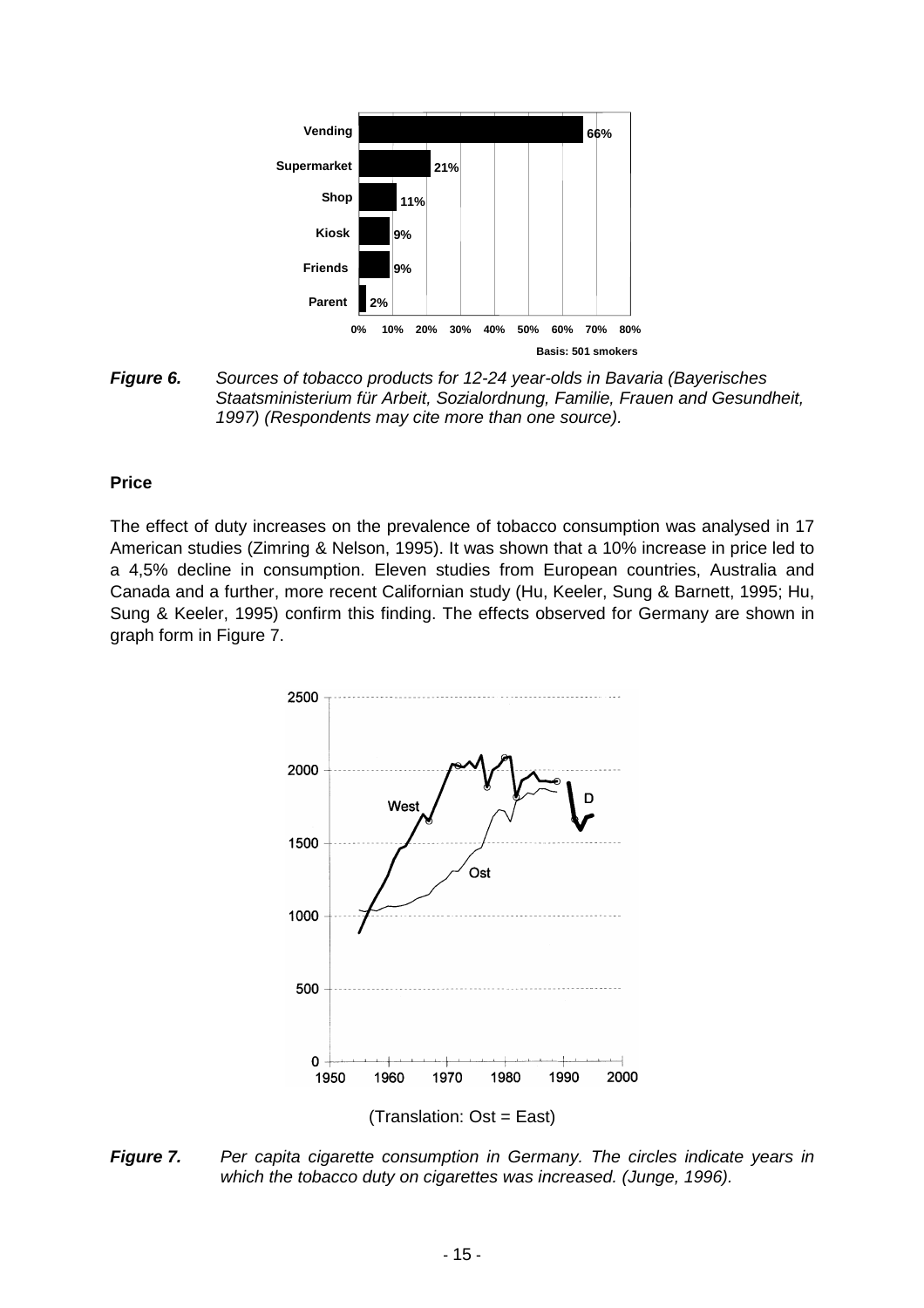*Figure 6.* *Sources of tobacco products for 12-24 year-olds in Bavaria (Bayerisches Staatsministerium für Arbeit, Sozialordnung, Familie, Frauen and Gesundheit, 1997) (Respondents may cite more than one source).*

### Price

The effect of duty increases on the prevalence of tobacco consumption was analysed in 17 American studies (Zimring & Nelson, 1995). It was shown that a 10% increase in price led to a 4,5% decline in consumption. Eleven studies from European countries, Australia and Canada and a further, more recent Californian study (Hu, Keeler, Sung & Barnett, 1995; Hu, Sung & Keeler, 1995) confirm this finding. The effects observed for Germany are shown in graph form in Figure 7.

(Translation: Ost = East)

*Figure 7.* *Per capita cigarette consumption in Germany. The circles indicate years in which the tobacco duty on cigarettes was increased. (Junge, 1996).*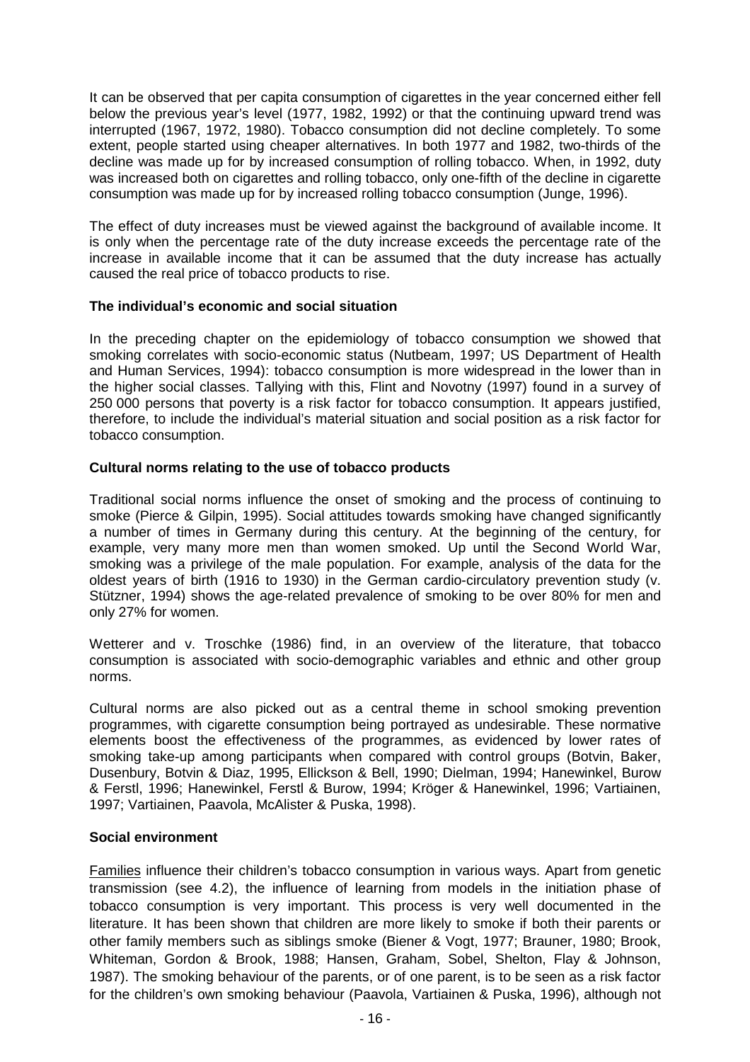It can be observed that per capita consumption of cigarettes in the year concerned either fell below the previous year's level (1977, 1982, 1992) or that the continuing upward trend was interrupted (1967, 1972, 1980). Tobacco consumption did not decline completely. To some extent, people started using cheaper alternatives. In both 1977 and 1982, two-thirds of the decline was made up for by increased consumption of rolling tobacco. When, in 1992, duty was increased both on cigarettes and rolling tobacco, only one-fifth of the decline in cigarette consumption was made up for by increased rolling tobacco consumption (Junge, 1996).

The effect of duty increases must be viewed against the background of available income. It is only when the percentage rate of the duty increase exceeds the percentage rate of the increase in available income that it can be assumed that the duty increase has actually caused the real price of tobacco products to rise.

**The individual's economic and social situation**

In the preceding chapter on the epidemiology of tobacco consumption we showed that smoking correlates with socio-economic status (Nutbeam, 1997; US Department of Health and Human Services, 1994): tobacco consumption is more widespread in the lower than in the higher social classes. Tallying with this, Flint and Novotny (1997) found in a survey of 250 000 persons that poverty is a risk factor for tobacco consumption. It appears justified, therefore, to include the individual's material situation and social position as a risk factor for tobacco consumption.

**Cultural norms relating to the use of tobacco products**

Traditional social norms influence the onset of smoking and the process of continuing to smoke (Pierce & Gilpin, 1995). Social attitudes towards smoking have changed significantly a number of times in Germany during this century. At the beginning of the century, for example, very many more men than women smoked. Up until the Second World War, smoking was a privilege of the male population. For example, analysis of the data for the oldest years of birth (1916 to 1930) in the German cardio-circulatory prevention study (v. Stützner, 1994) shows the age-related prevalence of smoking to be over 80% for men and only 27% for women.

Wetterer and v. Troschke (1986) find, in an overview of the literature, that tobacco consumption is associated with socio-demographic variables and ethnic and other group norms.

Cultural norms are also picked out as a central theme in school smoking prevention programmes, with cigarette consumption being portrayed as undesirable. These normative elements boost the effectiveness of the programmes, as evidenced by lower rates of smoking take-up among participants when compared with control groups (Botvin, Baker, Dusenbury, Botvin & Diaz, 1995, Ellickson & Bell, 1990; Dielman, 1994; Hanewinkel, Burow & Ferstl, 1996; Hanewinkel, Ferstl & Burow, 1994; Kröger & Hanewinkel, 1996; Vartiainen, 1997; Vartiainen, Paavola, McAlister & Puska, 1998).

**Social environment**

Families influence their children's tobacco consumption in various ways. Apart from genetic transmission (see 4.2), the influence of learning from models in the initiation phase of tobacco consumption is very important. This process is very well documented in the literature. It has been shown that children are more likely to smoke if both their parents or other family members such as siblings smoke (Biener & Vogt, 1977; Brauner, 1980; Brook, Whiteman, Gordon & Brook, 1988; Hansen, Graham, Sobel, Shelton, Flay & Johnson, 1987). The smoking behaviour of the parents, or of one parent, is to be seen as a risk factor for the children's own smoking behaviour (Paavola, Vartiainen & Puska, 1996), although not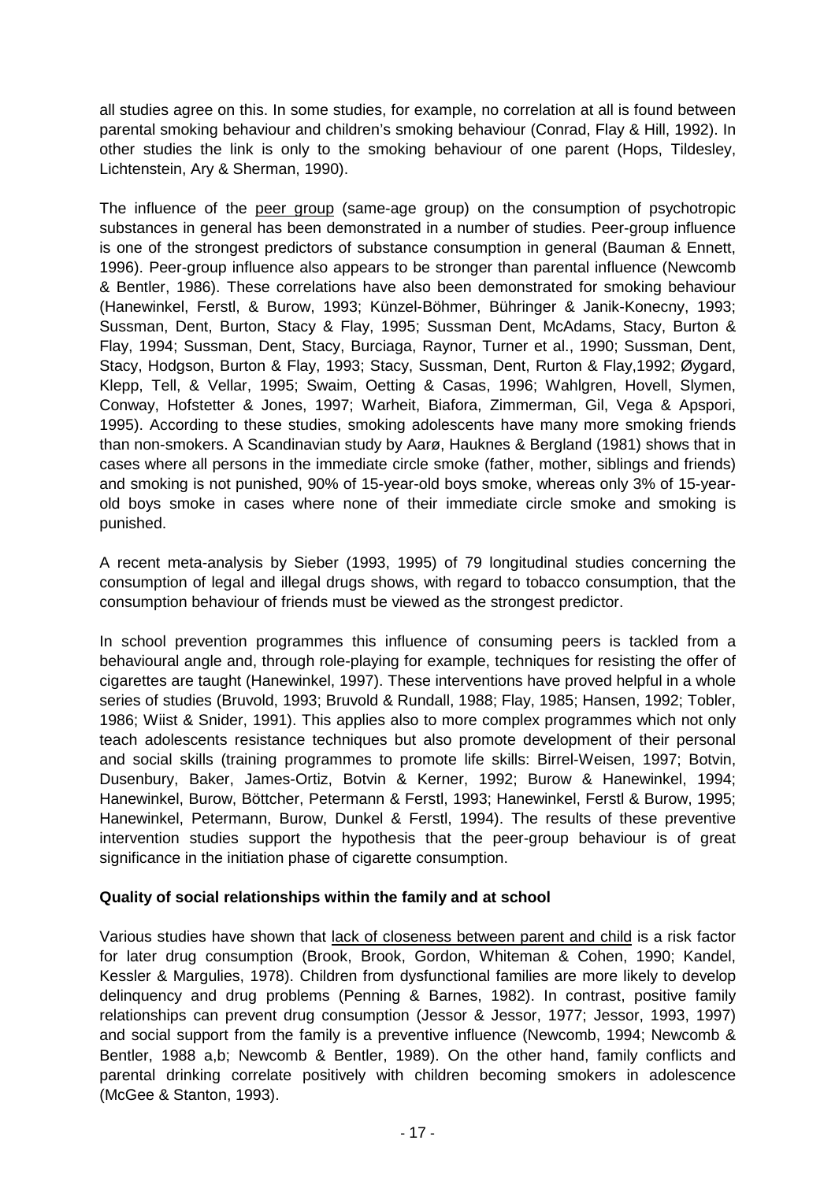all studies agree on this. In some studies, for example, no correlation at all is found between parental smoking behaviour and children's smoking behaviour (Conrad, Flay & Hill, 1992). In other studies the link is only to the smoking behaviour of one parent (Hops, Tildesley, Lichtenstein, Ary & Sherman, 1990).

The influence of the peer group (same-age group) on the consumption of psychotropic substances in general has been demonstrated in a number of studies. Peer-group influence is one of the strongest predictors of substance consumption in general (Bauman & Ennett, 1996). Peer-group influence also appears to be stronger than parental influence (Newcomb & Bentler, 1986). These correlations have also been demonstrated for smoking behaviour (Hanewinkel, Ferstl, & Burow, 1993; Künzel-Böhmer, Bühringer & Janik-Konecny, 1993; Sussman, Dent, Burton, Stacy & Flay, 1995; Sussman Dent, McAdams, Stacy, Burton & Flay, 1994; Sussman, Dent, Stacy, Burciaga, Raynor, Turner et al., 1990; Sussman, Dent, Stacy, Hodgson, Burton & Flay, 1993; Stacy, Sussman, Dent, Rurton & Flay,1992; Øygard, Klepp, Tell, & Vellar, 1995; Swaim, Oetting & Casas, 1996; Wahlgren, Hovell, Slymen, Conway, Hofstetter & Jones, 1997; Warheit, Biafora, Zimmerman, Gil, Vega & Apspori, 1995). According to these studies, smoking adolescents have many more smoking friends than non-smokers. A Scandinavian study by Aarø, Hauknes & Bergland (1981) shows that in cases where all persons in the immediate circle smoke (father, mother, siblings and friends) and smoking is not punished, 90% of 15-year-old boys smoke, whereas only 3% of 15-year-old boys smoke in cases where none of their immediate circle smoke and smoking is punished.

A recent meta-analysis by Sieber (1993, 1995) of 79 longitudinal studies concerning the consumption of legal and illegal drugs shows, with regard to tobacco consumption, that the consumption behaviour of friends must be viewed as the strongest predictor.

In school prevention programmes this influence of consuming peers is tackled from a behavioural angle and, through role-playing for example, techniques for resisting the offer of cigarettes are taught (Hanewinkel, 1997). These interventions have proved helpful in a whole series of studies (Bruvold, 1993; Bruvold & Rundall, 1988; Flay, 1985; Hansen, 1992; Tobler, 1986; Wiist & Snider, 1991). This applies also to more complex programmes which not only teach adolescents resistance techniques but also promote development of their personal and social skills (training programmes to promote life skills: Birrel-Weisen, 1997; Botvin, Dusenbury, Baker, James-Ortiz, Botvin & Kerner, 1992; Burow & Hanewinkel, 1994; Hanewinkel, Burow, Böttcher, Petermann & Ferstl, 1993; Hanewinkel, Ferstl & Burow, 1995; Hanewinkel, Petermann, Burow, Dunkel & Ferstl, 1994). The results of these preventive intervention studies support the hypothesis that the peer-group behaviour is of great significance in the initiation phase of cigarette consumption.

**Quality of social relationships within the family and at school**

Various studies have shown that lack of closeness between parent and child is a risk factor for later drug consumption (Brook, Brook, Gordon, Whiteman & Cohen, 1990; Kandel, Kessler & Margulies, 1978). Children from dysfunctional families are more likely to develop delinquency and drug problems (Penning & Barnes, 1982). In contrast, positive family relationships can prevent drug consumption (Jessor & Jessor, 1977; Jessor, 1993, 1997) and social support from the family is a preventive influence (Newcomb, 1994; Newcomb & Bentler, 1988 a,b; Newcomb & Bentler, 1989). On the other hand, family conflicts and parental drinking correlate positively with children becoming smokers in adolescence (McGee & Stanton, 1993).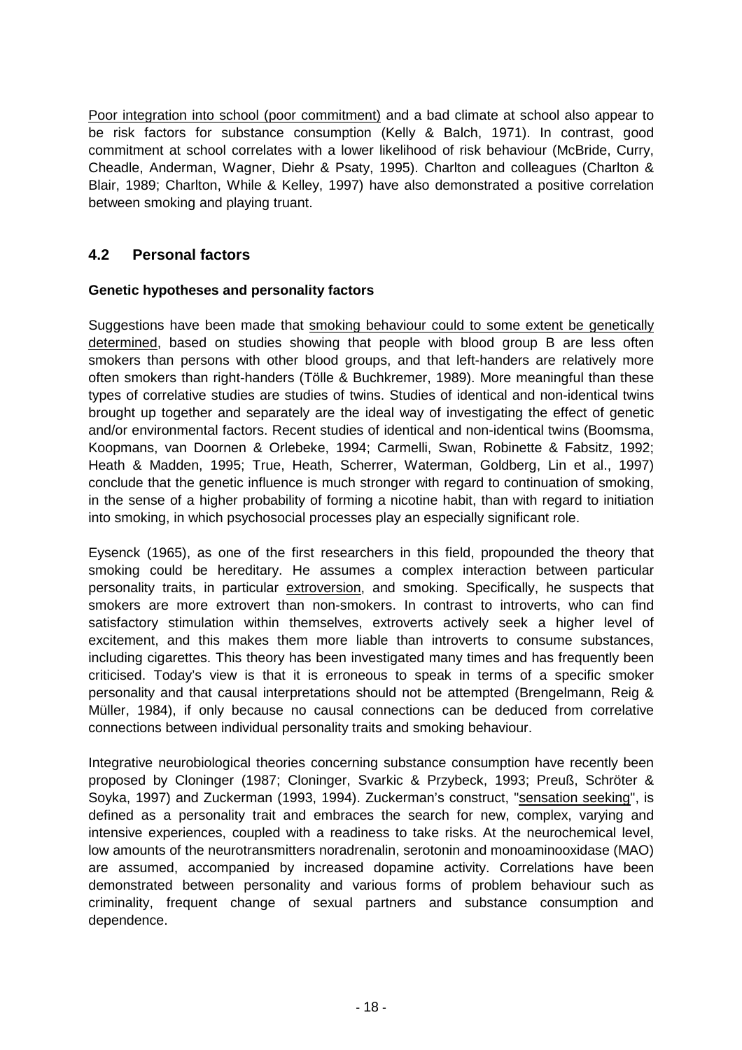Poor integration into school (poor commitment) and a bad climate at school also appear to be risk factors for substance consumption (Kelly & Balch, 1971). In contrast, good commitment at school correlates with a lower likelihood of risk behaviour (McBride, Curry, Cheadle, Anderman, Wagner, Diehr & Psaty, 1995). Charlton and colleagues (Charlton & Blair, 1989; Charlton, While & Kelley, 1997) have also demonstrated a positive correlation between smoking and playing truant.

## 4.2 Personal factors

**Genetic hypotheses and personality factors**

Suggestions have been made that smoking behaviour could to some extent be genetically determined, based on studies showing that people with blood group B are less often smokers than persons with other blood groups, and that left-handers are relatively more often smokers than right-handers (Tölle & Buchkremer, 1989). More meaningful than these types of correlative studies are studies of twins. Studies of identical and non-identical twins brought up together and separately are the ideal way of investigating the effect of genetic and/or environmental factors. Recent studies of identical and non-identical twins (Boomsma, Koopmans, van Doornen & Orlebeke, 1994; Carmelli, Swan, Robinette & Fabsitz, 1992; Heath & Madden, 1995; True, Heath, Scherrer, Waterman, Goldberg, Lin et al., 1997) conclude that the genetic influence is much stronger with regard to continuation of smoking, in the sense of a higher probability of forming a nicotine habit, than with regard to initiation into smoking, in which psychosocial processes play an especially significant role.

Eysenck (1965), as one of the first researchers in this field, propounded the theory that smoking could be hereditary. He assumes a complex interaction between particular personality traits, in particular extroversion, and smoking. Specifically, he suspects that smokers are more extrovert than non-smokers. In contrast to introverts, who can find satisfactory stimulation within themselves, extroverts actively seek a higher level of excitement, and this makes them more liable than introverts to consume substances, including cigarettes. This theory has been investigated many times and has frequently been criticised. Today's view is that it is erroneous to speak in terms of a specific smoker personality and that causal interpretations should not be attempted (Brengelmann, Reig & Müller, 1984), if only because no causal connections can be deduced from correlative connections between individual personality traits and smoking behaviour.

Integrative neurobiological theories concerning substance consumption have recently been proposed by Cloninger (1987; Cloninger, Svarkic & Przybeck, 1993; Preuß, Schröter & Soyka, 1997) and Zuckerman (1993, 1994). Zuckerman's construct, "sensation seeking", is defined as a personality trait and embraces the search for new, complex, varying and intensive experiences, coupled with a readiness to take risks. At the neurochemical level, low amounts of the neurotransmitters noradrenalin, serotonin and monoaminooxidase (MAO) are assumed, accompanied by increased dopamine activity. Correlations have been demonstrated between personality and various forms of problem behaviour such as criminality, frequent change of sexual partners and substance consumption and dependence.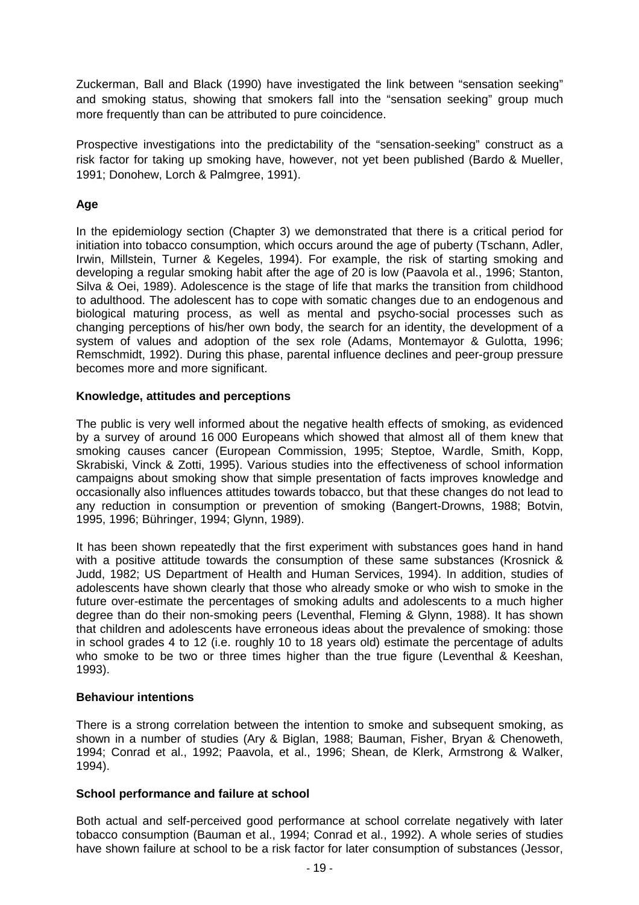Zuckerman, Ball and Black (1990) have investigated the link between "sensation seeking" and smoking status, showing that smokers fall into the "sensation seeking" group much more frequently than can be attributed to pure coincidence.

Prospective investigations into the predictability of the "sensation-seeking" construct as a risk factor for taking up smoking have, however, not yet been published (Bardo & Mueller, 1991; Donohew, Lorch & Palmgree, 1991).

**Age**

In the epidemiology section (Chapter 3) we demonstrated that there is a critical period for initiation into tobacco consumption, which occurs around the age of puberty (Tschann, Adler, Irwin, Millstein, Turner & Kegeles, 1994). For example, the risk of starting smoking and developing a regular smoking habit after the age of 20 is low (Paavola et al., 1996; Stanton, Silva & Oei, 1989). Adolescence is the stage of life that marks the transition from childhood to adulthood. The adolescent has to cope with somatic changes due to an endogenous and biological maturing process, as well as mental and psycho-social processes such as changing perceptions of his/her own body, the search for an identity, the development of a system of values and adoption of the sex role (Adams, Montemayor & Gulotta, 1996; Remschmidt, 1992). During this phase, parental influence declines and peer-group pressure becomes more and more significant.

**Knowledge, attitudes and perceptions**

The public is very well informed about the negative health effects of smoking, as evidenced by a survey of around 16 000 Europeans which showed that almost all of them knew that smoking causes cancer (European Commission, 1995; Steptoe, Wardle, Smith, Kopp, Skrabiski, Vinck & Zotti, 1995). Various studies into the effectiveness of school information campaigns about smoking show that simple presentation of facts improves knowledge and occasionally also influences attitudes towards tobacco, but that these changes do not lead to any reduction in consumption or prevention of smoking (Bangert-Drowns, 1988; Botvin, 1995, 1996; Bühringer, 1994; Glynn, 1989).

It has been shown repeatedly that the first experiment with substances goes hand in hand with a positive attitude towards the consumption of these same substances (Krosnick & Judd, 1982; US Department of Health and Human Services, 1994). In addition, studies of adolescents have shown clearly that those who already smoke or who wish to smoke in the future over-estimate the percentages of smoking adults and adolescents to a much higher degree than do their non-smoking peers (Leventhal, Fleming & Glynn, 1988). It has shown that children and adolescents have erroneous ideas about the prevalence of smoking: those in school grades 4 to 12 (i.e. roughly 10 to 18 years old) estimate the percentage of adults who smoke to be two or three times higher than the true figure (Leventhal & Keeshan, 1993).

**Behaviour intentions**

There is a strong correlation between the intention to smoke and subsequent smoking, as shown in a number of studies (Ary & Biglan, 1988; Bauman, Fisher, Bryan & Chenoweth, 1994; Conrad et al., 1992; Paavola, et al., 1996; Shean, de Klerk, Armstrong & Walker, 1994).

**School performance and failure at school**

Both actual and self-perceived good performance at school correlate negatively with later tobacco consumption (Bauman et al., 1994; Conrad et al., 1992). A whole series of studies have shown failure at school to be a risk factor for later consumption of substances (Jessor,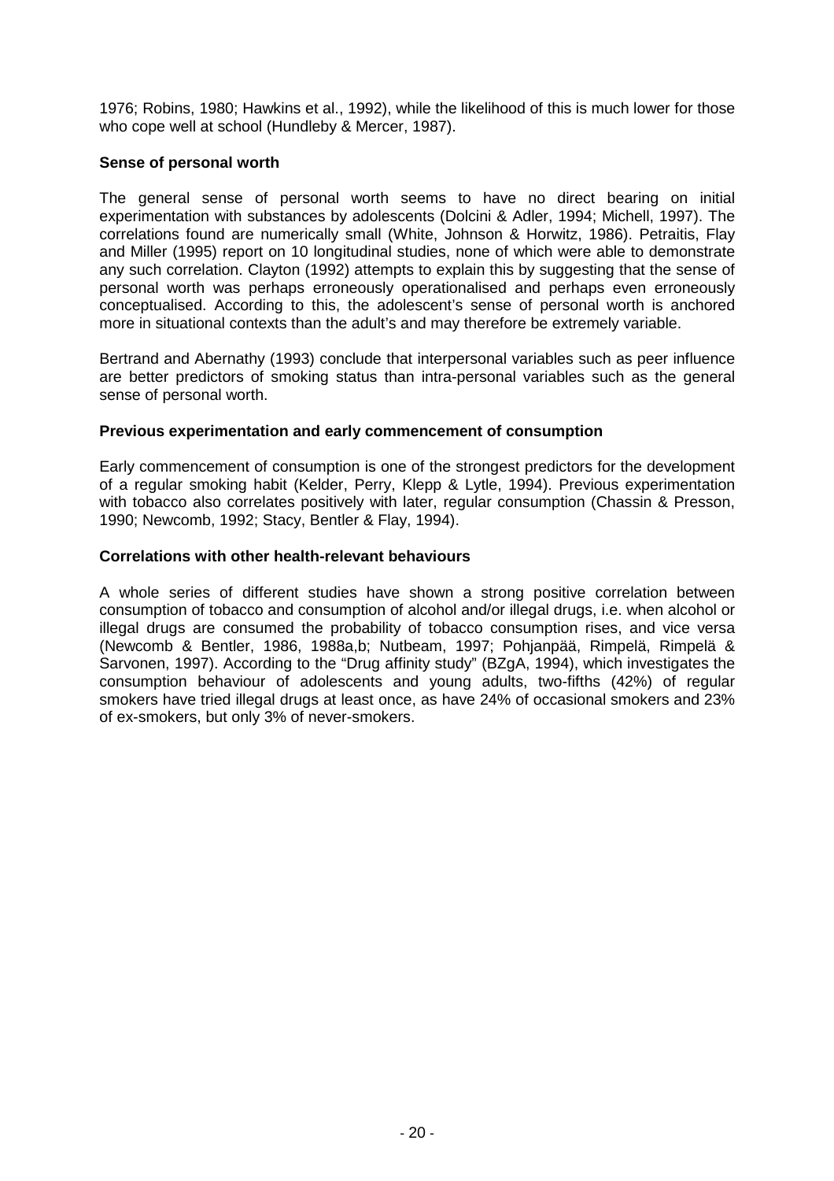1976; Robins, 1980; Hawkins et al., 1992), while the likelihood of this is much lower for those who cope well at school (Hundleby & Mercer, 1987).

**Sense of personal worth**

The general sense of personal worth seems to have no direct bearing on initial experimentation with substances by adolescents (Dolcini & Adler, 1994; Michell, 1997). The correlations found are numerically small (White, Johnson & Horwitz, 1986). Petraitis, Flay and Miller (1995) report on 10 longitudinal studies, none of which were able to demonstrate any such correlation. Clayton (1992) attempts to explain this by suggesting that the sense of personal worth was perhaps erroneously operationalised and perhaps even erroneously conceptualised. According to this, the adolescent's sense of personal worth is anchored more in situational contexts than the adult's and may therefore be extremely variable.

Bertrand and Abernathy (1993) conclude that interpersonal variables such as peer influence are better predictors of smoking status than intra-personal variables such as the general sense of personal worth.

**Previous experimentation and early commencement of consumption**

Early commencement of consumption is one of the strongest predictors for the development of a regular smoking habit (Kelder, Perry, Klepp & Lytle, 1994). Previous experimentation with tobacco also correlates positively with later, regular consumption (Chassin & Presson, 1990; Newcomb, 1992; Stacy, Bentler & Flay, 1994).

**Correlations with other health-relevant behaviours**

A whole series of different studies have shown a strong positive correlation between consumption of tobacco and consumption of alcohol and/or illegal drugs, i.e. when alcohol or illegal drugs are consumed the probability of tobacco consumption rises, and vice versa (Newcomb & Bentler, 1986, 1988a,b; Nutbeam, 1997; Pohjanpää, Rimpelä, Rimpelä & Sarvonen, 1997). According to the "Drug affinity study" (BZgA, 1994), which investigates the consumption behaviour of adolescents and young adults, two-fifths (42%) of regular smokers have tried illegal drugs at least once, as have 24% of occasional smokers and 23% of ex-smokers, but only 3% of never-smokers.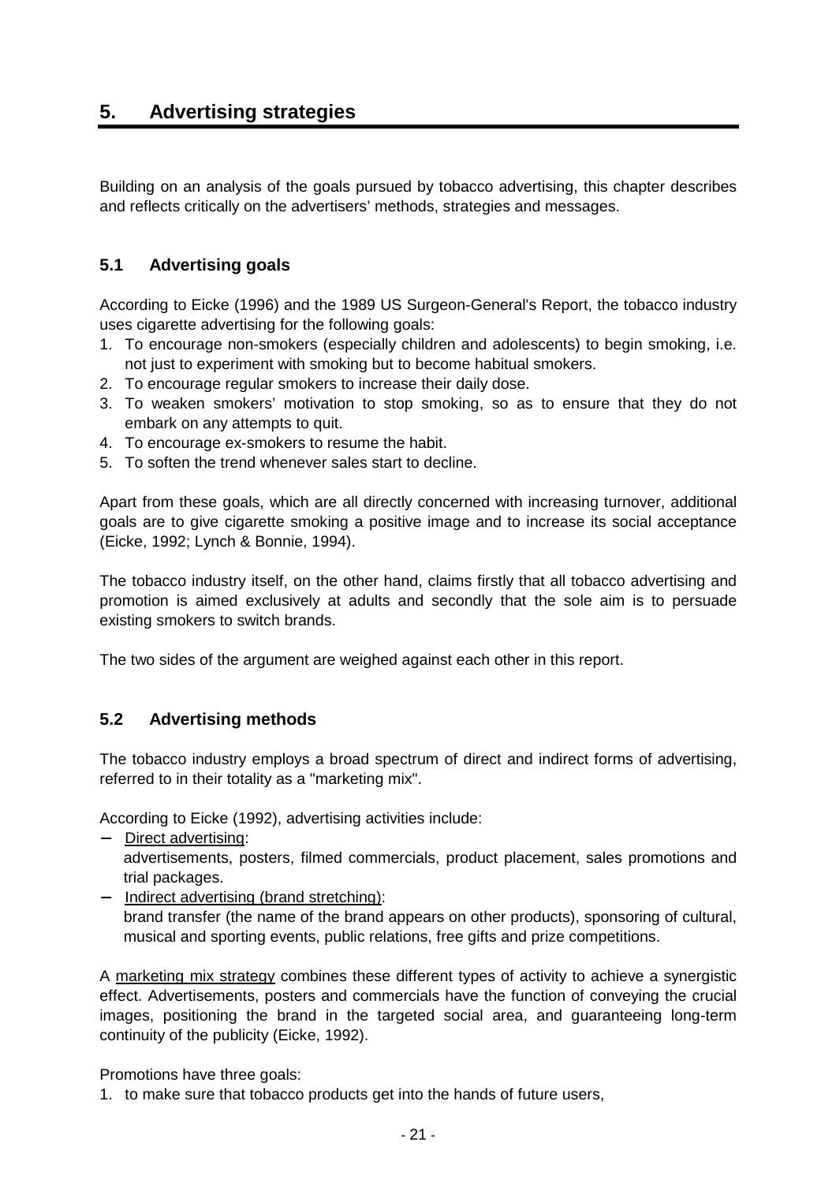# 5. Advertising strategies

Building on an analysis of the goals pursued by tobacco advertising, this chapter describes and reflects critically on the advertisers' methods, strategies and messages.

## 5.1 Advertising goals

According to Eicke (1996) and the 1989 US Surgeon-General's Report, the tobacco industry uses cigarette advertising for the following goals:

1. To encourage non-smokers (especially children and adolescents) to begin smoking, i.e. not just to experiment with smoking but to become habitual smokers.
2. To encourage regular smokers to increase their daily dose.
3. To weaken smokers' motivation to stop smoking, so as to ensure that they do not embark on any attempts to quit.
4. To encourage ex-smokers to resume the habit.
5. To soften the trend whenever sales start to decline.

Apart from these goals, which are all directly concerned with increasing turnover, additional goals are to give cigarette smoking a positive image and to increase its social acceptance (Eicke, 1992; Lynch & Bonnie, 1994).

The tobacco industry itself, on the other hand, claims firstly that all tobacco advertising and promotion is aimed exclusively at adults and secondly that the sole aim is to persuade existing smokers to switch brands.

The two sides of the argument are weighed against each other in this report.

## 5.2 Advertising methods

The tobacco industry employs a broad spectrum of direct and indirect forms of advertising, referred to in their totality as a "marketing mix".

According to Eicke (1992), advertising activities include:

- Direct advertising:
  advertisements, posters, filmed commercials, product placement, sales promotions and trial packages.
- Indirect advertising (brand stretching):
  brand transfer (the name of the brand appears on other products), sponsoring of cultural, musical and sporting events, public relations, free gifts and prize competitions.

A marketing mix strategy combines these different types of activity to achieve a synergistic effect. Advertisements, posters and commercials have the function of conveying the crucial images, positioning the brand in the targeted social area, and guaranteeing long-term continuity of the publicity (Eicke, 1992).

Promotions have three goals:

1. to make sure that tobacco products get into the hands of future users,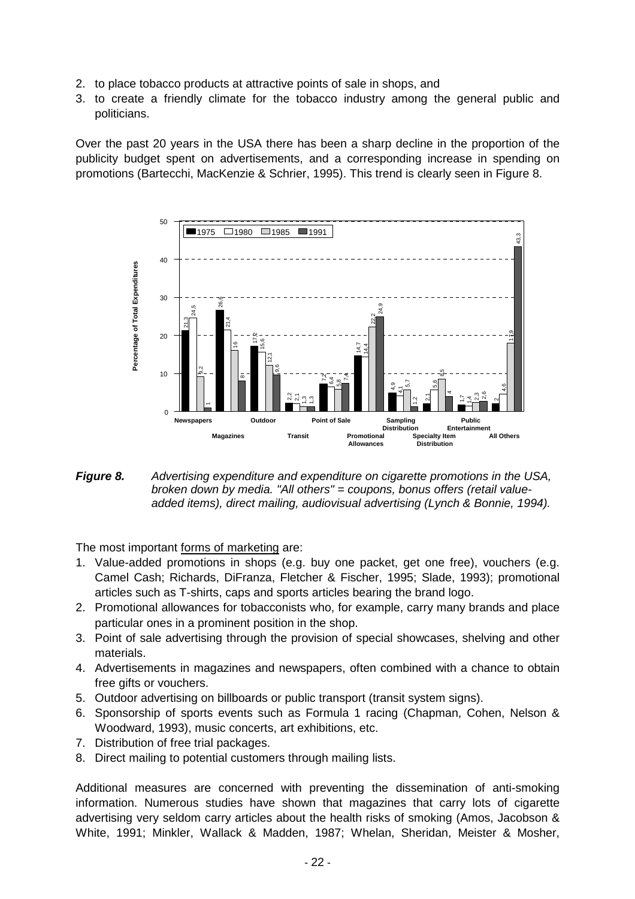2. to place tobacco products at attractive points of sale in shops, and
3. to create a friendly climate for the tobacco industry among the general public and politicians.

Over the past 20 years in the USA there has been a sharp decline in the proportion of the publicity budget spent on advertisements, and a corresponding increase in spending on promotions (Bartecchi, MacKenzie & Schrier, 1995). This trend is clearly seen in Figure 8.

| Media | 1975 | 1980 | 1985 | 1991 |
|---|---|---|---|---|
| Newspapers | 21,3 | 24,5 | 9,2 | 1 |
| Magazines | 26,6 | 21,4 | 16 | 8 |
| Outdoor | 17,2 | 15,6 | 12,1 | 9,6 |
| Transit | 2,2 | 2,1 | 1,3 | 1,3 |
| Point of Sale | 7,2 | 6,4 | 5,8 | 7,4 |
| Promotional Allowances | 14,7 | 14,4 | 22,2 | 24,9 |
| Sampling Distribution | 4,9 | 4,1 | 5,7 | 1,2 |
| Specialty Item Distribution | 2,1 | 5,6 | 8,5 | 4 |
| Public Entertainment | 1,7 | 1,4 | 2,3 | 2,6 |
| All Others | 2 | 4,6 | 17,9 | 43,3 |

***Figure 8.*** *Advertising expenditure and expenditure on cigarette promotions in the USA, broken down by media. "All others" = coupons, bonus offers (retail value-added items), direct mailing, audiovisual advertising (Lynch & Bonnie, 1994).*

The most important forms of marketing are:

1. Value-added promotions in shops (e.g. buy one packet, get one free), vouchers (e.g. Camel Cash; Richards, DiFranza, Fletcher & Fischer, 1995; Slade, 1993); promotional articles such as T-shirts, caps and sports articles bearing the brand logo.
2. Promotional allowances for tobacconists who, for example, carry many brands and place particular ones in a prominent position in the shop.
3. Point of sale advertising through the provision of special showcases, shelving and other materials.
4. Advertisements in magazines and newspapers, often combined with a chance to obtain free gifts or vouchers.
5. Outdoor advertising on billboards or public transport (transit system signs).
6. Sponsorship of sports events such as Formula 1 racing (Chapman, Cohen, Nelson & Woodward, 1993), music concerts, art exhibitions, etc.
7. Distribution of free trial packages.
8. Direct mailing to potential customers through mailing lists.

Additional measures are concerned with preventing the dissemination of anti-smoking information. Numerous studies have shown that magazines that carry lots of cigarette advertising very seldom carry articles about the health risks of smoking (Amos, Jacobson & White, 1991; Minkler, Wallack & Madden, 1987; Whelan, Sheridan, Meister & Mosher,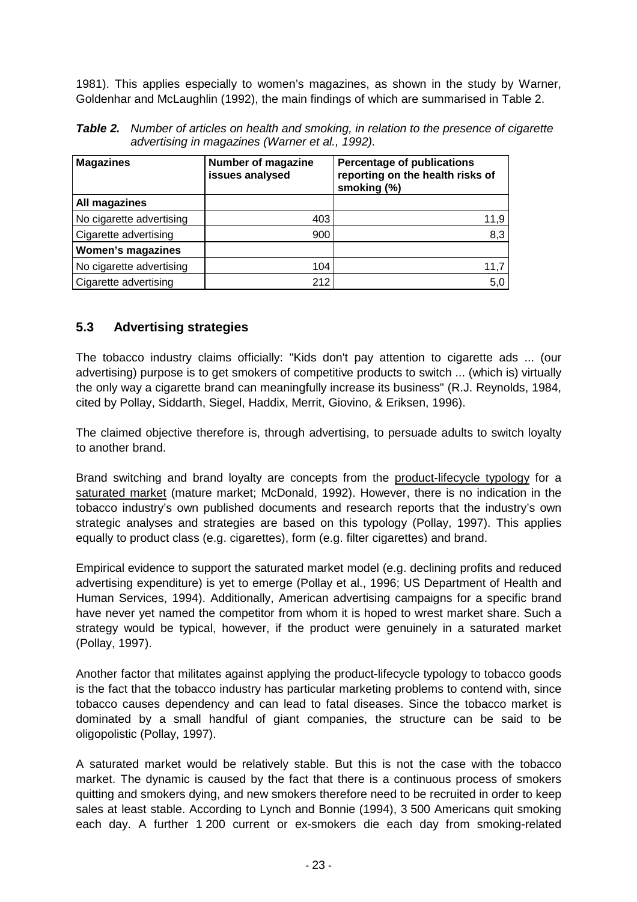1981). This applies especially to women's magazines, as shown in the study by Warner, Goldenhar and McLaughlin (1992), the main findings of which are summarised in Table 2.

***Table 2.*** *Number of articles on health and smoking, in relation to the presence of cigarette advertising in magazines (Warner et al., 1992).*

| Magazines | Number of magazine issues analysed | Percentage of publications reporting on the health risks of smoking (%) |
|---|---|---|
| **All magazines** | | |
| No cigarette advertising | 403 | 11,9 |
| Cigarette advertising | 900 | 8,3 |
| **Women's magazines** | | |
| No cigarette advertising | 104 | 11,7 |
| Cigarette advertising | 212 | 5,0 |

## 5.3 Advertising strategies

The tobacco industry claims officially: "Kids don't pay attention to cigarette ads ... (our advertising) purpose is to get smokers of competitive products to switch ... (which is) virtually the only way a cigarette brand can meaningfully increase its business" (R.J. Reynolds, 1984, cited by Pollay, Siddarth, Siegel, Haddix, Merrit, Giovino, & Eriksen, 1996).

The claimed objective therefore is, through advertising, to persuade adults to switch loyalty to another brand.

Brand switching and brand loyalty are concepts from the product-lifecycle typology for a saturated market (mature market; McDonald, 1992). However, there is no indication in the tobacco industry's own published documents and research reports that the industry's own strategic analyses and strategies are based on this typology (Pollay, 1997). This applies equally to product class (e.g. cigarettes), form (e.g. filter cigarettes) and brand.

Empirical evidence to support the saturated market model (e.g. declining profits and reduced advertising expenditure) is yet to emerge (Pollay et al., 1996; US Department of Health and Human Services, 1994). Additionally, American advertising campaigns for a specific brand have never yet named the competitor from whom it is hoped to wrest market share. Such a strategy would be typical, however, if the product were genuinely in a saturated market (Pollay, 1997).

Another factor that militates against applying the product-lifecycle typology to tobacco goods is the fact that the tobacco industry has particular marketing problems to contend with, since tobacco causes dependency and can lead to fatal diseases. Since the tobacco market is dominated by a small handful of giant companies, the structure can be said to be oligopolistic (Pollay, 1997).

A saturated market would be relatively stable. But this is not the case with the tobacco market. The dynamic is caused by the fact that there is a continuous process of smokers quitting and smokers dying, and new smokers therefore need to be recruited in order to keep sales at least stable. According to Lynch and Bonnie (1994), 3 500 Americans quit smoking each day. A further 1 200 current or ex-smokers die each day from smoking-related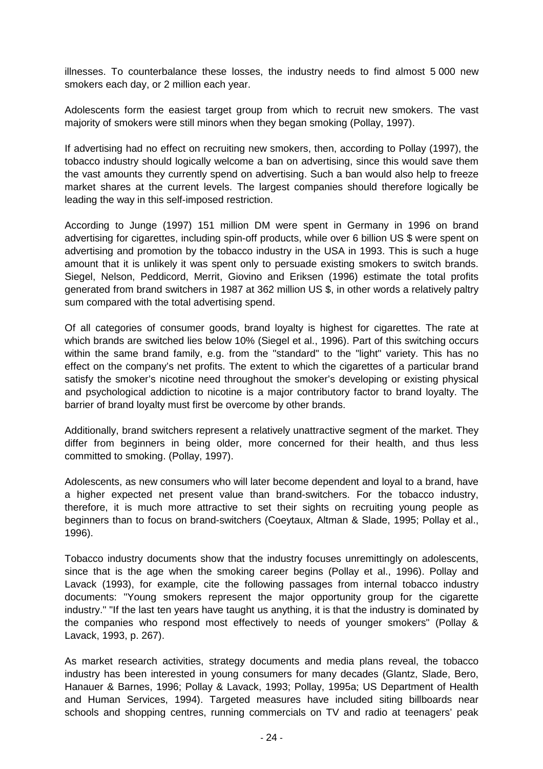illnesses. To counterbalance these losses, the industry needs to find almost 5 000 new smokers each day, or 2 million each year.

Adolescents form the easiest target group from which to recruit new smokers. The vast majority of smokers were still minors when they began smoking (Pollay, 1997).

If advertising had no effect on recruiting new smokers, then, according to Pollay (1997), the tobacco industry should logically welcome a ban on advertising, since this would save them the vast amounts they currently spend on advertising. Such a ban would also help to freeze market shares at the current levels. The largest companies should therefore logically be leading the way in this self-imposed restriction.

According to Junge (1997) 151 million DM were spent in Germany in 1996 on brand advertising for cigarettes, including spin-off products, while over 6 billion US $ were spent on advertising and promotion by the tobacco industry in the USA in 1993. This is such a huge amount that it is unlikely it was spent only to persuade existing smokers to switch brands. Siegel, Nelson, Peddicord, Merrit, Giovino and Eriksen (1996) estimate the total profits generated from brand switchers in 1987 at 362 million US $, in other words a relatively paltry sum compared with the total advertising spend.

Of all categories of consumer goods, brand loyalty is highest for cigarettes. The rate at which brands are switched lies below 10% (Siegel et al., 1996). Part of this switching occurs within the same brand family, e.g. from the "standard" to the "light" variety. This has no effect on the company's net profits. The extent to which the cigarettes of a particular brand satisfy the smoker's nicotine need throughout the smoker's developing or existing physical and psychological addiction to nicotine is a major contributory factor to brand loyalty. The barrier of brand loyalty must first be overcome by other brands.

Additionally, brand switchers represent a relatively unattractive segment of the market. They differ from beginners in being older, more concerned for their health, and thus less committed to smoking. (Pollay, 1997).

Adolescents, as new consumers who will later become dependent and loyal to a brand, have a higher expected net present value than brand-switchers. For the tobacco industry, therefore, it is much more attractive to set their sights on recruiting young people as beginners than to focus on brand-switchers (Coeytaux, Altman & Slade, 1995; Pollay et al., 1996).

Tobacco industry documents show that the industry focuses unremittingly on adolescents, since that is the age when the smoking career begins (Pollay et al., 1996). Pollay and Lavack (1993), for example, cite the following passages from internal tobacco industry documents: "Young smokers represent the major opportunity group for the cigarette industry." "If the last ten years have taught us anything, it is that the industry is dominated by the companies who respond most effectively to needs of younger smokers" (Pollay & Lavack, 1993, p. 267).

As market research activities, strategy documents and media plans reveal, the tobacco industry has been interested in young consumers for many decades (Glantz, Slade, Bero, Hanauer & Barnes, 1996; Pollay & Lavack, 1993; Pollay, 1995a; US Department of Health and Human Services, 1994). Targeted measures have included siting billboards near schools and shopping centres, running commercials on TV and radio at teenagers' peak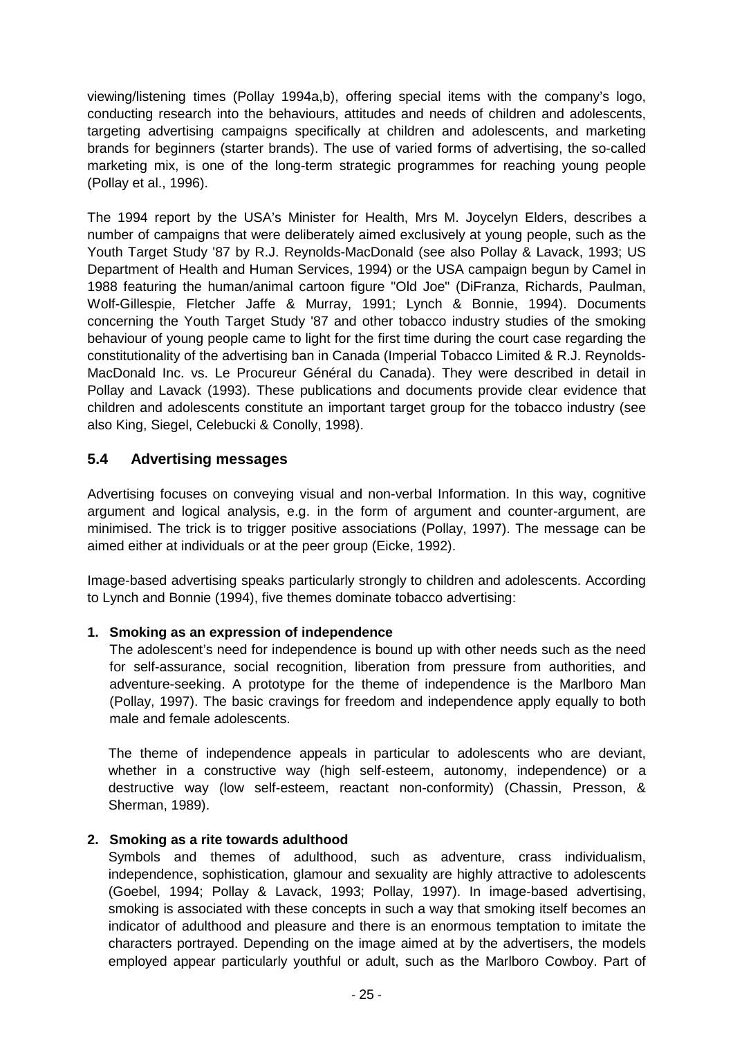viewing/listening times (Pollay 1994a,b), offering special items with the company's logo, conducting research into the behaviours, attitudes and needs of children and adolescents, targeting advertising campaigns specifically at children and adolescents, and marketing brands for beginners (starter brands). The use of varied forms of advertising, the so-called marketing mix, is one of the long-term strategic programmes for reaching young people (Pollay et al., 1996).

The 1994 report by the USA's Minister for Health, Mrs M. Joycelyn Elders, describes a number of campaigns that were deliberately aimed exclusively at young people, such as the Youth Target Study '87 by R.J. Reynolds-MacDonald (see also Pollay & Lavack, 1993; US Department of Health and Human Services, 1994) or the USA campaign begun by Camel in 1988 featuring the human/animal cartoon figure "Old Joe" (DiFranza, Richards, Paulman, Wolf-Gillespie, Fletcher Jaffe & Murray, 1991; Lynch & Bonnie, 1994). Documents concerning the Youth Target Study '87 and other tobacco industry studies of the smoking behaviour of young people came to light for the first time during the court case regarding the constitutionality of the advertising ban in Canada (Imperial Tobacco Limited & R.J. Reynolds-MacDonald Inc. vs. Le Procureur Général du Canada). They were described in detail in Pollay and Lavack (1993). These publications and documents provide clear evidence that children and adolescents constitute an important target group for the tobacco industry (see also King, Siegel, Celebucki & Conolly, 1998).

## 5.4 Advertising messages

Advertising focuses on conveying visual and non-verbal Information. In this way, cognitive argument and logical analysis, e.g. in the form of argument and counter-argument, are minimised. The trick is to trigger positive associations (Pollay, 1997). The message can be aimed either at individuals or at the peer group (Eicke, 1992).

Image-based advertising speaks particularly strongly to children and adolescents. According to Lynch and Bonnie (1994), five themes dominate tobacco advertising:

1. **Smoking as an expression of independence**

   The adolescent's need for independence is bound up with other needs such as the need for self-assurance, social recognition, liberation from pressure from authorities, and adventure-seeking. A prototype for the theme of independence is the Marlboro Man (Pollay, 1997). The basic cravings for freedom and independence apply equally to both male and female adolescents.

   The theme of independence appeals in particular to adolescents who are deviant, whether in a constructive way (high self-esteem, autonomy, independence) or a destructive way (low self-esteem, reactant non-conformity) (Chassin, Presson, & Sherman, 1989).

2. **Smoking as a rite towards adulthood**

   Symbols and themes of adulthood, such as adventure, crass individualism, independence, sophistication, glamour and sexuality are highly attractive to adolescents (Goebel, 1994; Pollay & Lavack, 1993; Pollay, 1997). In image-based advertising, smoking is associated with these concepts in such a way that smoking itself becomes an indicator of adulthood and pleasure and there is an enormous temptation to imitate the characters portrayed. Depending on the image aimed at by the advertisers, the models employed appear particularly youthful or adult, such as the Marlboro Cowboy. Part of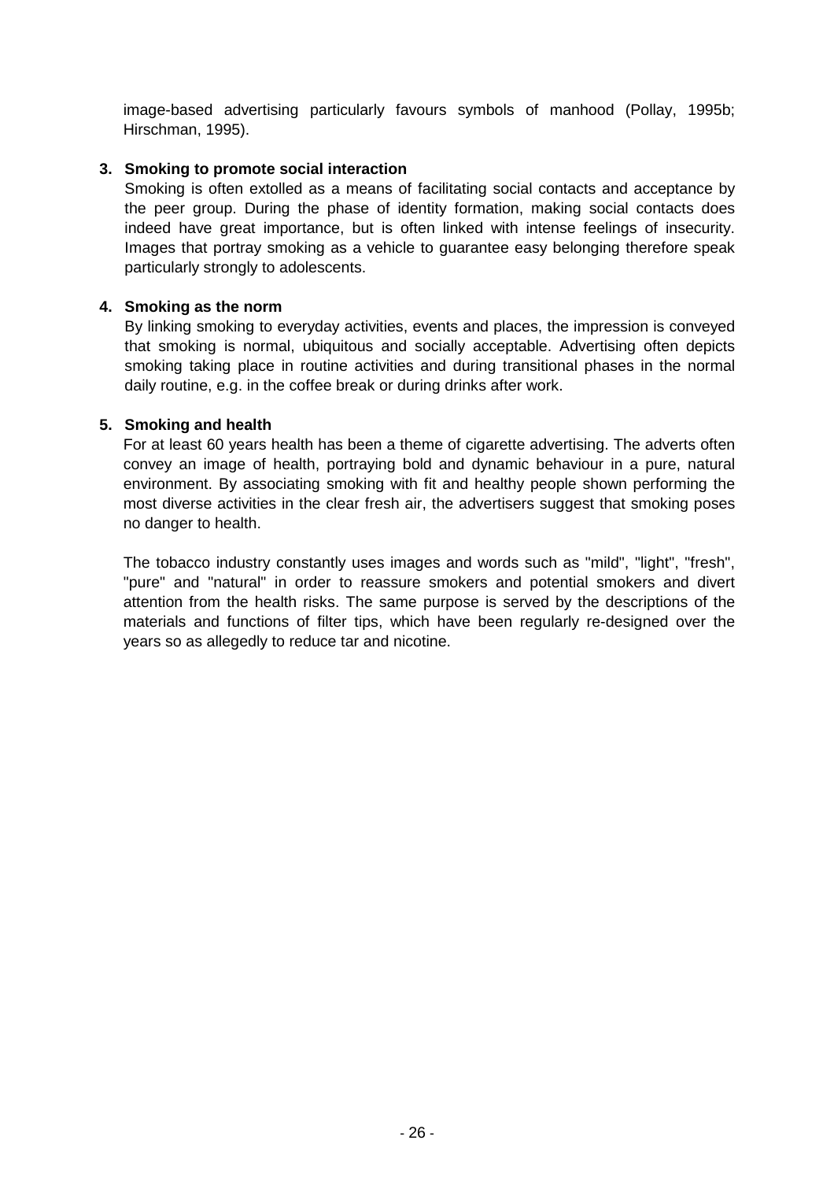image-based advertising particularly favours symbols of manhood (Pollay, 1995b; Hirschman, 1995).

3. **Smoking to promote social interaction**

   Smoking is often extolled as a means of facilitating social contacts and acceptance by the peer group. During the phase of identity formation, making social contacts does indeed have great importance, but is often linked with intense feelings of insecurity. Images that portray smoking as a vehicle to guarantee easy belonging therefore speak particularly strongly to adolescents.

4. **Smoking as the norm**

   By linking smoking to everyday activities, events and places, the impression is conveyed that smoking is normal, ubiquitous and socially acceptable. Advertising often depicts smoking taking place in routine activities and during transitional phases in the normal daily routine, e.g. in the coffee break or during drinks after work.

5. **Smoking and health**

   For at least 60 years health has been a theme of cigarette advertising. The adverts often convey an image of health, portraying bold and dynamic behaviour in a pure, natural environment. By associating smoking with fit and healthy people shown performing the most diverse activities in the clear fresh air, the advertisers suggest that smoking poses no danger to health.

   The tobacco industry constantly uses images and words such as "mild", "light", "fresh", "pure" and "natural" in order to reassure smokers and potential smokers and divert attention from the health risks. The same purpose is served by the descriptions of the materials and functions of filter tips, which have been regularly re-designed over the years so as allegedly to reduce tar and nicotine.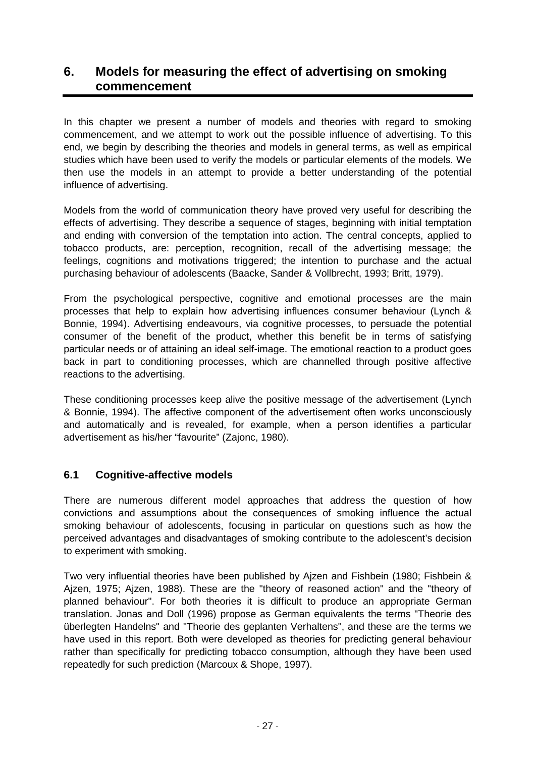# 6. Models for measuring the effect of advertising on smoking commencement

In this chapter we present a number of models and theories with regard to smoking commencement, and we attempt to work out the possible influence of advertising. To this end, we begin by describing the theories and models in general terms, as well as empirical studies which have been used to verify the models or particular elements of the models. We then use the models in an attempt to provide a better understanding of the potential influence of advertising.

Models from the world of communication theory have proved very useful for describing the effects of advertising. They describe a sequence of stages, beginning with initial temptation and ending with conversion of the temptation into action. The central concepts, applied to tobacco products, are: perception, recognition, recall of the advertising message; the feelings, cognitions and motivations triggered; the intention to purchase and the actual purchasing behaviour of adolescents (Baacke, Sander & Vollbrecht, 1993; Britt, 1979).

From the psychological perspective, cognitive and emotional processes are the main processes that help to explain how advertising influences consumer behaviour (Lynch & Bonnie, 1994). Advertising endeavours, via cognitive processes, to persuade the potential consumer of the benefit of the product, whether this benefit be in terms of satisfying particular needs or of attaining an ideal self-image. The emotional reaction to a product goes back in part to conditioning processes, which are channelled through positive affective reactions to the advertising.

These conditioning processes keep alive the positive message of the advertisement (Lynch & Bonnie, 1994). The affective component of the advertisement often works unconsciously and automatically and is revealed, for example, when a person identifies a particular advertisement as his/her "favourite" (Zajonc, 1980).

## 6.1 Cognitive-affective models

There are numerous different model approaches that address the question of how convictions and assumptions about the consequences of smoking influence the actual smoking behaviour of adolescents, focusing in particular on questions such as how the perceived advantages and disadvantages of smoking contribute to the adolescent's decision to experiment with smoking.

Two very influential theories have been published by Ajzen and Fishbein (1980; Fishbein & Ajzen, 1975; Ajzen, 1988). These are the "theory of reasoned action" and the "theory of planned behaviour". For both theories it is difficult to produce an appropriate German translation. Jonas and Doll (1996) propose as German equivalents the terms "Theorie des überlegten Handelns" and "Theorie des geplanten Verhaltens", and these are the terms we have used in this report. Both were developed as theories for predicting general behaviour rather than specifically for predicting tobacco consumption, although they have been used repeatedly for such prediction (Marcoux & Shope, 1997).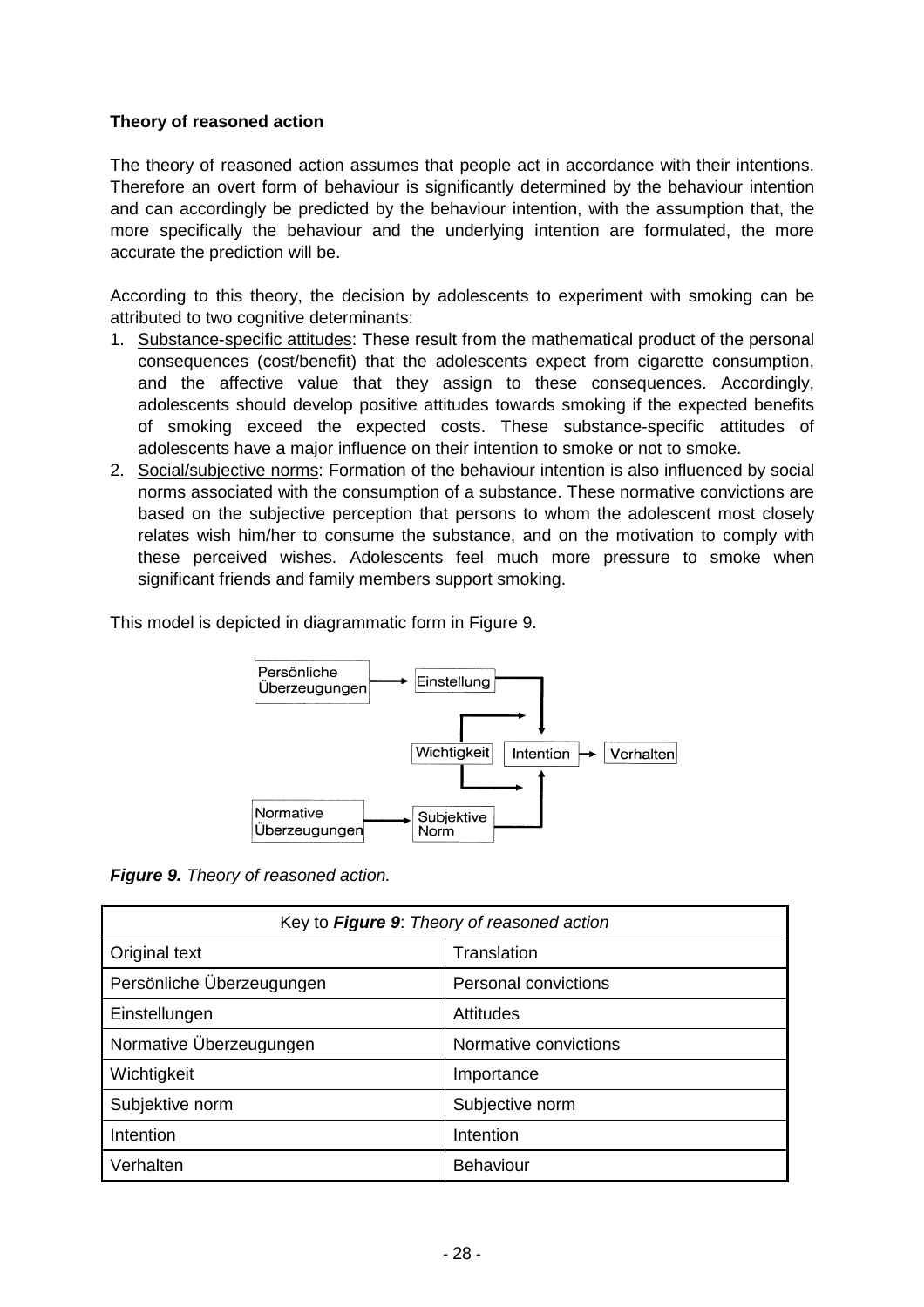**Theory of reasoned action**

The theory of reasoned action assumes that people act in accordance with their intentions. Therefore an overt form of behaviour is significantly determined by the behaviour intention and can accordingly be predicted by the behaviour intention, with the assumption that, the more specifically the behaviour and the underlying intention are formulated, the more accurate the prediction will be.

According to this theory, the decision by adolescents to experiment with smoking can be attributed to two cognitive determinants:

1. Substance-specific attitudes: These result from the mathematical product of the personal consequences (cost/benefit) that the adolescents expect from cigarette consumption, and the affective value that they assign to these consequences. Accordingly, adolescents should develop positive attitudes towards smoking if the expected benefits of smoking exceed the expected costs. These substance-specific attitudes of adolescents have a major influence on their intention to smoke or not to smoke.
2. Social/subjective norms: Formation of the behaviour intention is also influenced by social norms associated with the consumption of a substance. These normative convictions are based on the subjective perception that persons to whom the adolescent most closely relates wish him/her to consume the substance, and on the motivation to comply with these perceived wishes. Adolescents feel much more pressure to smoke when significant friends and family members support smoking.

This model is depicted in diagrammatic form in Figure 9.

***Figure 9.*** *Theory of reasoned action.*

| Key to ***Figure 9***: *Theory of reasoned action* | |
|---|---|
| Original text | Translation |
| Persönliche Überzeugungen | Personal convictions |
| Einstellungen | Attitudes |
| Normative Überzeugungen | Normative convictions |
| Wichtigkeit | Importance |
| Subjektive norm | Subjective norm |
| Intention | Intention |
| Verhalten | Behaviour |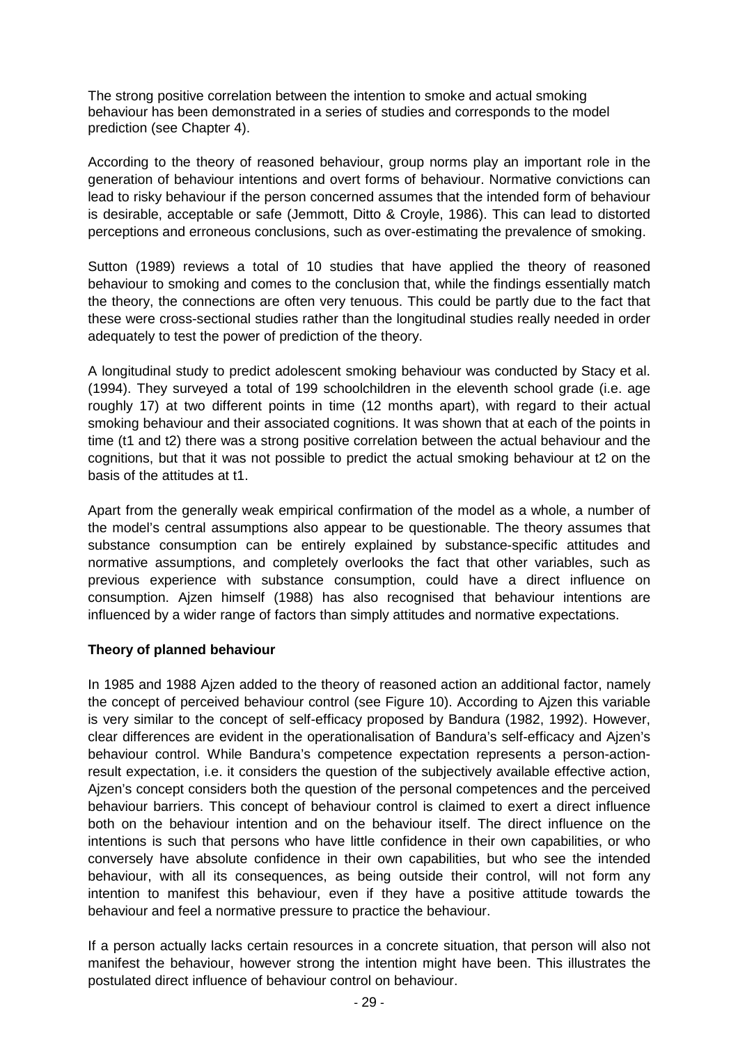The strong positive correlation between the intention to smoke and actual smoking behaviour has been demonstrated in a series of studies and corresponds to the model prediction (see Chapter 4).

According to the theory of reasoned behaviour, group norms play an important role in the generation of behaviour intentions and overt forms of behaviour. Normative convictions can lead to risky behaviour if the person concerned assumes that the intended form of behaviour is desirable, acceptable or safe (Jemmott, Ditto & Croyle, 1986). This can lead to distorted perceptions and erroneous conclusions, such as over-estimating the prevalence of smoking.

Sutton (1989) reviews a total of 10 studies that have applied the theory of reasoned behaviour to smoking and comes to the conclusion that, while the findings essentially match the theory, the connections are often very tenuous. This could be partly due to the fact that these were cross-sectional studies rather than the longitudinal studies really needed in order adequately to test the power of prediction of the theory.

A longitudinal study to predict adolescent smoking behaviour was conducted by Stacy et al. (1994). They surveyed a total of 199 schoolchildren in the eleventh school grade (i.e. age roughly 17) at two different points in time (12 months apart), with regard to their actual smoking behaviour and their associated cognitions. It was shown that at each of the points in time (t1 and t2) there was a strong positive correlation between the actual behaviour and the cognitions, but that it was not possible to predict the actual smoking behaviour at t2 on the basis of the attitudes at t1.

Apart from the generally weak empirical confirmation of the model as a whole, a number of the model's central assumptions also appear to be questionable. The theory assumes that substance consumption can be entirely explained by substance-specific attitudes and normative assumptions, and completely overlooks the fact that other variables, such as previous experience with substance consumption, could have a direct influence on consumption. Ajzen himself (1988) has also recognised that behaviour intentions are influenced by a wider range of factors than simply attitudes and normative expectations.

**Theory of planned behaviour**

In 1985 and 1988 Ajzen added to the theory of reasoned action an additional factor, namely the concept of perceived behaviour control (see Figure 10). According to Ajzen this variable is very similar to the concept of self-efficacy proposed by Bandura (1982, 1992). However, clear differences are evident in the operationalisation of Bandura's self-efficacy and Ajzen's behaviour control. While Bandura's competence expectation represents a person-action-result expectation, i.e. it considers the question of the subjectively available effective action, Ajzen's concept considers both the question of the personal competences and the perceived behaviour barriers. This concept of behaviour control is claimed to exert a direct influence both on the behaviour intention and on the behaviour itself. The direct influence on the intentions is such that persons who have little confidence in their own capabilities, or who conversely have absolute confidence in their own capabilities, but who see the intended behaviour, with all its consequences, as being outside their control, will not form any intention to manifest this behaviour, even if they have a positive attitude towards the behaviour and feel a normative pressure to practice the behaviour.

If a person actually lacks certain resources in a concrete situation, that person will also not manifest the behaviour, however strong the intention might have been. This illustrates the postulated direct influence of behaviour control on behaviour.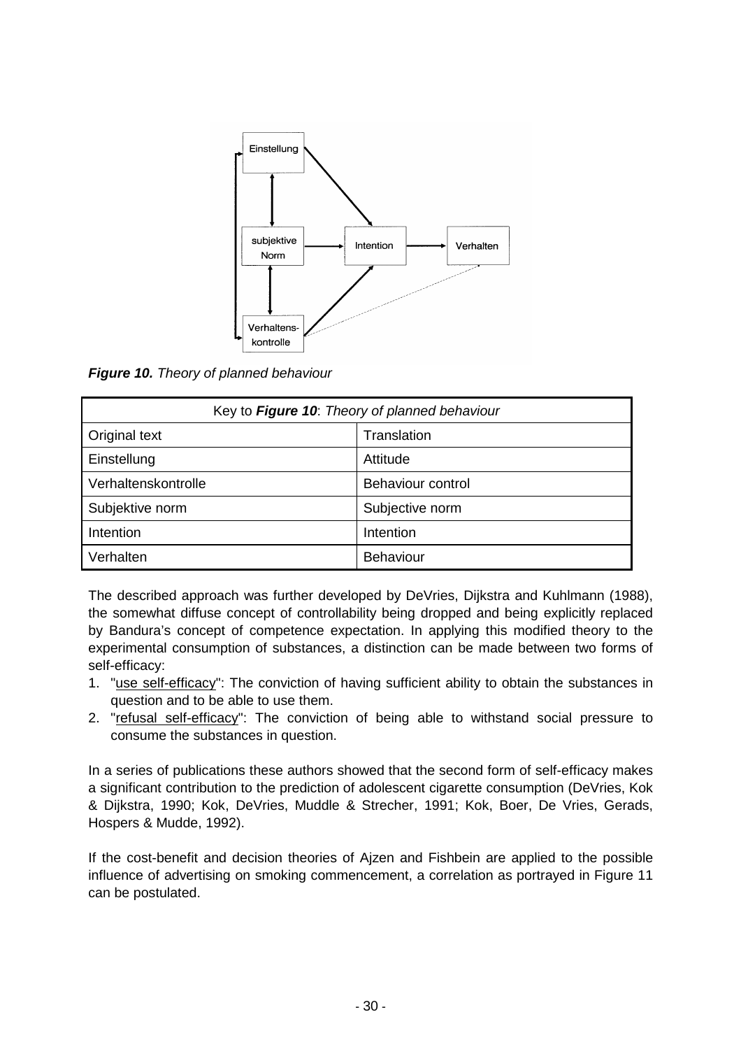*Figure 10. Theory of planned behaviour*

| Key to ***Figure 10***: *Theory of planned behaviour* | |
|---|---|
| Original text | Translation |
| Einstellung | Attitude |
| Verhaltenskontrolle | Behaviour control |
| Subjektive norm | Subjective norm |
| Intention | Intention |
| Verhalten | Behaviour |

The described approach was further developed by DeVries, Dijkstra and Kuhlmann (1988), the somewhat diffuse concept of controllability being dropped and being explicitly replaced by Bandura's concept of competence expectation. In applying this modified theory to the experimental consumption of substances, a distinction can be made between two forms of self-efficacy:

1. "use self-efficacy": The conviction of having sufficient ability to obtain the substances in question and to be able to use them.
2. "refusal self-efficacy": The conviction of being able to withstand social pressure to consume the substances in question.

In a series of publications these authors showed that the second form of self-efficacy makes a significant contribution to the prediction of adolescent cigarette consumption (DeVries, Kok & Dijkstra, 1990; Kok, DeVries, Muddle & Strecher, 1991; Kok, Boer, De Vries, Gerads, Hospers & Mudde, 1992).

If the cost-benefit and decision theories of Ajzen and Fishbein are applied to the possible influence of advertising on smoking commencement, a correlation as portrayed in Figure 11 can be postulated.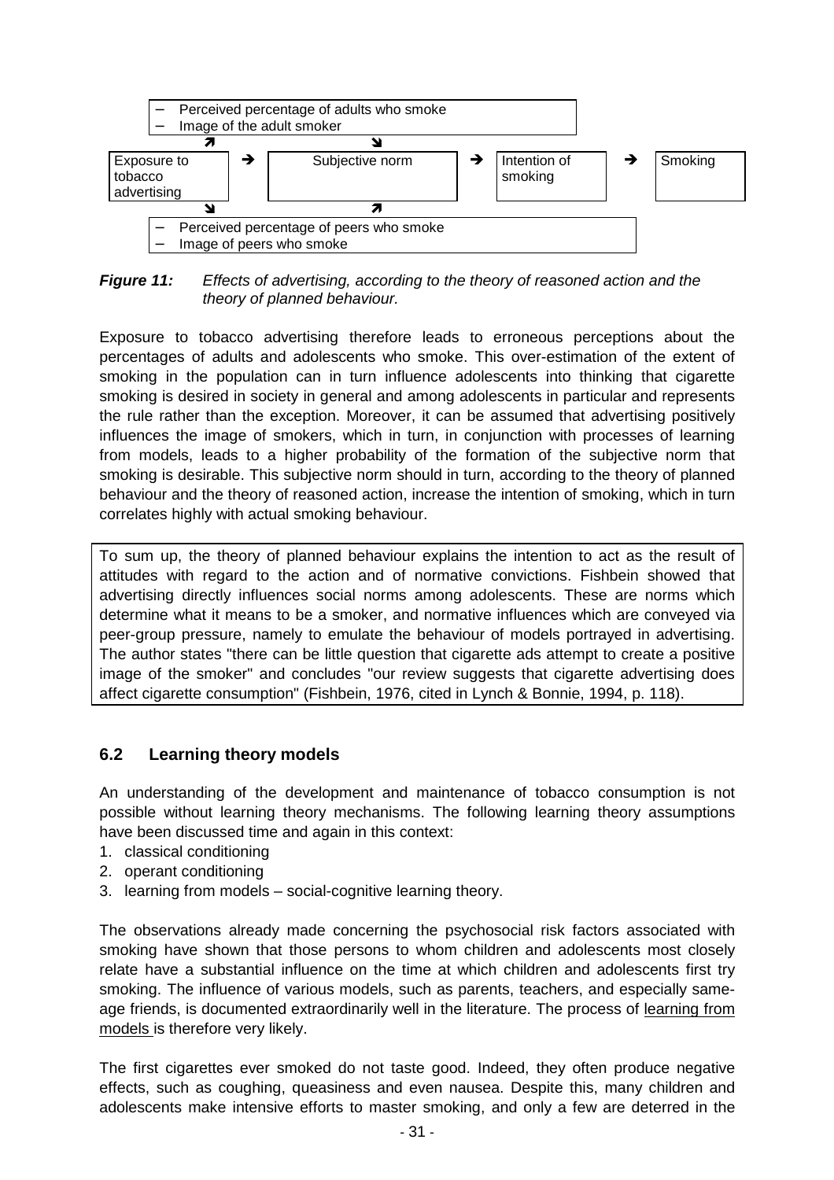```
                 – Perceived percentage of adults who smoke
                 – Image of the adult smoker
                 ↗                          ↘
Exposure to    →          Subjective norm          →   Intention of   →   Smoking
tobacco                                                smoking
advertising
                 ↘                          ↗
                 – Perceived percentage of peers who smoke
                 – Image of peers who smoke
```

***Figure 11:*** *Effects of advertising, according to the theory of reasoned action and the theory of planned behaviour.*

Exposure to tobacco advertising therefore leads to erroneous perceptions about the percentages of adults and adolescents who smoke. This over-estimation of the extent of smoking in the population can in turn influence adolescents into thinking that cigarette smoking is desired in society in general and among adolescents in particular and represents the rule rather than the exception. Moreover, it can be assumed that advertising positively influences the image of smokers, which in turn, in conjunction with processes of learning from models, leads to a higher probability of the formation of the subjective norm that smoking is desirable. This subjective norm should in turn, according to the theory of planned behaviour and the theory of reasoned action, increase the intention of smoking, which in turn correlates highly with actual smoking behaviour.

To sum up, the theory of planned behaviour explains the intention to act as the result of attitudes with regard to the action and of normative convictions. Fishbein showed that advertising directly influences social norms among adolescents. These are norms which determine what it means to be a smoker, and normative influences which are conveyed via peer-group pressure, namely to emulate the behaviour of models portrayed in advertising. The author states "there can be little question that cigarette ads attempt to create a positive image of the smoker" and concludes "our review suggests that cigarette advertising does affect cigarette consumption" (Fishbein, 1976, cited in Lynch & Bonnie, 1994, p. 118).

## 6.2 Learning theory models

An understanding of the development and maintenance of tobacco consumption is not possible without learning theory mechanisms. The following learning theory assumptions have been discussed time and again in this context:

1. classical conditioning
2. operant conditioning
3. learning from models – social-cognitive learning theory.

The observations already made concerning the psychosocial risk factors associated with smoking have shown that those persons to whom children and adolescents most closely relate have a substantial influence on the time at which children and adolescents first try smoking. The influence of various models, such as parents, teachers, and especially same-age friends, is documented extraordinarily well in the literature. The process of learning from models is therefore very likely.

The first cigarettes ever smoked do not taste good. Indeed, they often produce negative effects, such as coughing, queasiness and even nausea. Despite this, many children and adolescents make intensive efforts to master smoking, and only a few are deterred in the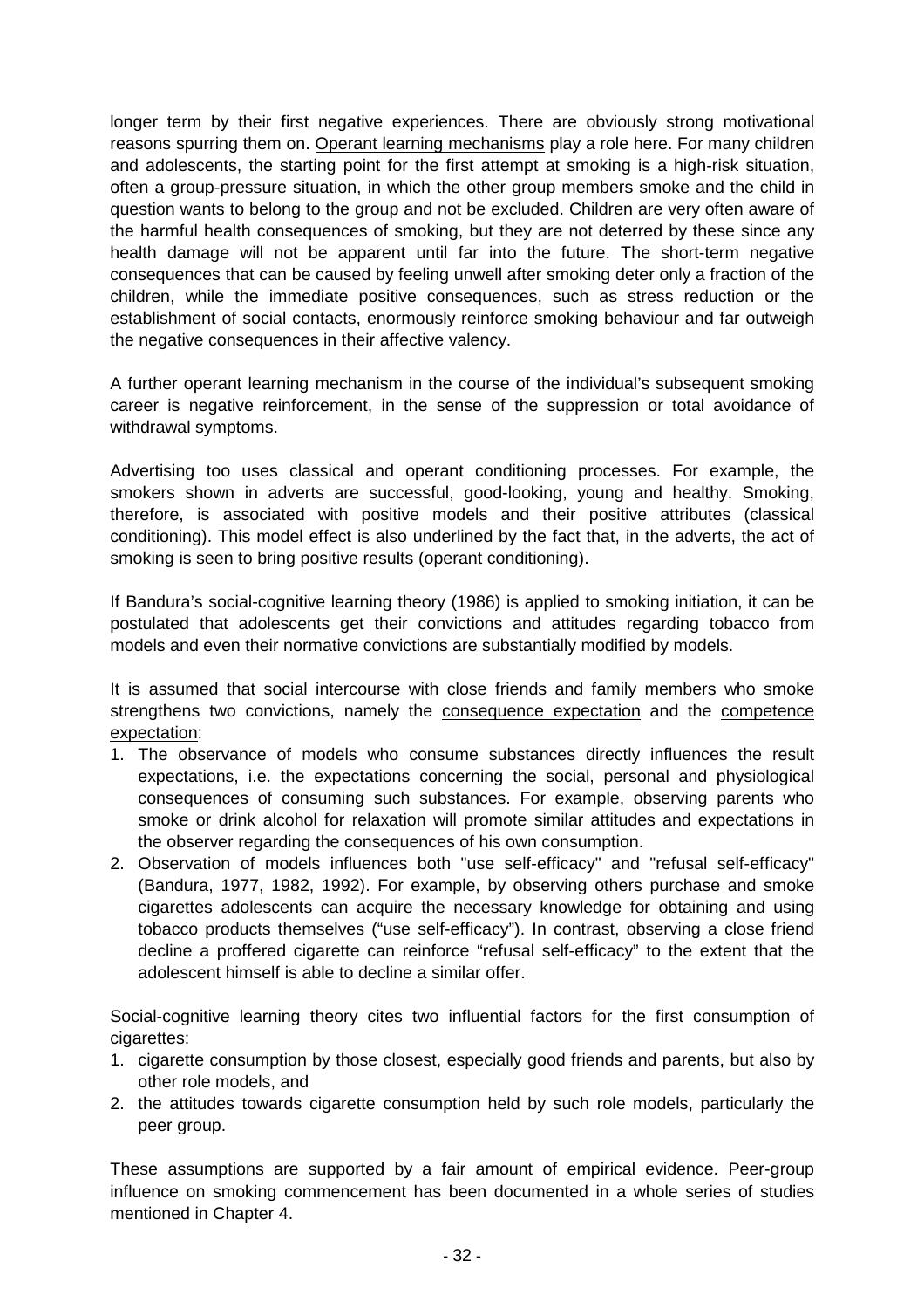longer term by their first negative experiences. There are obviously strong motivational reasons spurring them on. Operant learning mechanisms play a role here. For many children and adolescents, the starting point for the first attempt at smoking is a high-risk situation, often a group-pressure situation, in which the other group members smoke and the child in question wants to belong to the group and not be excluded. Children are very often aware of the harmful health consequences of smoking, but they are not deterred by these since any health damage will not be apparent until far into the future. The short-term negative consequences that can be caused by feeling unwell after smoking deter only a fraction of the children, while the immediate positive consequences, such as stress reduction or the establishment of social contacts, enormously reinforce smoking behaviour and far outweigh the negative consequences in their affective valency.

A further operant learning mechanism in the course of the individual's subsequent smoking career is negative reinforcement, in the sense of the suppression or total avoidance of withdrawal symptoms.

Advertising too uses classical and operant conditioning processes. For example, the smokers shown in adverts are successful, good-looking, young and healthy. Smoking, therefore, is associated with positive models and their positive attributes (classical conditioning). This model effect is also underlined by the fact that, in the adverts, the act of smoking is seen to bring positive results (operant conditioning).

If Bandura's social-cognitive learning theory (1986) is applied to smoking initiation, it can be postulated that adolescents get their convictions and attitudes regarding tobacco from models and even their normative convictions are substantially modified by models.

It is assumed that social intercourse with close friends and family members who smoke strengthens two convictions, namely the consequence expectation and the competence expectation:

1. The observance of models who consume substances directly influences the result expectations, i.e. the expectations concerning the social, personal and physiological consequences of consuming such substances. For example, observing parents who smoke or drink alcohol for relaxation will promote similar attitudes and expectations in the observer regarding the consequences of his own consumption.
2. Observation of models influences both "use self-efficacy" and "refusal self-efficacy" (Bandura, 1977, 1982, 1992). For example, by observing others purchase and smoke cigarettes adolescents can acquire the necessary knowledge for obtaining and using tobacco products themselves ("use self-efficacy"). In contrast, observing a close friend decline a proffered cigarette can reinforce "refusal self-efficacy" to the extent that the adolescent himself is able to decline a similar offer.

Social-cognitive learning theory cites two influential factors for the first consumption of cigarettes:

1. cigarette consumption by those closest, especially good friends and parents, but also by other role models, and
2. the attitudes towards cigarette consumption held by such role models, particularly the peer group.

These assumptions are supported by a fair amount of empirical evidence. Peer-group influence on smoking commencement has been documented in a whole series of studies mentioned in Chapter 4.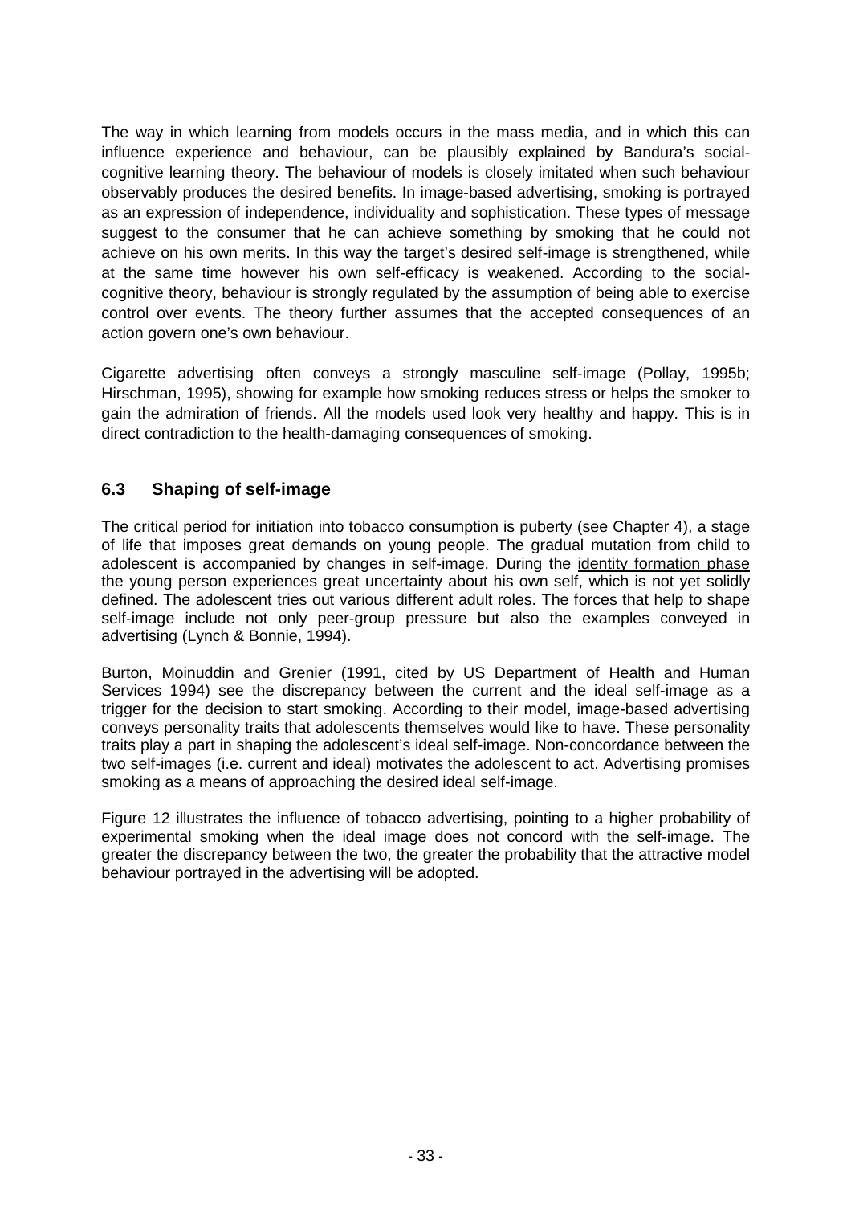The way in which learning from models occurs in the mass media, and in which this can influence experience and behaviour, can be plausibly explained by Bandura's social-cognitive learning theory. The behaviour of models is closely imitated when such behaviour observably produces the desired benefits. In image-based advertising, smoking is portrayed as an expression of independence, individuality and sophistication. These types of message suggest to the consumer that he can achieve something by smoking that he could not achieve on his own merits. In this way the target's desired self-image is strengthened, while at the same time however his own self-efficacy is weakened. According to the social-cognitive theory, behaviour is strongly regulated by the assumption of being able to exercise control over events. The theory further assumes that the accepted consequences of an action govern one's own behaviour.

Cigarette advertising often conveys a strongly masculine self-image (Pollay, 1995b; Hirschman, 1995), showing for example how smoking reduces stress or helps the smoker to gain the admiration of friends. All the models used look very healthy and happy. This is in direct contradiction to the health-damaging consequences of smoking.

## 6.3 Shaping of self-image

The critical period for initiation into tobacco consumption is puberty (see Chapter 4), a stage of life that imposes great demands on young people. The gradual mutation from child to adolescent is accompanied by changes in self-image. During the identity formation phase the young person experiences great uncertainty about his own self, which is not yet solidly defined. The adolescent tries out various different adult roles. The forces that help to shape self-image include not only peer-group pressure but also the examples conveyed in advertising (Lynch & Bonnie, 1994).

Burton, Moinuddin and Grenier (1991, cited by US Department of Health and Human Services 1994) see the discrepancy between the current and the ideal self-image as a trigger for the decision to start smoking. According to their model, image-based advertising conveys personality traits that adolescents themselves would like to have. These personality traits play a part in shaping the adolescent's ideal self-image. Non-concordance between the two self-images (i.e. current and ideal) motivates the adolescent to act. Advertising promises smoking as a means of approaching the desired ideal self-image.

Figure 12 illustrates the influence of tobacco advertising, pointing to a higher probability of experimental smoking when the ideal image does not concord with the self-image. The greater the discrepancy between the two, the greater the probability that the attractive model behaviour portrayed in the advertising will be adopted.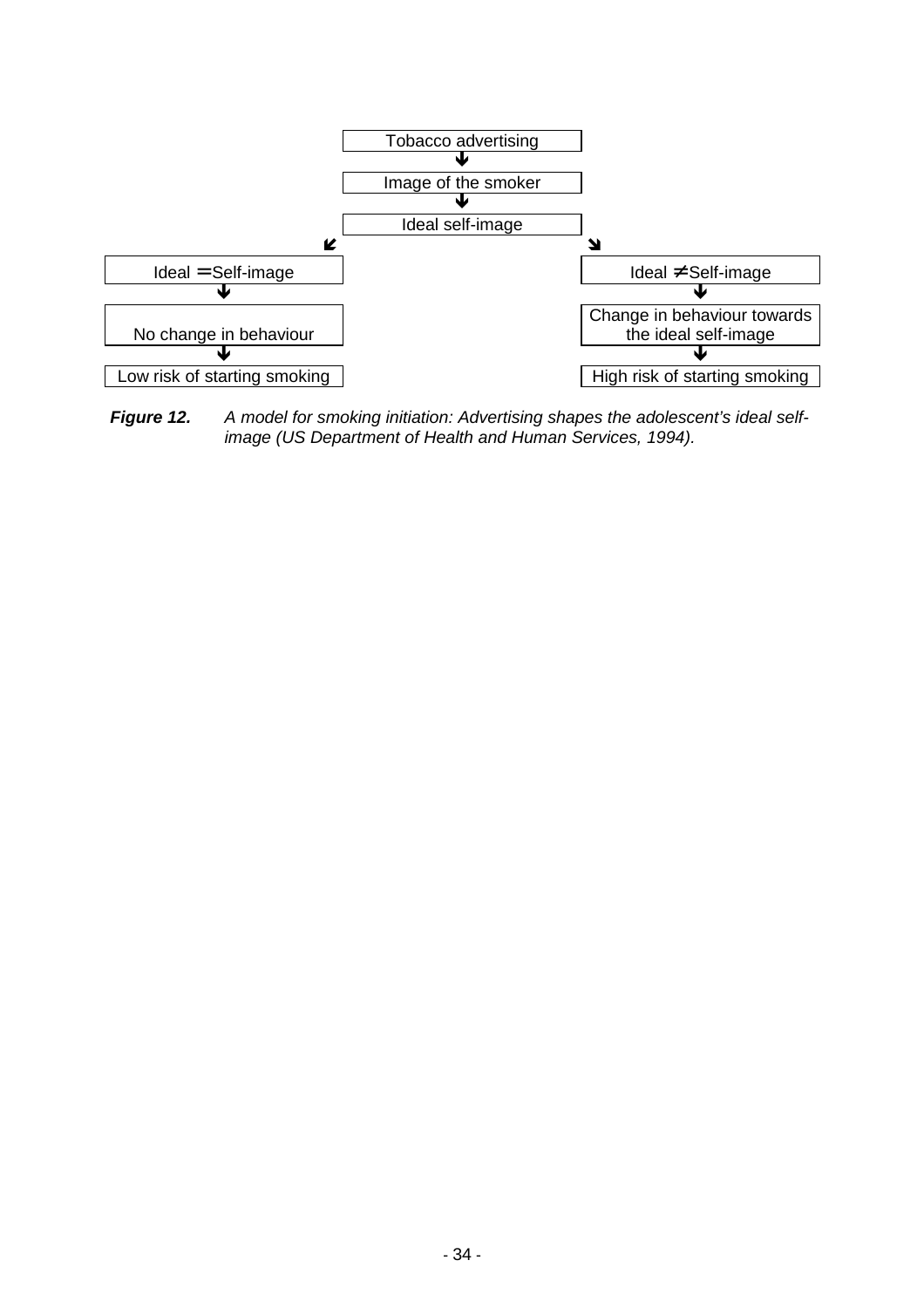Tobacco advertising

↓

Image of the smoker

↓

Ideal self-image

↙ ↘

| Ideal = Self-image | Ideal ≠ Self-image |
|---|---|
| ↓ | ↓ |
| No change in behaviour | Change in behaviour towards the ideal self-image |
| ↓ | ↓ |
| Low risk of starting smoking | High risk of starting smoking |

***Figure 12.*** *A model for smoking initiation: Advertising shapes the adolescent's ideal self-image (US Department of Health and Human Services, 1994).*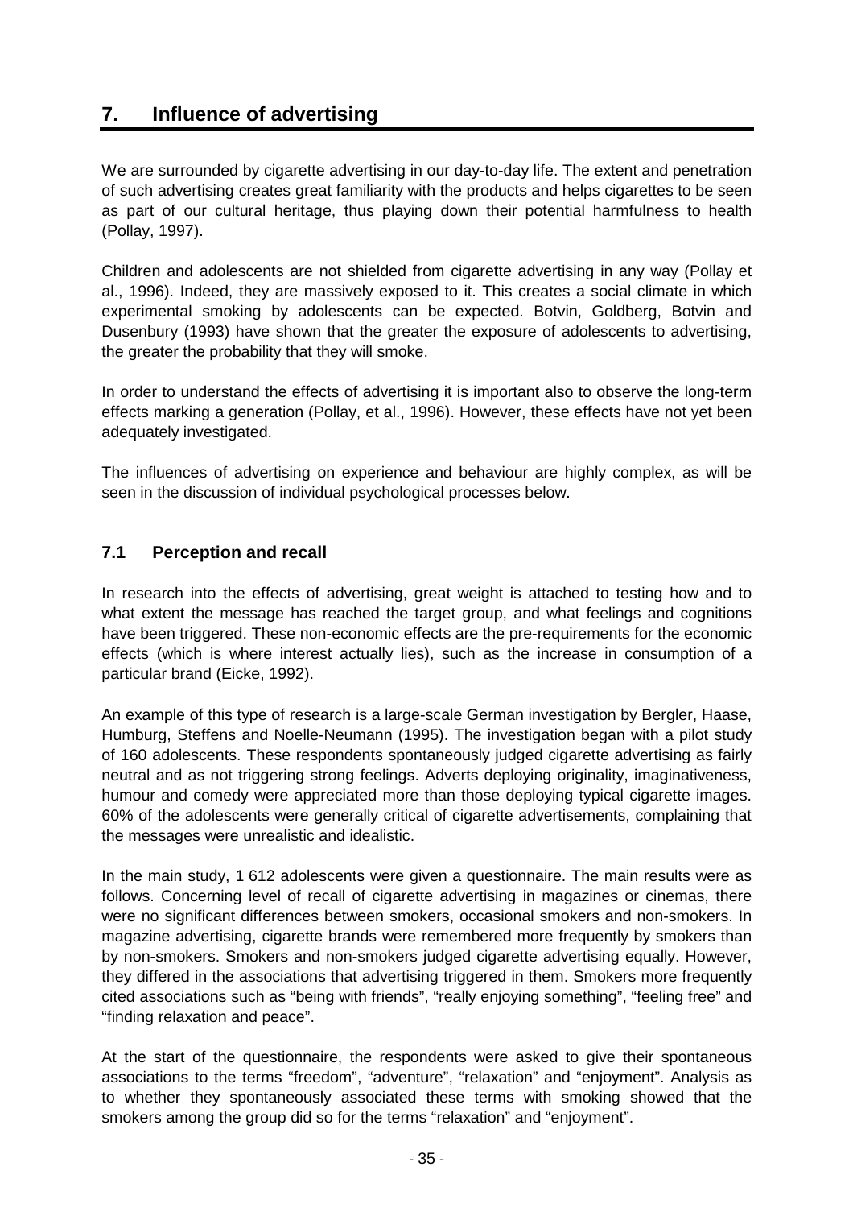## 7. Influence of advertising

We are surrounded by cigarette advertising in our day-to-day life. The extent and penetration of such advertising creates great familiarity with the products and helps cigarettes to be seen as part of our cultural heritage, thus playing down their potential harmfulness to health (Pollay, 1997).

Children and adolescents are not shielded from cigarette advertising in any way (Pollay et al., 1996). Indeed, they are massively exposed to it. This creates a social climate in which experimental smoking by adolescents can be expected. Botvin, Goldberg, Botvin and Dusenbury (1993) have shown that the greater the exposure of adolescents to advertising, the greater the probability that they will smoke.

In order to understand the effects of advertising it is important also to observe the long-term effects marking a generation (Pollay, et al., 1996). However, these effects have not yet been adequately investigated.

The influences of advertising on experience and behaviour are highly complex, as will be seen in the discussion of individual psychological processes below.

### 7.1 Perception and recall

In research into the effects of advertising, great weight is attached to testing how and to what extent the message has reached the target group, and what feelings and cognitions have been triggered. These non-economic effects are the pre-requirements for the economic effects (which is where interest actually lies), such as the increase in consumption of a particular brand (Eicke, 1992).

An example of this type of research is a large-scale German investigation by Bergler, Haase, Humburg, Steffens and Noelle-Neumann (1995). The investigation began with a pilot study of 160 adolescents. These respondents spontaneously judged cigarette advertising as fairly neutral and as not triggering strong feelings. Adverts deploying originality, imaginativeness, humour and comedy were appreciated more than those deploying typical cigarette images. 60% of the adolescents were generally critical of cigarette advertisements, complaining that the messages were unrealistic and idealistic.

In the main study, 1 612 adolescents were given a questionnaire. The main results were as follows. Concerning level of recall of cigarette advertising in magazines or cinemas, there were no significant differences between smokers, occasional smokers and non-smokers. In magazine advertising, cigarette brands were remembered more frequently by smokers than by non-smokers. Smokers and non-smokers judged cigarette advertising equally. However, they differed in the associations that advertising triggered in them. Smokers more frequently cited associations such as "being with friends", "really enjoying something", "feeling free" and "finding relaxation and peace".

At the start of the questionnaire, the respondents were asked to give their spontaneous associations to the terms "freedom", "adventure", "relaxation" and "enjoyment". Analysis as to whether they spontaneously associated these terms with smoking showed that the smokers among the group did so for the terms "relaxation" and "enjoyment".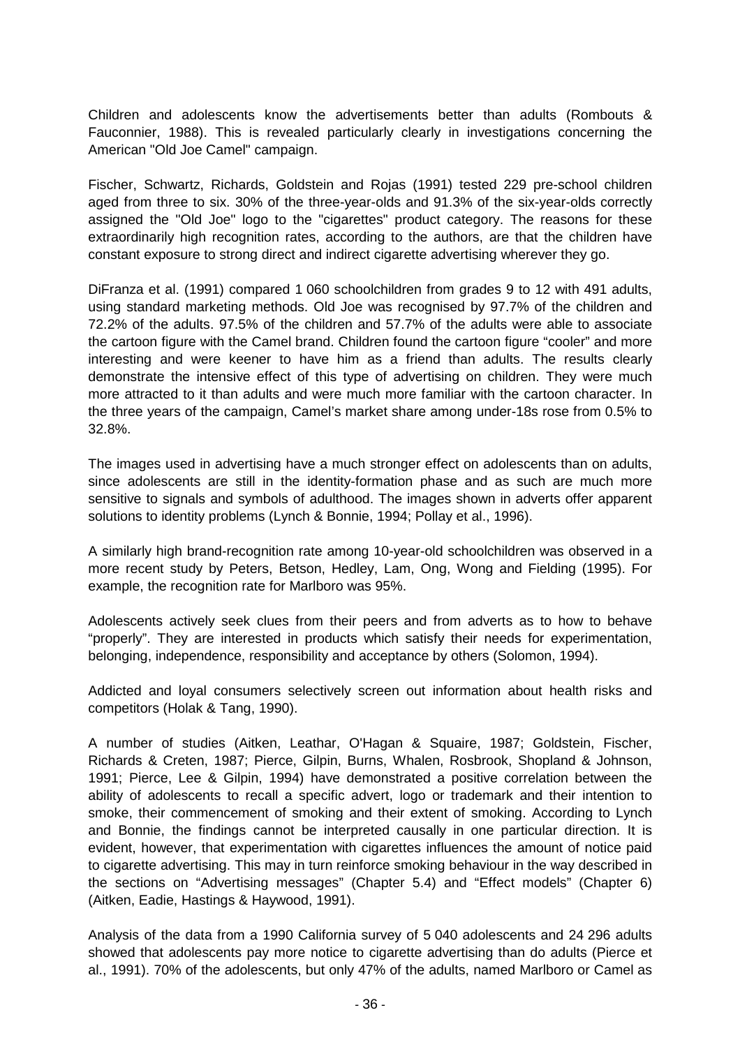Children and adolescents know the advertisements better than adults (Rombouts & Fauconnier, 1988). This is revealed particularly clearly in investigations concerning the American "Old Joe Camel" campaign.

Fischer, Schwartz, Richards, Goldstein and Rojas (1991) tested 229 pre-school children aged from three to six. 30% of the three-year-olds and 91.3% of the six-year-olds correctly assigned the "Old Joe" logo to the "cigarettes" product category. The reasons for these extraordinarily high recognition rates, according to the authors, are that the children have constant exposure to strong direct and indirect cigarette advertising wherever they go.

DiFranza et al. (1991) compared 1 060 schoolchildren from grades 9 to 12 with 491 adults, using standard marketing methods. Old Joe was recognised by 97.7% of the children and 72.2% of the adults. 97.5% of the children and 57.7% of the adults were able to associate the cartoon figure with the Camel brand. Children found the cartoon figure “cooler” and more interesting and were keener to have him as a friend than adults. The results clearly demonstrate the intensive effect of this type of advertising on children. They were much more attracted to it than adults and were much more familiar with the cartoon character. In the three years of the campaign, Camel’s market share among under-18s rose from 0.5% to 32.8%.

The images used in advertising have a much stronger effect on adolescents than on adults, since adolescents are still in the identity-formation phase and as such are much more sensitive to signals and symbols of adulthood. The images shown in adverts offer apparent solutions to identity problems (Lynch & Bonnie, 1994; Pollay et al., 1996).

A similarly high brand-recognition rate among 10-year-old schoolchildren was observed in a more recent study by Peters, Betson, Hedley, Lam, Ong, Wong and Fielding (1995). For example, the recognition rate for Marlboro was 95%.

Adolescents actively seek clues from their peers and from adverts as to how to behave “properly”. They are interested in products which satisfy their needs for experimentation, belonging, independence, responsibility and acceptance by others (Solomon, 1994).

Addicted and loyal consumers selectively screen out information about health risks and competitors (Holak & Tang, 1990).

A number of studies (Aitken, Leathar, O'Hagan & Squaire, 1987; Goldstein, Fischer, Richards & Creten, 1987; Pierce, Gilpin, Burns, Whalen, Rosbrook, Shopland & Johnson, 1991; Pierce, Lee & Gilpin, 1994) have demonstrated a positive correlation between the ability of adolescents to recall a specific advert, logo or trademark and their intention to smoke, their commencement of smoking and their extent of smoking. According to Lynch and Bonnie, the findings cannot be interpreted causally in one particular direction. It is evident, however, that experimentation with cigarettes influences the amount of notice paid to cigarette advertising. This may in turn reinforce smoking behaviour in the way described in the sections on “Advertising messages” (Chapter 5.4) and “Effect models” (Chapter 6) (Aitken, Eadie, Hastings & Haywood, 1991).

Analysis of the data from a 1990 California survey of 5 040 adolescents and 24 296 adults showed that adolescents pay more notice to cigarette advertising than do adults (Pierce et al., 1991). 70% of the adolescents, but only 47% of the adults, named Marlboro or Camel as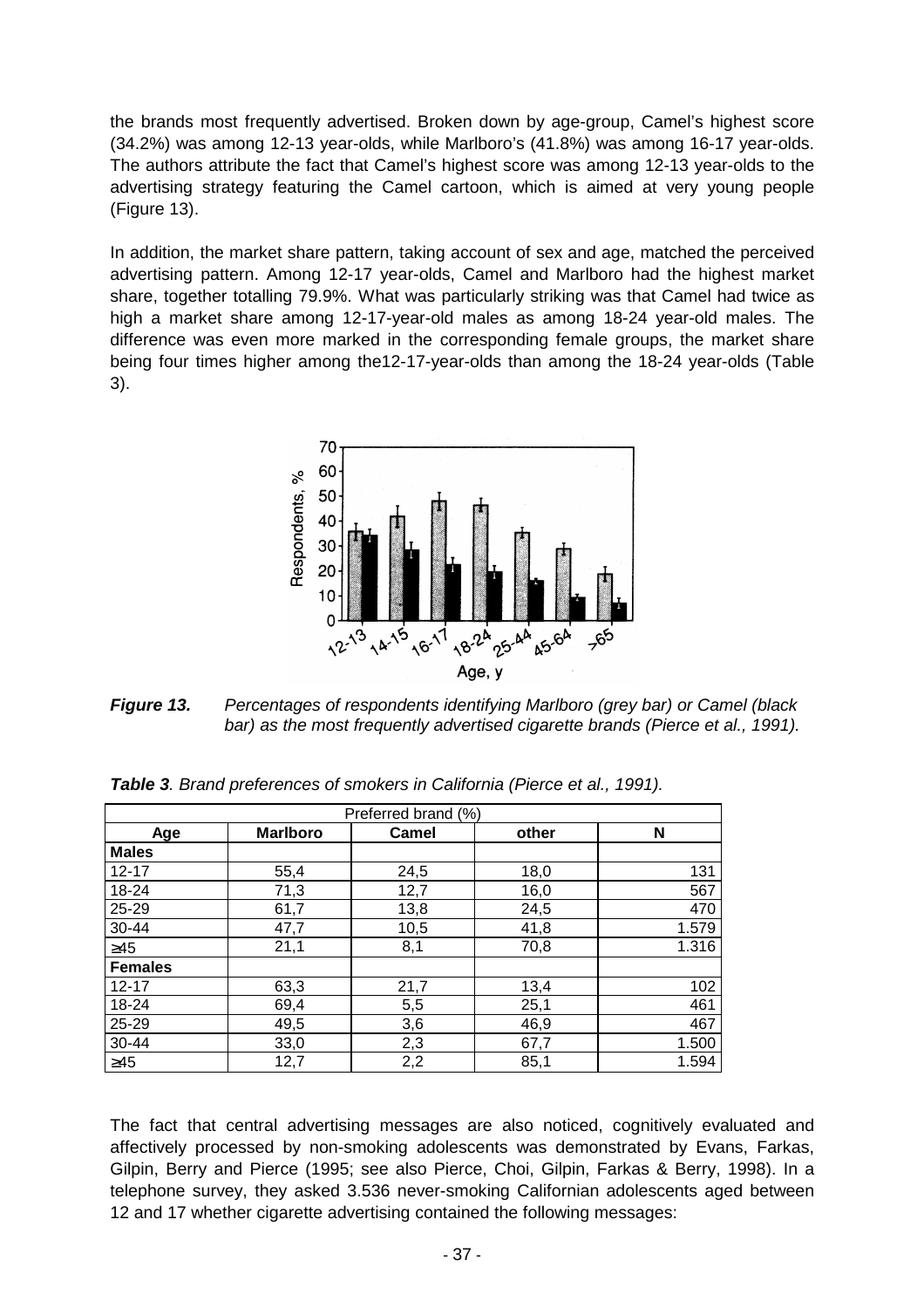the brands most frequently advertised. Broken down by age-group, Camel's highest score (34.2%) was among 12-13 year-olds, while Marlboro's (41.8%) was among 16-17 year-olds. The authors attribute the fact that Camel's highest score was among 12-13 year-olds to the advertising strategy featuring the Camel cartoon, which is aimed at very young people (Figure 13).

In addition, the market share pattern, taking account of sex and age, matched the perceived advertising pattern. Among 12-17 year-olds, Camel and Marlboro had the highest market share, together totalling 79.9%. What was particularly striking was that Camel had twice as high a market share among 12-17-year-old males as among 18-24 year-old males. The difference was even more marked in the corresponding female groups, the market share being four times higher among the12-17-year-olds than among the 18-24 year-olds (Table 3).

***Figure 13.*** *Percentages of respondents identifying Marlboro (grey bar) or Camel (black bar) as the most frequently advertised cigarette brands (Pierce et al., 1991).*

***Table 3**. Brand preferences of smokers in California (Pierce et al., 1991).*

| | Preferred brand (%) | | | |
|---|---|---|---|---|
| **Age** | **Marlboro** | **Camel** | **other** | **N** |
| **Males** | | | | |
| 12-17 | 55,4 | 24,5 | 18,0 | 131 |
| 18-24 | 71,3 | 12,7 | 16,0 | 567 |
| 25-29 | 61,7 | 13,8 | 24,5 | 470 |
| 30-44 | 47,7 | 10,5 | 41,8 | 1.579 |
| ≥45 | 21,1 | 8,1 | 70,8 | 1.316 |
| **Females** | | | | |
| 12-17 | 63,3 | 21,7 | 13,4 | 102 |
| 18-24 | 69,4 | 5,5 | 25,1 | 461 |
| 25-29 | 49,5 | 3,6 | 46,9 | 467 |
| 30-44 | 33,0 | 2,3 | 67,7 | 1.500 |
| ≥45 | 12,7 | 2,2 | 85,1 | 1.594 |

The fact that central advertising messages are also noticed, cognitively evaluated and affectively processed by non-smoking adolescents was demonstrated by Evans, Farkas, Gilpin, Berry and Pierce (1995; see also Pierce, Choi, Gilpin, Farkas & Berry, 1998). In a telephone survey, they asked 3.536 never-smoking Californian adolescents aged between 12 and 17 whether cigarette advertising contained the following messages: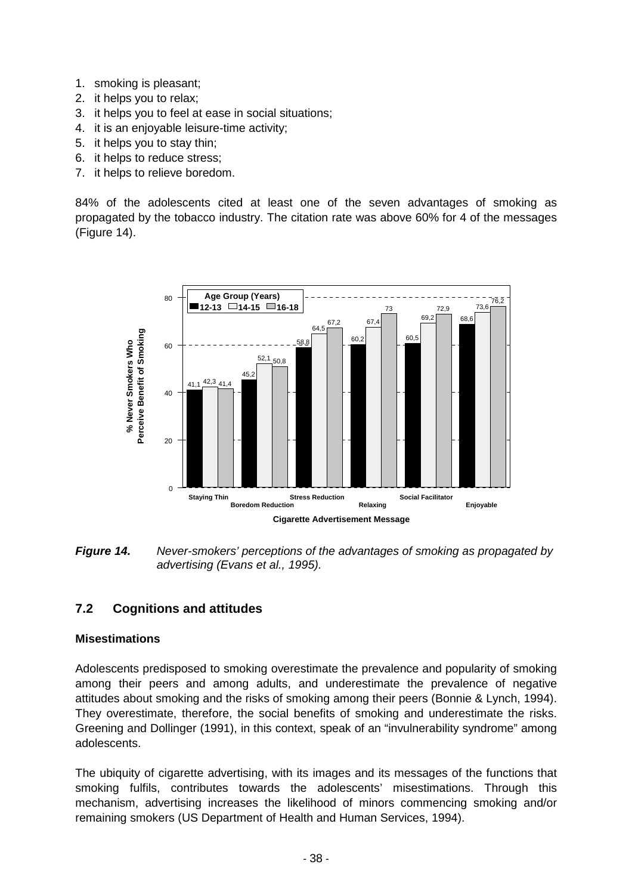1. smoking is pleasant;
2. it helps you to relax;
3. it helps you to feel at ease in social situations;
4. it is an enjoyable leisure-time activity;
5. it helps you to stay thin;
6. it helps to reduce stress;
7. it helps to relieve boredom.

84% of the adolescents cited at least one of the seven advantages of smoking as propagated by the tobacco industry. The citation rate was above 60% for 4 of the messages (Figure 14).

| Cigarette Advertisement Message | 12-13 | 14-15 | 16-18 |
|---|---|---|---|
| Staying Thin | 41,1 | 42,3 | 41,4 |
| Boredom Reduction | 45,2 | 52,1 | 50,8 |
| Stress Reduction | 58,8 | 64,5 | 67,2 |
| Relaxing | 60,2 | 67,4 | 73 |
| Social Facilitator | 60,5 | 69,2 | 72,9 |
| Enjoyable | 68,6 | 73,6 | 76,2 |

*% Never Smokers Who Perceive Benefit of Smoking, by Age Group (Years)*

***Figure 14.*** *Never-smokers' perceptions of the advantages of smoking as propagated by advertising (Evans et al., 1995).*

## 7.2 Cognitions and attitudes

### Misestimations

Adolescents predisposed to smoking overestimate the prevalence and popularity of smoking among their peers and among adults, and underestimate the prevalence of negative attitudes about smoking and the risks of smoking among their peers (Bonnie & Lynch, 1994). They overestimate, therefore, the social benefits of smoking and underestimate the risks. Greening and Dollinger (1991), in this context, speak of an "invulnerability syndrome" among adolescents.

The ubiquity of cigarette advertising, with its images and its messages of the functions that smoking fulfils, contributes towards the adolescents' misestimations. Through this mechanism, advertising increases the likelihood of minors commencing smoking and/or remaining smokers (US Department of Health and Human Services, 1994).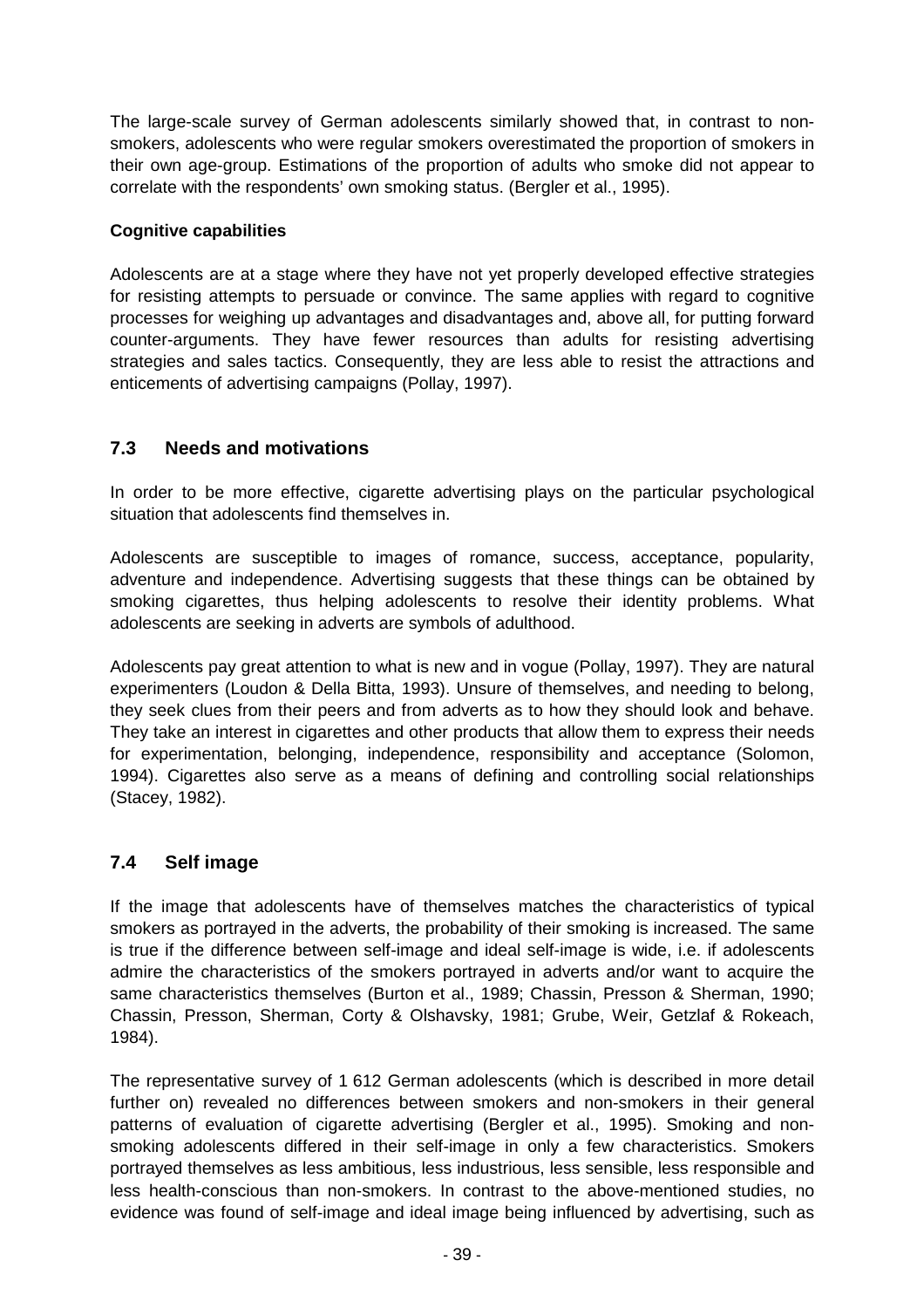The large-scale survey of German adolescents similarly showed that, in contrast to non-smokers, adolescents who were regular smokers overestimated the proportion of smokers in their own age-group. Estimations of the proportion of adults who smoke did not appear to correlate with the respondents' own smoking status. (Bergler et al., 1995).

**Cognitive capabilities**

Adolescents are at a stage where they have not yet properly developed effective strategies for resisting attempts to persuade or convince. The same applies with regard to cognitive processes for weighing up advantages and disadvantages and, above all, for putting forward counter-arguments. They have fewer resources than adults for resisting advertising strategies and sales tactics. Consequently, they are less able to resist the attractions and enticements of advertising campaigns (Pollay, 1997).

## 7.3 Needs and motivations

In order to be more effective, cigarette advertising plays on the particular psychological situation that adolescents find themselves in.

Adolescents are susceptible to images of romance, success, acceptance, popularity, adventure and independence. Advertising suggests that these things can be obtained by smoking cigarettes, thus helping adolescents to resolve their identity problems. What adolescents are seeking in adverts are symbols of adulthood.

Adolescents pay great attention to what is new and in vogue (Pollay, 1997). They are natural experimenters (Loudon & Della Bitta, 1993). Unsure of themselves, and needing to belong, they seek clues from their peers and from adverts as to how they should look and behave. They take an interest in cigarettes and other products that allow them to express their needs for experimentation, belonging, independence, responsibility and acceptance (Solomon, 1994). Cigarettes also serve as a means of defining and controlling social relationships (Stacey, 1982).

## 7.4 Self image

If the image that adolescents have of themselves matches the characteristics of typical smokers as portrayed in the adverts, the probability of their smoking is increased. The same is true if the difference between self-image and ideal self-image is wide, i.e. if adolescents admire the characteristics of the smokers portrayed in adverts and/or want to acquire the same characteristics themselves (Burton et al., 1989; Chassin, Presson & Sherman, 1990; Chassin, Presson, Sherman, Corty & Olshavsky, 1981; Grube, Weir, Getzlaf & Rokeach, 1984).

The representative survey of 1 612 German adolescents (which is described in more detail further on) revealed no differences between smokers and non-smokers in their general patterns of evaluation of cigarette advertising (Bergler et al., 1995). Smoking and non-smoking adolescents differed in their self-image in only a few characteristics. Smokers portrayed themselves as less ambitious, less industrious, less sensible, less responsible and less health-conscious than non-smokers. In contrast to the above-mentioned studies, no evidence was found of self-image and ideal image being influenced by advertising, such as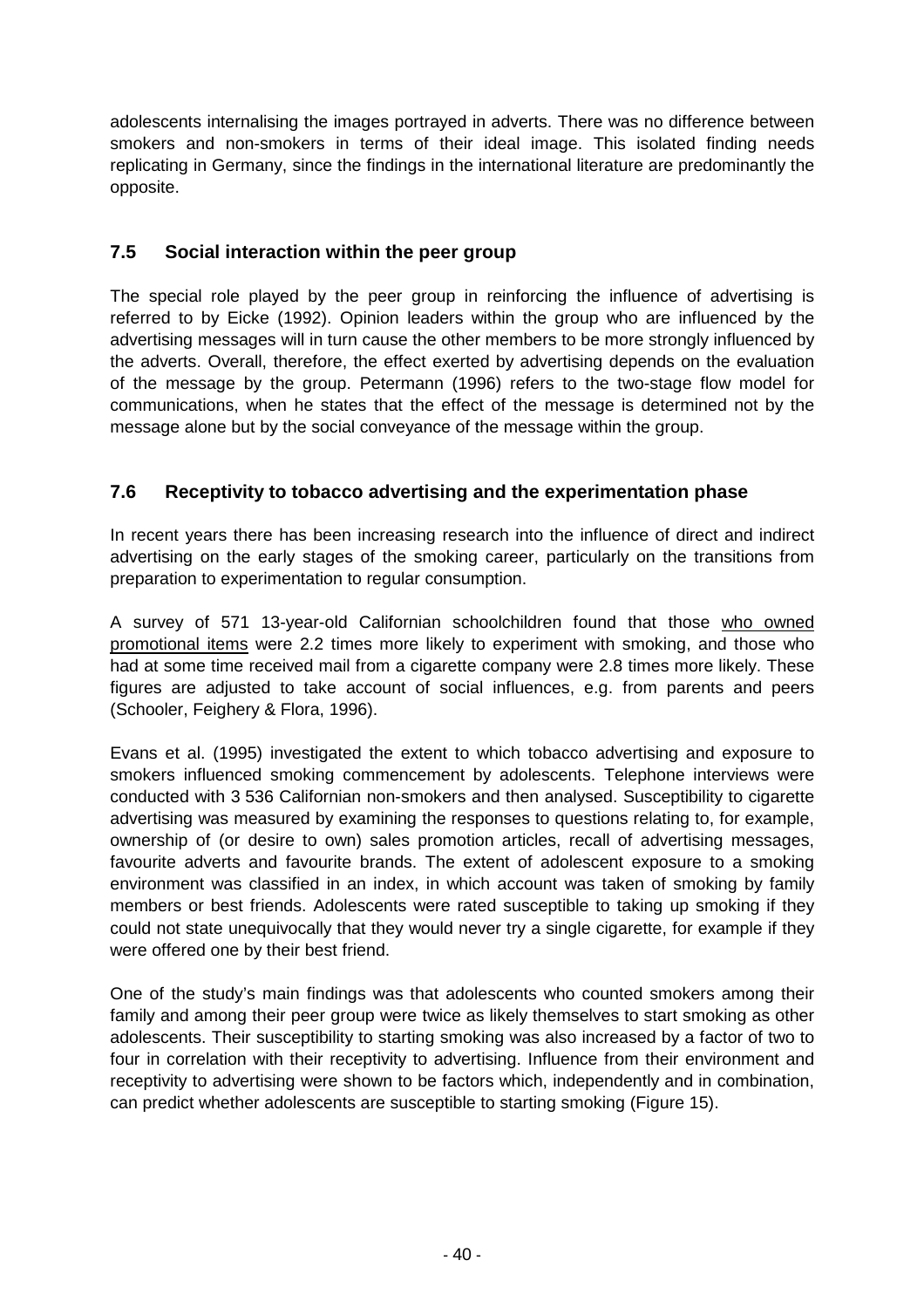adolescents internalising the images portrayed in adverts. There was no difference between smokers and non-smokers in terms of their ideal image. This isolated finding needs replicating in Germany, since the findings in the international literature are predominantly the opposite.

## 7.5 Social interaction within the peer group

The special role played by the peer group in reinforcing the influence of advertising is referred to by Eicke (1992). Opinion leaders within the group who are influenced by the advertising messages will in turn cause the other members to be more strongly influenced by the adverts. Overall, therefore, the effect exerted by advertising depends on the evaluation of the message by the group. Petermann (1996) refers to the two-stage flow model for communications, when he states that the effect of the message is determined not by the message alone but by the social conveyance of the message within the group.

## 7.6 Receptivity to tobacco advertising and the experimentation phase

In recent years there has been increasing research into the influence of direct and indirect advertising on the early stages of the smoking career, particularly on the transitions from preparation to experimentation to regular consumption.

A survey of 571 13-year-old Californian schoolchildren found that those who owned promotional items were 2.2 times more likely to experiment with smoking, and those who had at some time received mail from a cigarette company were 2.8 times more likely. These figures are adjusted to take account of social influences, e.g. from parents and peers (Schooler, Feighery & Flora, 1996).

Evans et al. (1995) investigated the extent to which tobacco advertising and exposure to smokers influenced smoking commencement by adolescents. Telephone interviews were conducted with 3 536 Californian non-smokers and then analysed. Susceptibility to cigarette advertising was measured by examining the responses to questions relating to, for example, ownership of (or desire to own) sales promotion articles, recall of advertising messages, favourite adverts and favourite brands. The extent of adolescent exposure to a smoking environment was classified in an index, in which account was taken of smoking by family members or best friends. Adolescents were rated susceptible to taking up smoking if they could not state unequivocally that they would never try a single cigarette, for example if they were offered one by their best friend.

One of the study's main findings was that adolescents who counted smokers among their family and among their peer group were twice as likely themselves to start smoking as other adolescents. Their susceptibility to starting smoking was also increased by a factor of two to four in correlation with their receptivity to advertising. Influence from their environment and receptivity to advertising were shown to be factors which, independently and in combination, can predict whether adolescents are susceptible to starting smoking (Figure 15).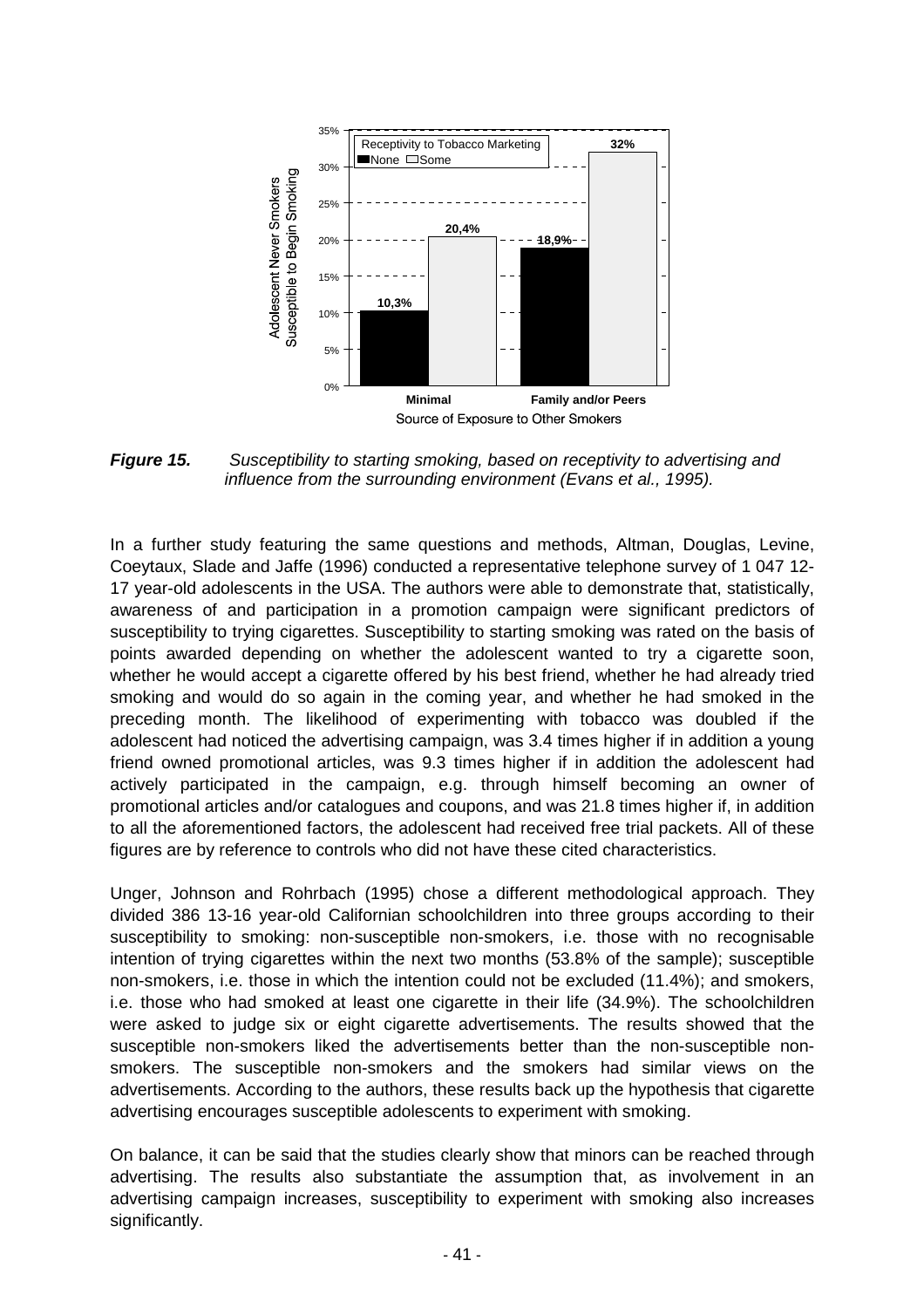**Figure 15.** *Susceptibility to starting smoking, based on receptivity to advertising and influence from the surrounding environment (Evans et al., 1995).*

In a further study featuring the same questions and methods, Altman, Douglas, Levine, Coeytaux, Slade and Jaffe (1996) conducted a representative telephone survey of 1 047 12-17 year-old adolescents in the USA. The authors were able to demonstrate that, statistically, awareness of and participation in a promotion campaign were significant predictors of susceptibility to trying cigarettes. Susceptibility to starting smoking was rated on the basis of points awarded depending on whether the adolescent wanted to try a cigarette soon, whether he would accept a cigarette offered by his best friend, whether he had already tried smoking and would do so again in the coming year, and whether he had smoked in the preceding month. The likelihood of experimenting with tobacco was doubled if the adolescent had noticed the advertising campaign, was 3.4 times higher if in addition a young friend owned promotional articles, was 9.3 times higher if in addition the adolescent had actively participated in the campaign, e.g. through himself becoming an owner of promotional articles and/or catalogues and coupons, and was 21.8 times higher if, in addition to all the aforementioned factors, the adolescent had received free trial packets. All of these figures are by reference to controls who did not have these cited characteristics.

Unger, Johnson and Rohrbach (1995) chose a different methodological approach. They divided 386 13-16 year-old Californian schoolchildren into three groups according to their susceptibility to smoking: non-susceptible non-smokers, i.e. those with no recognisable intention of trying cigarettes within the next two months (53.8% of the sample); susceptible non-smokers, i.e. those in which the intention could not be excluded (11.4%); and smokers, i.e. those who had smoked at least one cigarette in their life (34.9%). The schoolchildren were asked to judge six or eight cigarette advertisements. The results showed that the susceptible non-smokers liked the advertisements better than the non-susceptible non-smokers. The susceptible non-smokers and the smokers had similar views on the advertisements. According to the authors, these results back up the hypothesis that cigarette advertising encourages susceptible adolescents to experiment with smoking.

On balance, it can be said that the studies clearly show that minors can be reached through advertising. The results also substantiate the assumption that, as involvement in an advertising campaign increases, susceptibility to experiment with smoking also increases significantly.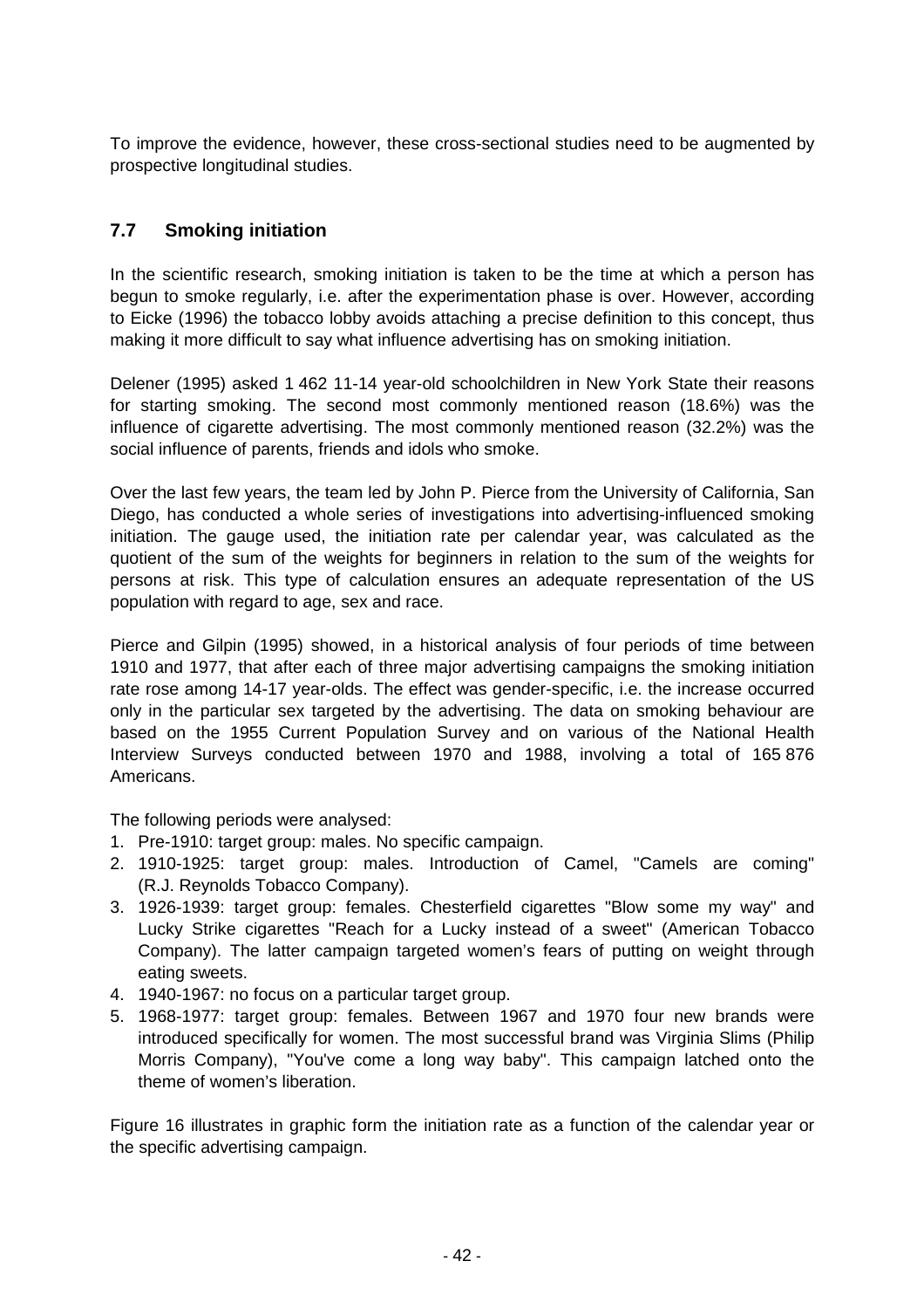To improve the evidence, however, these cross-sectional studies need to be augmented by prospective longitudinal studies.

## 7.7 Smoking initiation

In the scientific research, smoking initiation is taken to be the time at which a person has begun to smoke regularly, i.e. after the experimentation phase is over. However, according to Eicke (1996) the tobacco lobby avoids attaching a precise definition to this concept, thus making it more difficult to say what influence advertising has on smoking initiation.

Delener (1995) asked 1 462 11-14 year-old schoolchildren in New York State their reasons for starting smoking. The second most commonly mentioned reason (18.6%) was the influence of cigarette advertising. The most commonly mentioned reason (32.2%) was the social influence of parents, friends and idols who smoke.

Over the last few years, the team led by John P. Pierce from the University of California, San Diego, has conducted a whole series of investigations into advertising-influenced smoking initiation. The gauge used, the initiation rate per calendar year, was calculated as the quotient of the sum of the weights for beginners in relation to the sum of the weights for persons at risk. This type of calculation ensures an adequate representation of the US population with regard to age, sex and race.

Pierce and Gilpin (1995) showed, in a historical analysis of four periods of time between 1910 and 1977, that after each of three major advertising campaigns the smoking initiation rate rose among 14-17 year-olds. The effect was gender-specific, i.e. the increase occurred only in the particular sex targeted by the advertising. The data on smoking behaviour are based on the 1955 Current Population Survey and on various of the National Health Interview Surveys conducted between 1970 and 1988, involving a total of 165 876 Americans.

The following periods were analysed:

1. Pre-1910: target group: males. No specific campaign.
2. 1910-1925: target group: males. Introduction of Camel, "Camels are coming" (R.J. Reynolds Tobacco Company).
3. 1926-1939: target group: females. Chesterfield cigarettes "Blow some my way" and Lucky Strike cigarettes "Reach for a Lucky instead of a sweet" (American Tobacco Company). The latter campaign targeted women's fears of putting on weight through eating sweets.
4. 1940-1967: no focus on a particular target group.
5. 1968-1977: target group: females. Between 1967 and 1970 four new brands were introduced specifically for women. The most successful brand was Virginia Slims (Philip Morris Company), "You've come a long way baby". This campaign latched onto the theme of women's liberation.

Figure 16 illustrates in graphic form the initiation rate as a function of the calendar year or the specific advertising campaign.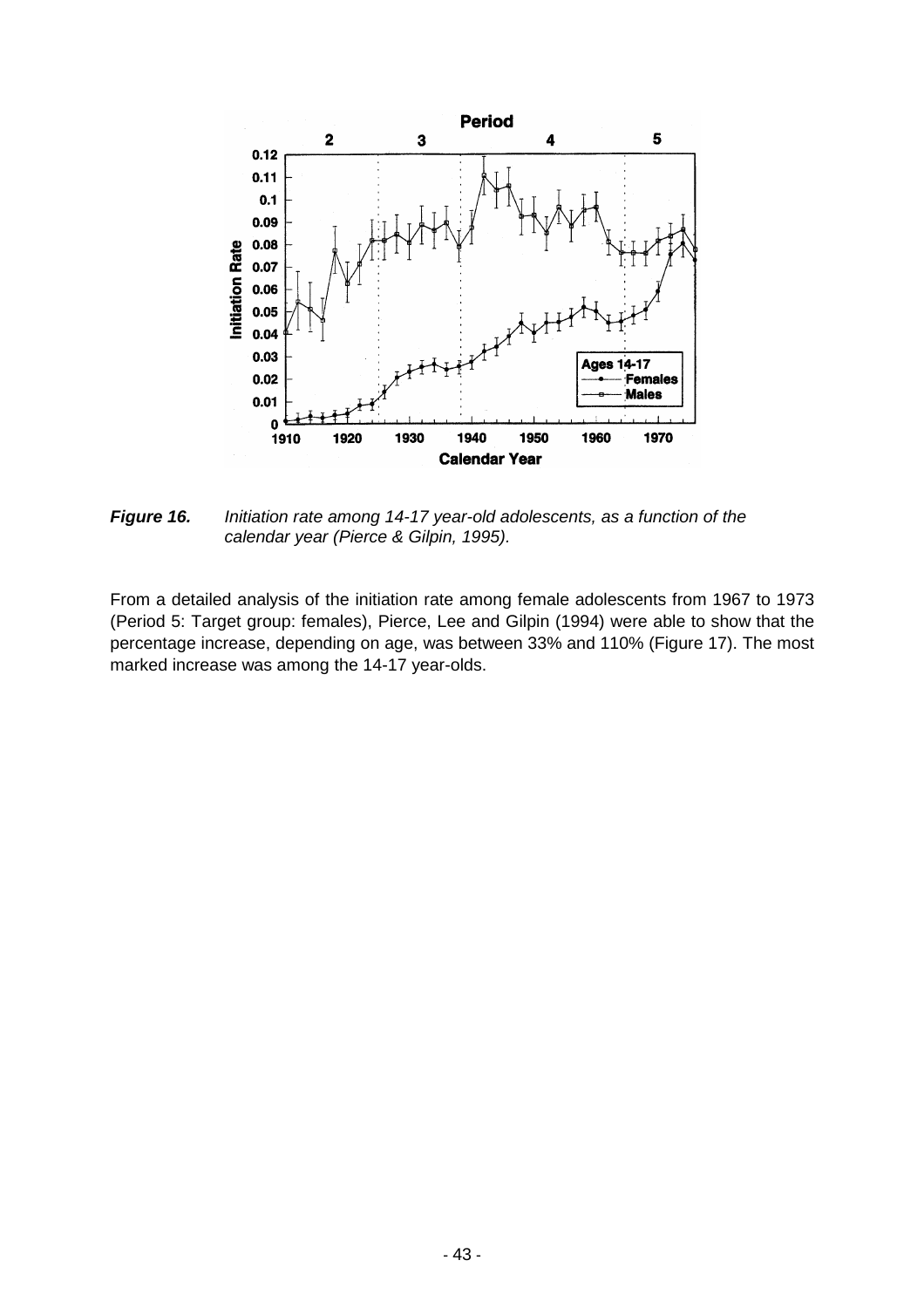***Figure 16.*** *Initiation rate among 14-17 year-old adolescents, as a function of the calendar year (Pierce & Gilpin, 1995).*

From a detailed analysis of the initiation rate among female adolescents from 1967 to 1973 (Period 5: Target group: females), Pierce, Lee and Gilpin (1994) were able to show that the percentage increase, depending on age, was between 33% and 110% (Figure 17). The most marked increase was among the 14-17 year-olds.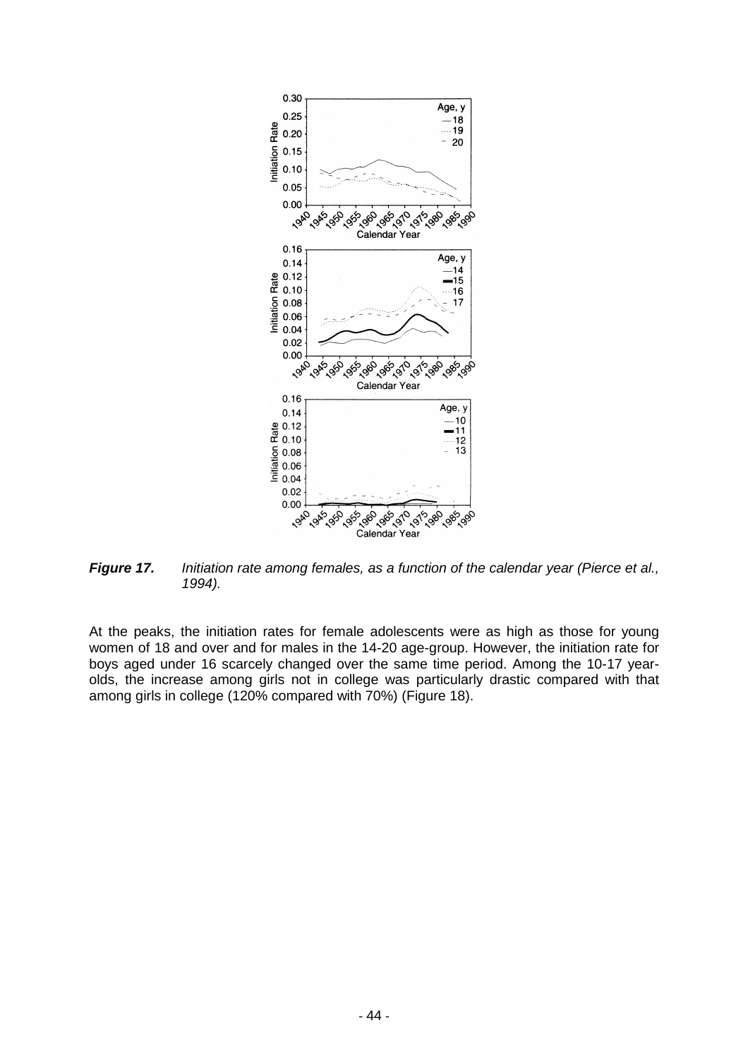***Figure 17.*** *Initiation rate among females, as a function of the calendar year (Pierce et al., 1994).*

At the peaks, the initiation rates for female adolescents were as high as those for young women of 18 and over and for males in the 14-20 age-group. However, the initiation rate for boys aged under 16 scarcely changed over the same time period. Among the 10-17 year-olds, the increase among girls not in college was particularly drastic compared with that among girls in college (120% compared with 70%) (Figure 18).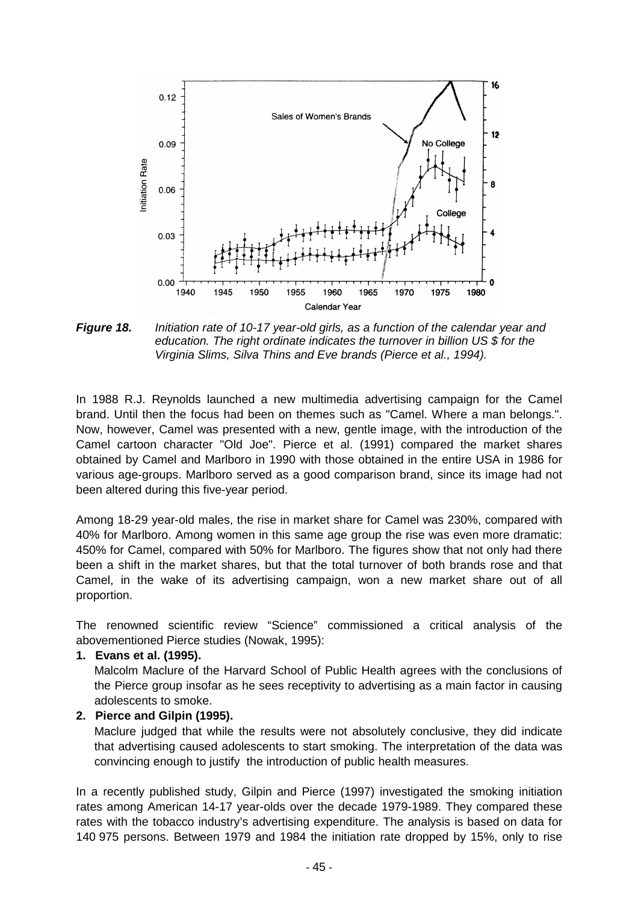**Figure 18.** *Initiation rate of 10-17 year-old girls, as a function of the calendar year and education. The right ordinate indicates the turnover in billion US $ for the Virginia Slims, Silva Thins and Eve brands (Pierce et al., 1994).*

In 1988 R.J. Reynolds launched a new multimedia advertising campaign for the Camel brand. Until then the focus had been on themes such as "Camel. Where a man belongs.". Now, however, Camel was presented with a new, gentle image, with the introduction of the Camel cartoon character "Old Joe". Pierce et al. (1991) compared the market shares obtained by Camel and Marlboro in 1990 with those obtained in the entire USA in 1986 for various age-groups. Marlboro served as a good comparison brand, since its image had not been altered during this five-year period.

Among 18-29 year-old males, the rise in market share for Camel was 230%, compared with 40% for Marlboro. Among women in this same age group the rise was even more dramatic: 450% for Camel, compared with 50% for Marlboro. The figures show that not only had there been a shift in the market shares, but that the total turnover of both brands rose and that Camel, in the wake of its advertising campaign, won a new market share out of all proportion.

The renowned scientific review "Science" commissioned a critical analysis of the abovementioned Pierce studies (Nowak, 1995):

1. **Evans et al. (1995).**
   Malcolm Maclure of the Harvard School of Public Health agrees with the conclusions of the Pierce group insofar as he sees receptivity to advertising as a main factor in causing adolescents to smoke.
2. **Pierce and Gilpin (1995).**
   Maclure judged that while the results were not absolutely conclusive, they did indicate that advertising caused adolescents to start smoking. The interpretation of the data was convincing enough to justify the introduction of public health measures.

In a recently published study, Gilpin and Pierce (1997) investigated the smoking initiation rates among American 14-17 year-olds over the decade 1979-1989. They compared these rates with the tobacco industry's advertising expenditure. The analysis is based on data for 140 975 persons. Between 1979 and 1984 the initiation rate dropped by 15%, only to rise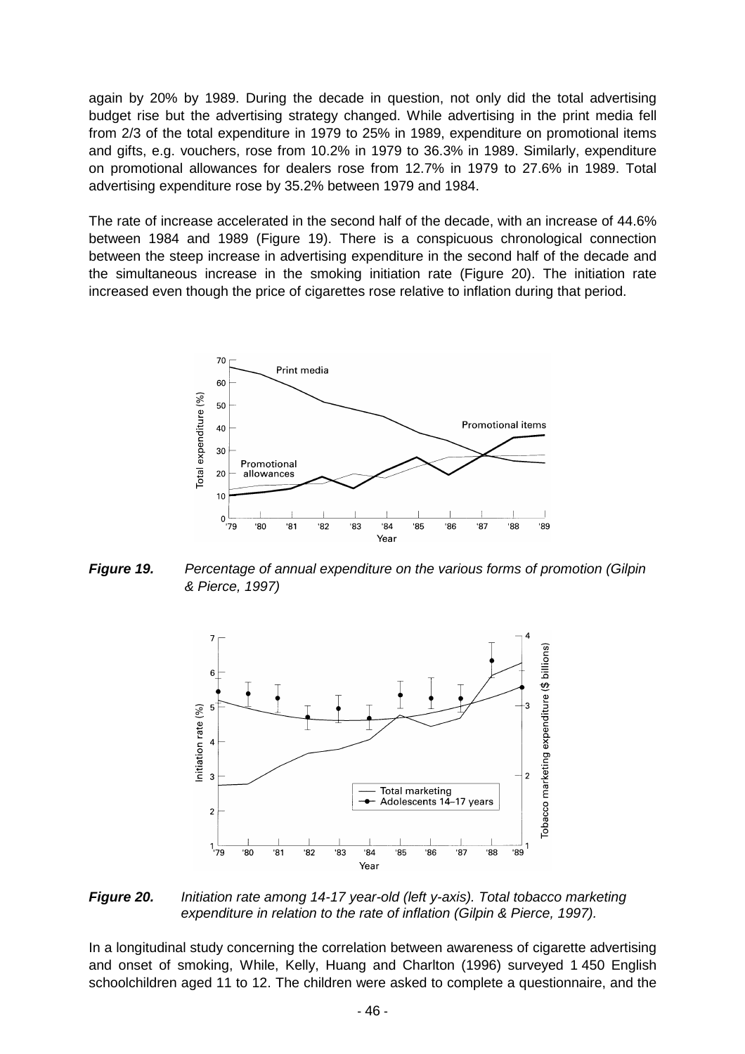again by 20% by 1989. During the decade in question, not only did the total advertising budget rise but the advertising strategy changed. While advertising in the print media fell from 2/3 of the total expenditure in 1979 to 25% in 1989, expenditure on promotional items and gifts, e.g. vouchers, rose from 10.2% in 1979 to 36.3% in 1989. Similarly, expenditure on promotional allowances for dealers rose from 12.7% in 1979 to 27.6% in 1989. Total advertising expenditure rose by 35.2% between 1979 and 1984.

The rate of increase accelerated in the second half of the decade, with an increase of 44.6% between 1984 and 1989 (Figure 19). There is a conspicuous chronological connection between the steep increase in advertising expenditure in the second half of the decade and the simultaneous increase in the smoking initiation rate (Figure 20). The initiation rate increased even though the price of cigarettes rose relative to inflation during that period.

***Figure 19.*** *Percentage of annual expenditure on the various forms of promotion (Gilpin & Pierce, 1997)*

***Figure 20.*** *Initiation rate among 14-17 year-old (left y-axis). Total tobacco marketing expenditure in relation to the rate of inflation (Gilpin & Pierce, 1997).*

In a longitudinal study concerning the correlation between awareness of cigarette advertising and onset of smoking, While, Kelly, Huang and Charlton (1996) surveyed 1 450 English schoolchildren aged 11 to 12. The children were asked to complete a questionnaire, and the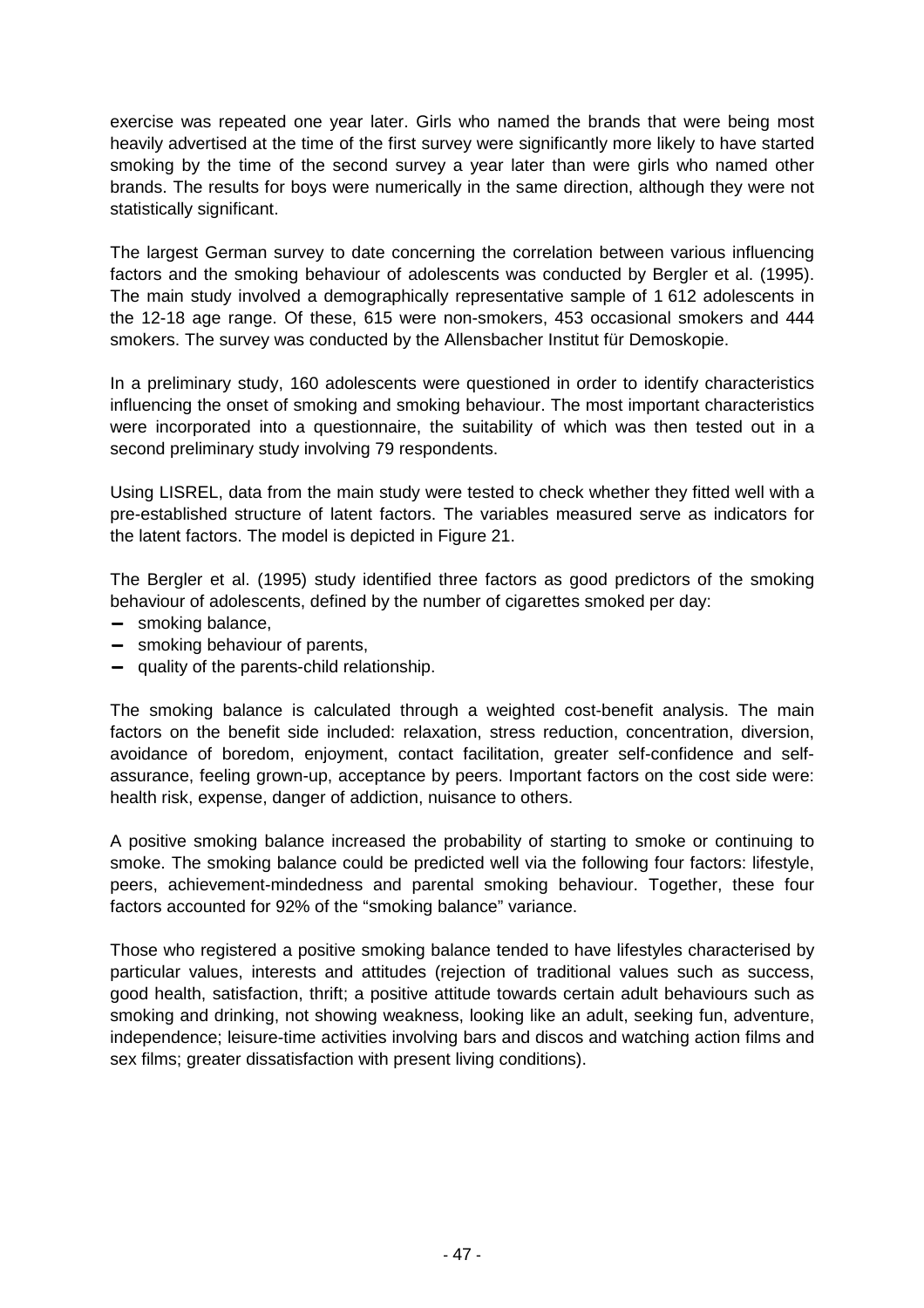exercise was repeated one year later. Girls who named the brands that were being most heavily advertised at the time of the first survey were significantly more likely to have started smoking by the time of the second survey a year later than were girls who named other brands. The results for boys were numerically in the same direction, although they were not statistically significant.

The largest German survey to date concerning the correlation between various influencing factors and the smoking behaviour of adolescents was conducted by Bergler et al. (1995). The main study involved a demographically representative sample of 1 612 adolescents in the 12-18 age range. Of these, 615 were non-smokers, 453 occasional smokers and 444 smokers. The survey was conducted by the Allensbacher Institut für Demoskopie.

In a preliminary study, 160 adolescents were questioned in order to identify characteristics influencing the onset of smoking and smoking behaviour. The most important characteristics were incorporated into a questionnaire, the suitability of which was then tested out in a second preliminary study involving 79 respondents.

Using LISREL, data from the main study were tested to check whether they fitted well with a pre-established structure of latent factors. The variables measured serve as indicators for the latent factors. The model is depicted in Figure 21.

The Bergler et al. (1995) study identified three factors as good predictors of the smoking behaviour of adolescents, defined by the number of cigarettes smoked per day:

- smoking balance,
- smoking behaviour of parents,
- quality of the parents-child relationship.

The smoking balance is calculated through a weighted cost-benefit analysis. The main factors on the benefit side included: relaxation, stress reduction, concentration, diversion, avoidance of boredom, enjoyment, contact facilitation, greater self-confidence and self-assurance, feeling grown-up, acceptance by peers. Important factors on the cost side were: health risk, expense, danger of addiction, nuisance to others.

A positive smoking balance increased the probability of starting to smoke or continuing to smoke. The smoking balance could be predicted well via the following four factors: lifestyle, peers, achievement-mindedness and parental smoking behaviour. Together, these four factors accounted for 92% of the "smoking balance" variance.

Those who registered a positive smoking balance tended to have lifestyles characterised by particular values, interests and attitudes (rejection of traditional values such as success, good health, satisfaction, thrift; a positive attitude towards certain adult behaviours such as smoking and drinking, not showing weakness, looking like an adult, seeking fun, adventure, independence; leisure-time activities involving bars and discos and watching action films and sex films; greater dissatisfaction with present living conditions).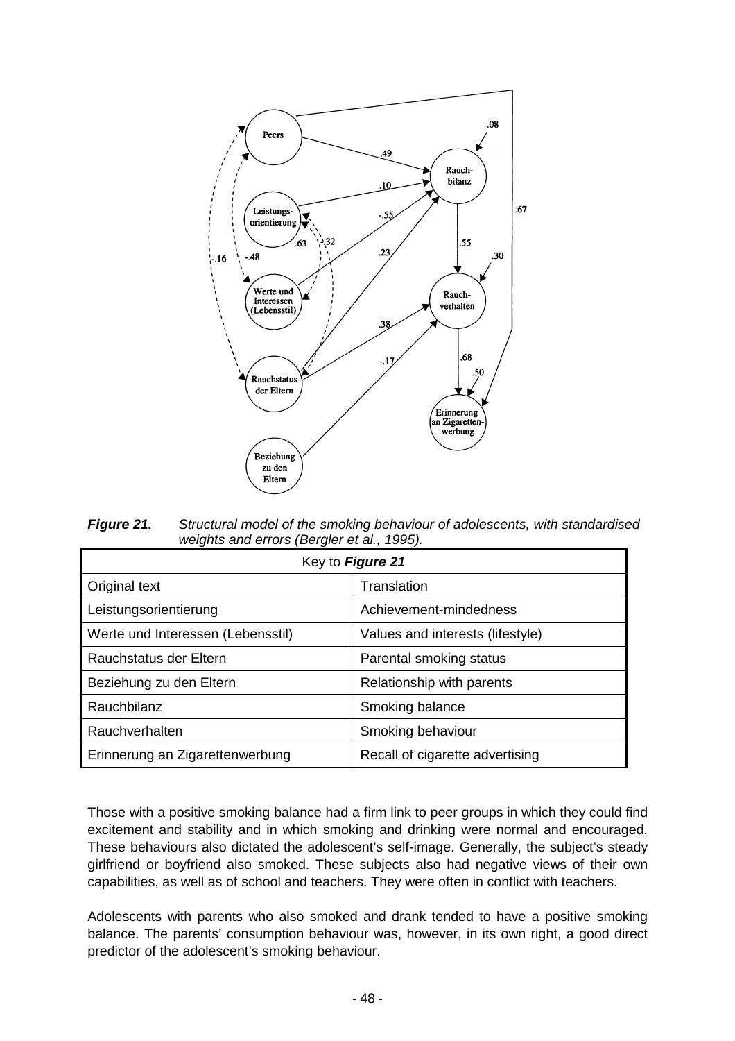***Figure 21.*** *Structural model of the smoking behaviour of adolescents, with standardised weights and errors (Bergler et al., 1995).*

| Key to ***Figure 21*** | |
|---|---|
| Original text | Translation |
| Leistungsorientierung | Achievement-mindedness |
| Werte und Interessen (Lebensstil) | Values and interests (lifestyle) |
| Rauchstatus der Eltern | Parental smoking status |
| Beziehung zu den Eltern | Relationship with parents |
| Rauchbilanz | Smoking balance |
| Rauchverhalten | Smoking behaviour |
| Erinnerung an Zigarettenwerbung | Recall of cigarette advertising |

Those with a positive smoking balance had a firm link to peer groups in which they could find excitement and stability and in which smoking and drinking were normal and encouraged. These behaviours also dictated the adolescent's self-image. Generally, the subject's steady girlfriend or boyfriend also smoked. These subjects also had negative views of their own capabilities, as well as of school and teachers. They were often in conflict with teachers.

Adolescents with parents who also smoked and drank tended to have a positive smoking balance. The parents' consumption behaviour was, however, in its own right, a good direct predictor of the adolescent's smoking behaviour.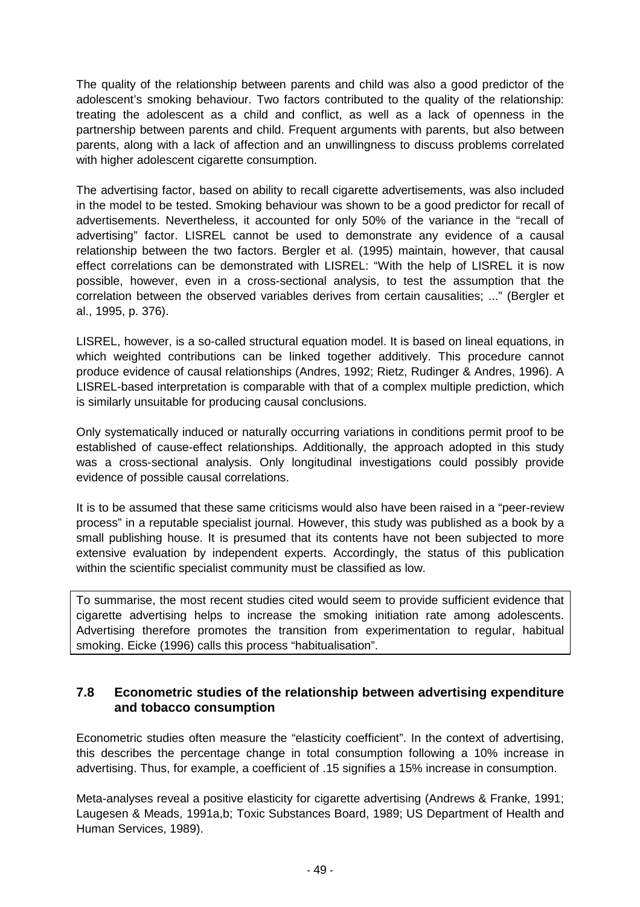The quality of the relationship between parents and child was also a good predictor of the adolescent's smoking behaviour. Two factors contributed to the quality of the relationship: treating the adolescent as a child and conflict, as well as a lack of openness in the partnership between parents and child. Frequent arguments with parents, but also between parents, along with a lack of affection and an unwillingness to discuss problems correlated with higher adolescent cigarette consumption.

The advertising factor, based on ability to recall cigarette advertisements, was also included in the model to be tested. Smoking behaviour was shown to be a good predictor for recall of advertisements. Nevertheless, it accounted for only 50% of the variance in the "recall of advertising" factor. LISREL cannot be used to demonstrate any evidence of a causal relationship between the two factors. Bergler et al. (1995) maintain, however, that causal effect correlations can be demonstrated with LISREL: "With the help of LISREL it is now possible, however, even in a cross-sectional analysis, to test the assumption that the correlation between the observed variables derives from certain causalities; ..." (Bergler et al., 1995, p. 376).

LISREL, however, is a so-called structural equation model. It is based on lineal equations, in which weighted contributions can be linked together additively. This procedure cannot produce evidence of causal relationships (Andres, 1992; Rietz, Rudinger & Andres, 1996). A LISREL-based interpretation is comparable with that of a complex multiple prediction, which is similarly unsuitable for producing causal conclusions.

Only systematically induced or naturally occurring variations in conditions permit proof to be established of cause-effect relationships. Additionally, the approach adopted in this study was a cross-sectional analysis. Only longitudinal investigations could possibly provide evidence of possible causal correlations.

It is to be assumed that these same criticisms would also have been raised in a "peer-review process" in a reputable specialist journal. However, this study was published as a book by a small publishing house. It is presumed that its contents have not been subjected to more extensive evaluation by independent experts. Accordingly, the status of this publication within the scientific specialist community must be classified as low.

To summarise, the most recent studies cited would seem to provide sufficient evidence that cigarette advertising helps to increase the smoking initiation rate among adolescents. Advertising therefore promotes the transition from experimentation to regular, habitual smoking. Eicke (1996) calls this process "habitualisation".

## 7.8 Econometric studies of the relationship between advertising expenditure and tobacco consumption

Econometric studies often measure the "elasticity coefficient". In the context of advertising, this describes the percentage change in total consumption following a 10% increase in advertising. Thus, for example, a coefficient of .15 signifies a 15% increase in consumption.

Meta-analyses reveal a positive elasticity for cigarette advertising (Andrews & Franke, 1991; Laugesen & Meads, 1991a,b; Toxic Substances Board, 1989; US Department of Health and Human Services, 1989).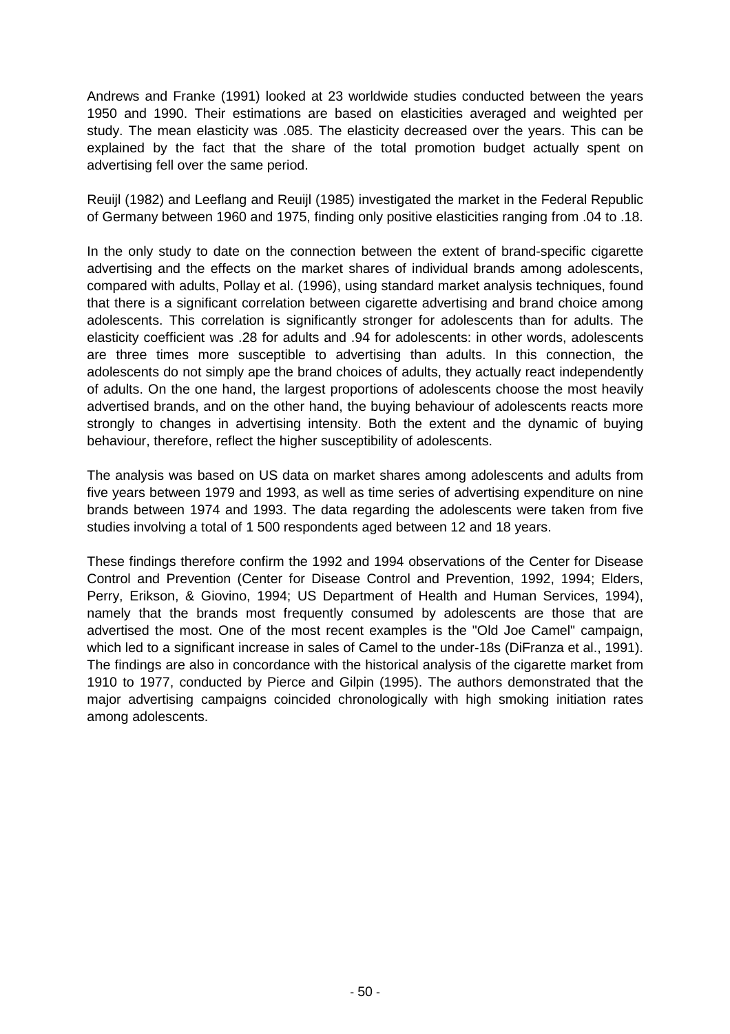Andrews and Franke (1991) looked at 23 worldwide studies conducted between the years 1950 and 1990. Their estimations are based on elasticities averaged and weighted per study. The mean elasticity was .085. The elasticity decreased over the years. This can be explained by the fact that the share of the total promotion budget actually spent on advertising fell over the same period.

Reuijl (1982) and Leeflang and Reuijl (1985) investigated the market in the Federal Republic of Germany between 1960 and 1975, finding only positive elasticities ranging from .04 to .18.

In the only study to date on the connection between the extent of brand-specific cigarette advertising and the effects on the market shares of individual brands among adolescents, compared with adults, Pollay et al. (1996), using standard market analysis techniques, found that there is a significant correlation between cigarette advertising and brand choice among adolescents. This correlation is significantly stronger for adolescents than for adults. The elasticity coefficient was .28 for adults and .94 for adolescents: in other words, adolescents are three times more susceptible to advertising than adults. In this connection, the adolescents do not simply ape the brand choices of adults, they actually react independently of adults. On the one hand, the largest proportions of adolescents choose the most heavily advertised brands, and on the other hand, the buying behaviour of adolescents reacts more strongly to changes in advertising intensity. Both the extent and the dynamic of buying behaviour, therefore, reflect the higher susceptibility of adolescents.

The analysis was based on US data on market shares among adolescents and adults from five years between 1979 and 1993, as well as time series of advertising expenditure on nine brands between 1974 and 1993. The data regarding the adolescents were taken from five studies involving a total of 1 500 respondents aged between 12 and 18 years.

These findings therefore confirm the 1992 and 1994 observations of the Center for Disease Control and Prevention (Center for Disease Control and Prevention, 1992, 1994; Elders, Perry, Erikson, & Giovino, 1994; US Department of Health and Human Services, 1994), namely that the brands most frequently consumed by adolescents are those that are advertised the most. One of the most recent examples is the "Old Joe Camel" campaign, which led to a significant increase in sales of Camel to the under-18s (DiFranza et al., 1991). The findings are also in concordance with the historical analysis of the cigarette market from 1910 to 1977, conducted by Pierce and Gilpin (1995). The authors demonstrated that the major advertising campaigns coincided chronologically with high smoking initiation rates among adolescents.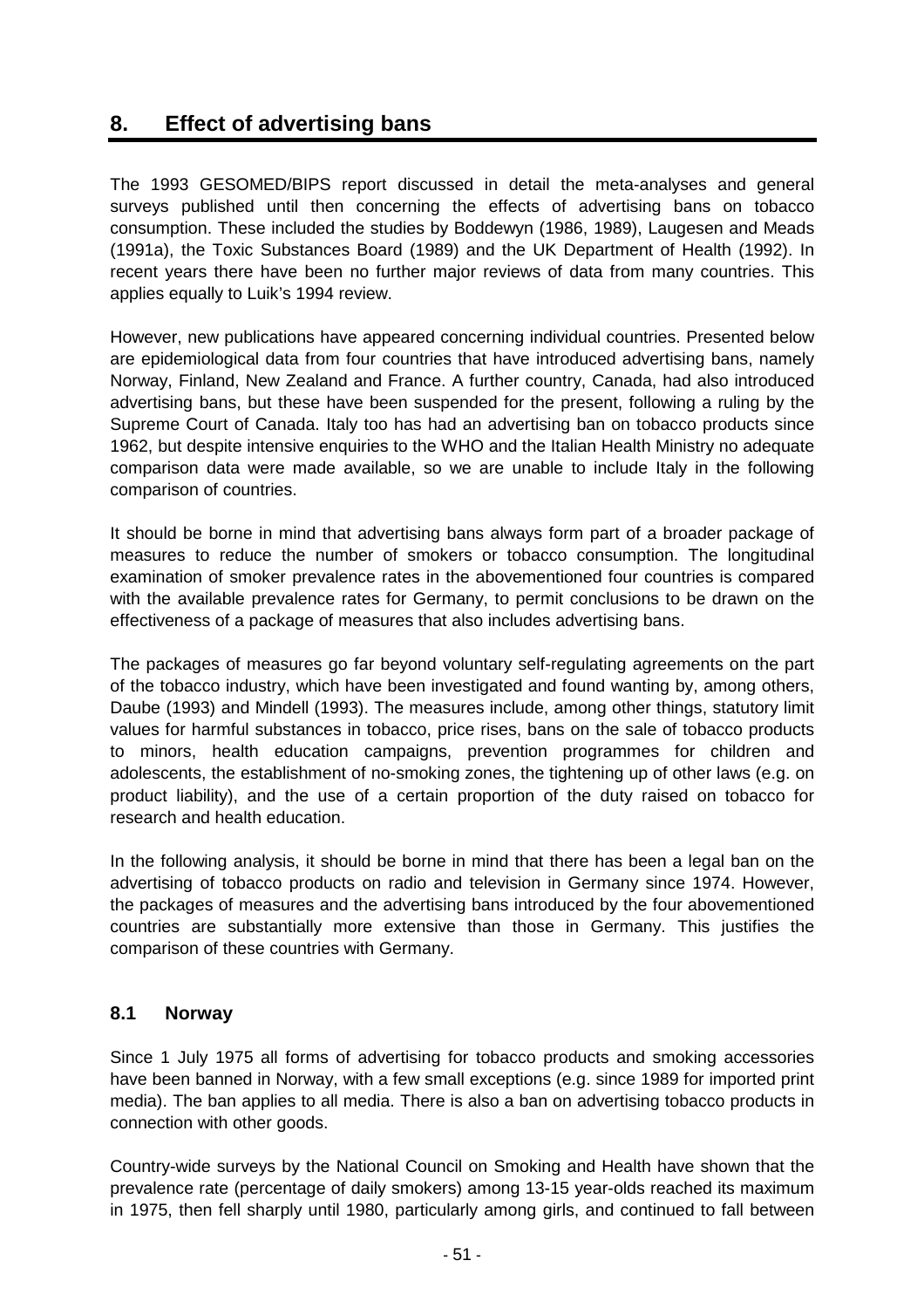## 8. Effect of advertising bans

The 1993 GESOMED/BIPS report discussed in detail the meta-analyses and general surveys published until then concerning the effects of advertising bans on tobacco consumption. These included the studies by Boddewyn (1986, 1989), Laugesen and Meads (1991a), the Toxic Substances Board (1989) and the UK Department of Health (1992). In recent years there have been no further major reviews of data from many countries. This applies equally to Luik's 1994 review.

However, new publications have appeared concerning individual countries. Presented below are epidemiological data from four countries that have introduced advertising bans, namely Norway, Finland, New Zealand and France. A further country, Canada, had also introduced advertising bans, but these have been suspended for the present, following a ruling by the Supreme Court of Canada. Italy too has had an advertising ban on tobacco products since 1962, but despite intensive enquiries to the WHO and the Italian Health Ministry no adequate comparison data were made available, so we are unable to include Italy in the following comparison of countries.

It should be borne in mind that advertising bans always form part of a broader package of measures to reduce the number of smokers or tobacco consumption. The longitudinal examination of smoker prevalence rates in the abovementioned four countries is compared with the available prevalence rates for Germany, to permit conclusions to be drawn on the effectiveness of a package of measures that also includes advertising bans.

The packages of measures go far beyond voluntary self-regulating agreements on the part of the tobacco industry, which have been investigated and found wanting by, among others, Daube (1993) and Mindell (1993). The measures include, among other things, statutory limit values for harmful substances in tobacco, price rises, bans on the sale of tobacco products to minors, health education campaigns, prevention programmes for children and adolescents, the establishment of no-smoking zones, the tightening up of other laws (e.g. on product liability), and the use of a certain proportion of the duty raised on tobacco for research and health education.

In the following analysis, it should be borne in mind that there has been a legal ban on the advertising of tobacco products on radio and television in Germany since 1974. However, the packages of measures and the advertising bans introduced by the four abovementioned countries are substantially more extensive than those in Germany. This justifies the comparison of these countries with Germany.

### 8.1 Norway

Since 1 July 1975 all forms of advertising for tobacco products and smoking accessories have been banned in Norway, with a few small exceptions (e.g. since 1989 for imported print media). The ban applies to all media. There is also a ban on advertising tobacco products in connection with other goods.

Country-wide surveys by the National Council on Smoking and Health have shown that the prevalence rate (percentage of daily smokers) among 13-15 year-olds reached its maximum in 1975, then fell sharply until 1980, particularly among girls, and continued to fall between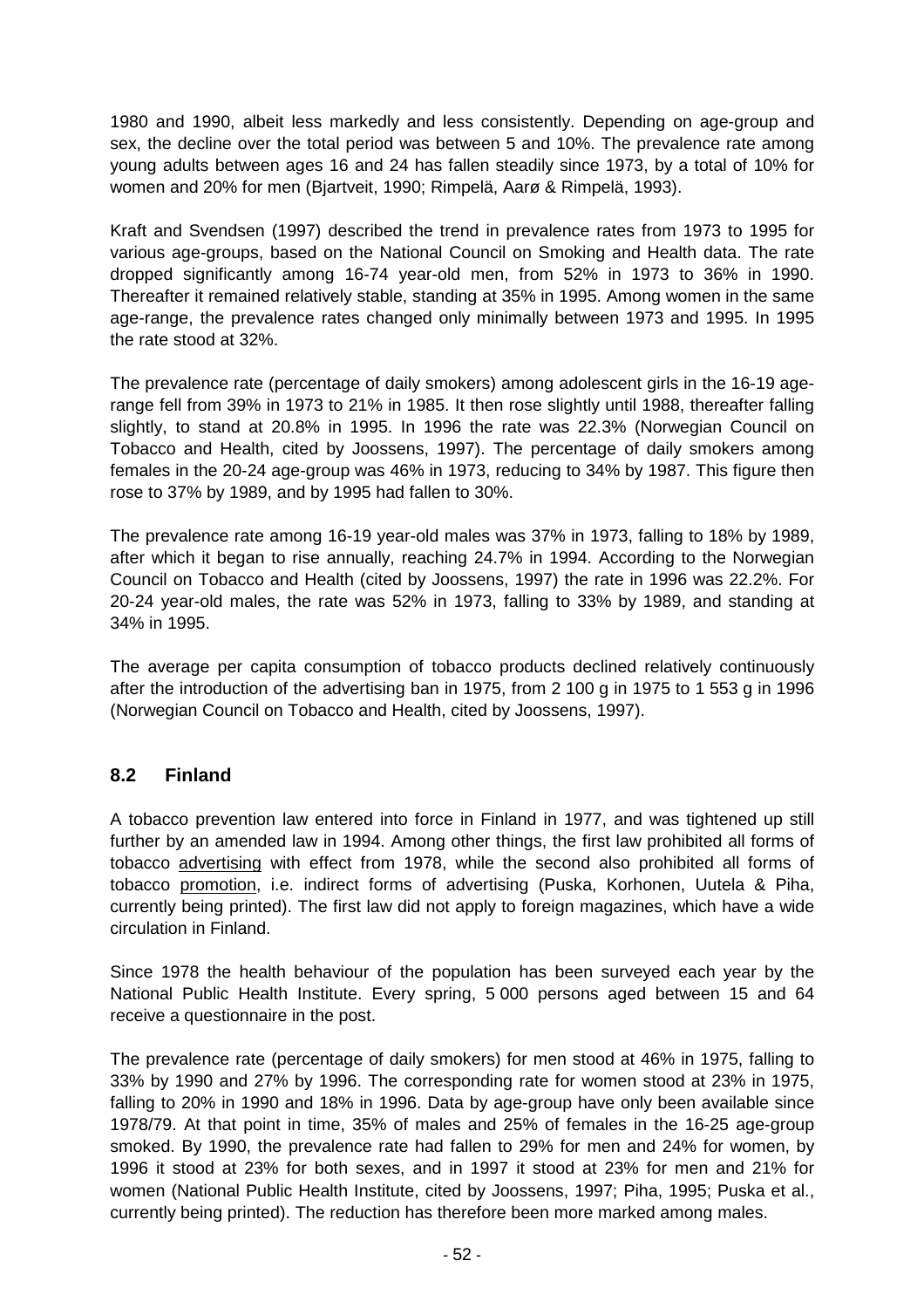1980 and 1990, albeit less markedly and less consistently. Depending on age-group and sex, the decline over the total period was between 5 and 10%. The prevalence rate among young adults between ages 16 and 24 has fallen steadily since 1973, by a total of 10% for women and 20% for men (Bjartveit, 1990; Rimpelä, Aarø & Rimpelä, 1993).

Kraft and Svendsen (1997) described the trend in prevalence rates from 1973 to 1995 for various age-groups, based on the National Council on Smoking and Health data. The rate dropped significantly among 16-74 year-old men, from 52% in 1973 to 36% in 1990. Thereafter it remained relatively stable, standing at 35% in 1995. Among women in the same age-range, the prevalence rates changed only minimally between 1973 and 1995. In 1995 the rate stood at 32%.

The prevalence rate (percentage of daily smokers) among adolescent girls in the 16-19 age-range fell from 39% in 1973 to 21% in 1985. It then rose slightly until 1988, thereafter falling slightly, to stand at 20.8% in 1995. In 1996 the rate was 22.3% (Norwegian Council on Tobacco and Health, cited by Joossens, 1997). The percentage of daily smokers among females in the 20-24 age-group was 46% in 1973, reducing to 34% by 1987. This figure then rose to 37% by 1989, and by 1995 had fallen to 30%.

The prevalence rate among 16-19 year-old males was 37% in 1973, falling to 18% by 1989, after which it began to rise annually, reaching 24.7% in 1994. According to the Norwegian Council on Tobacco and Health (cited by Joossens, 1997) the rate in 1996 was 22.2%. For 20-24 year-old males, the rate was 52% in 1973, falling to 33% by 1989, and standing at 34% in 1995.

The average per capita consumption of tobacco products declined relatively continuously after the introduction of the advertising ban in 1975, from 2 100 g in 1975 to 1 553 g in 1996 (Norwegian Council on Tobacco and Health, cited by Joossens, 1997).

## 8.2 Finland

A tobacco prevention law entered into force in Finland in 1977, and was tightened up still further by an amended law in 1994. Among other things, the first law prohibited all forms of tobacco advertising with effect from 1978, while the second also prohibited all forms of tobacco promotion, i.e. indirect forms of advertising (Puska, Korhonen, Uutela & Piha, currently being printed). The first law did not apply to foreign magazines, which have a wide circulation in Finland.

Since 1978 the health behaviour of the population has been surveyed each year by the National Public Health Institute. Every spring, 5 000 persons aged between 15 and 64 receive a questionnaire in the post.

The prevalence rate (percentage of daily smokers) for men stood at 46% in 1975, falling to 33% by 1990 and 27% by 1996. The corresponding rate for women stood at 23% in 1975, falling to 20% in 1990 and 18% in 1996. Data by age-group have only been available since 1978/79. At that point in time, 35% of males and 25% of females in the 16-25 age-group smoked. By 1990, the prevalence rate had fallen to 29% for men and 24% for women, by 1996 it stood at 23% for both sexes, and in 1997 it stood at 23% for men and 21% for women (National Public Health Institute, cited by Joossens, 1997; Piha, 1995; Puska et al., currently being printed). The reduction has therefore been more marked among males.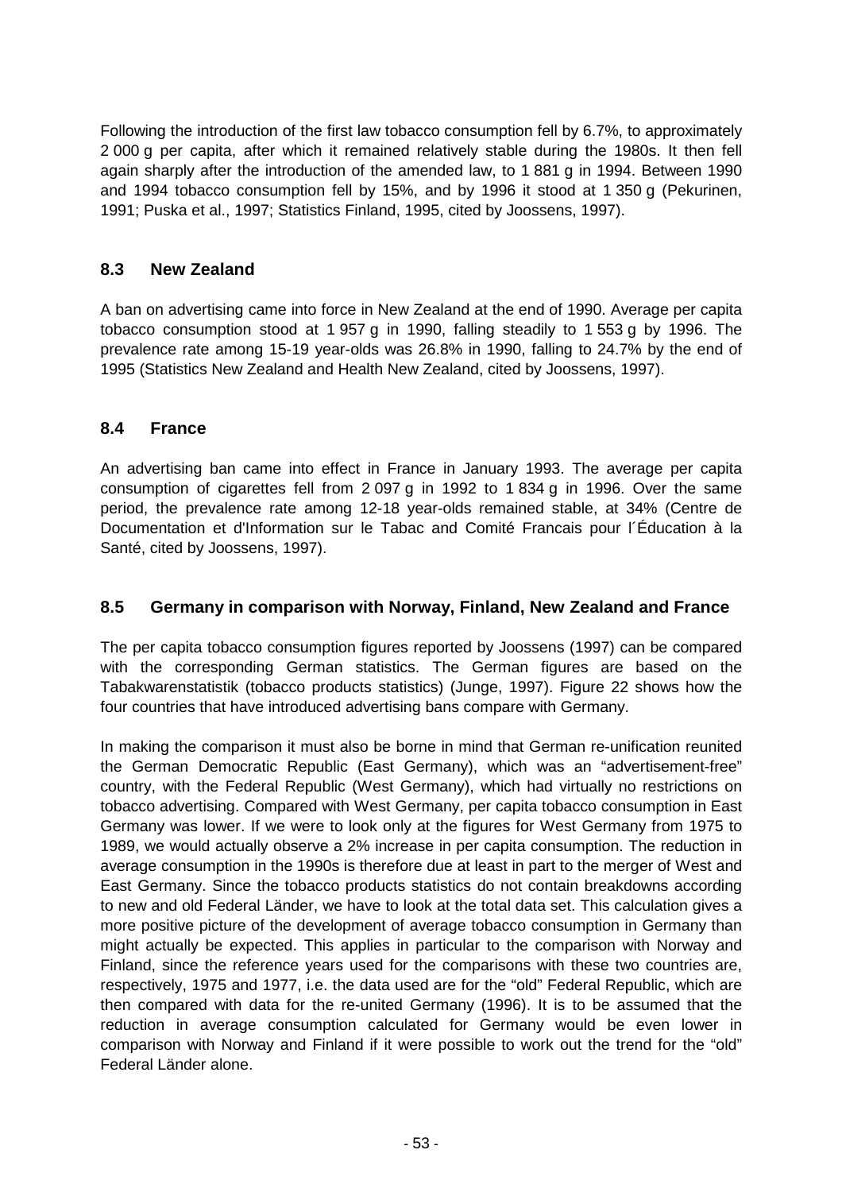Following the introduction of the first law tobacco consumption fell by 6.7%, to approximately 2 000 g per capita, after which it remained relatively stable during the 1980s. It then fell again sharply after the introduction of the amended law, to 1 881 g in 1994. Between 1990 and 1994 tobacco consumption fell by 15%, and by 1996 it stood at 1 350 g (Pekurinen, 1991; Puska et al., 1997; Statistics Finland, 1995, cited by Joossens, 1997).

## 8.3 New Zealand

A ban on advertising came into force in New Zealand at the end of 1990. Average per capita tobacco consumption stood at 1 957 g in 1990, falling steadily to 1 553 g by 1996. The prevalence rate among 15-19 year-olds was 26.8% in 1990, falling to 24.7% by the end of 1995 (Statistics New Zealand and Health New Zealand, cited by Joossens, 1997).

## 8.4 France

An advertising ban came into effect in France in January 1993. The average per capita consumption of cigarettes fell from 2 097 g in 1992 to 1 834 g in 1996. Over the same period, the prevalence rate among 12-18 year-olds remained stable, at 34% (Centre de Documentation et d'Information sur le Tabac and Comité Francais pour l´Éducation à la Santé, cited by Joossens, 1997).

## 8.5 Germany in comparison with Norway, Finland, New Zealand and France

The per capita tobacco consumption figures reported by Joossens (1997) can be compared with the corresponding German statistics. The German figures are based on the Tabakwarenstatistik (tobacco products statistics) (Junge, 1997). Figure 22 shows how the four countries that have introduced advertising bans compare with Germany.

In making the comparison it must also be borne in mind that German re-unification reunited the German Democratic Republic (East Germany), which was an "advertisement-free" country, with the Federal Republic (West Germany), which had virtually no restrictions on tobacco advertising. Compared with West Germany, per capita tobacco consumption in East Germany was lower. If we were to look only at the figures for West Germany from 1975 to 1989, we would actually observe a 2% increase in per capita consumption. The reduction in average consumption in the 1990s is therefore due at least in part to the merger of West and East Germany. Since the tobacco products statistics do not contain breakdowns according to new and old Federal Länder, we have to look at the total data set. This calculation gives a more positive picture of the development of average tobacco consumption in Germany than might actually be expected. This applies in particular to the comparison with Norway and Finland, since the reference years used for the comparisons with these two countries are, respectively, 1975 and 1977, i.e. the data used are for the "old" Federal Republic, which are then compared with data for the re-united Germany (1996). It is to be assumed that the reduction in average consumption calculated for Germany would be even lower in comparison with Norway and Finland if it were possible to work out the trend for the "old" Federal Länder alone.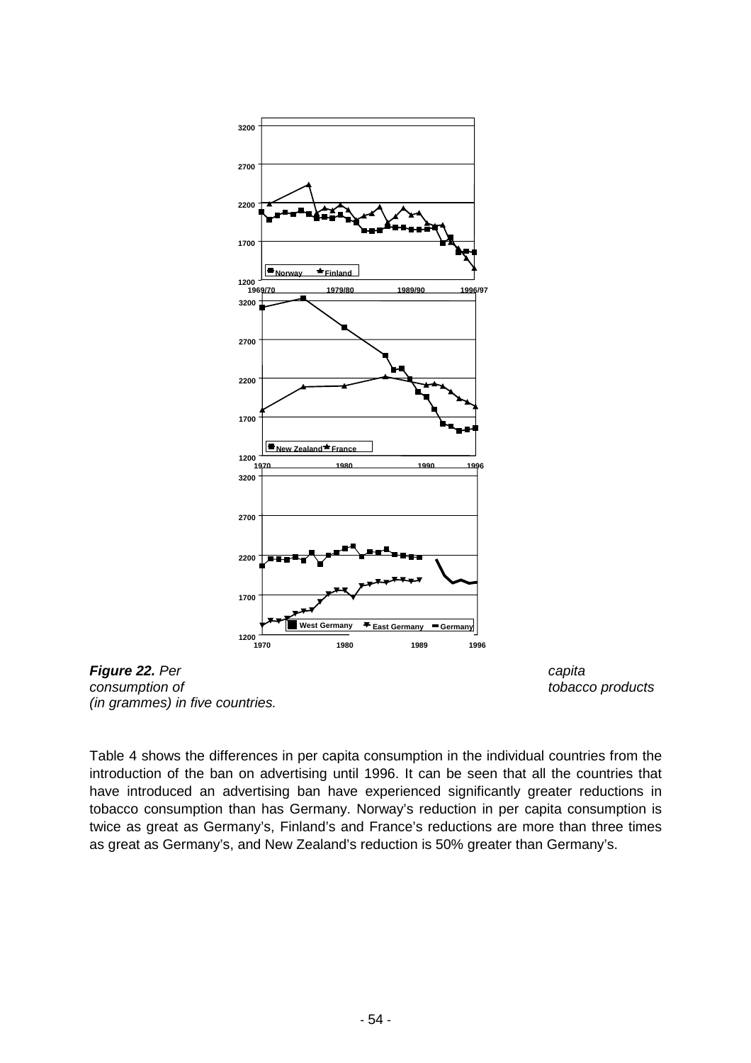***Figure 22.*** *Per capita consumption of tobacco products (in grammes) in five countries.*

Table 4 shows the differences in per capita consumption in the individual countries from the introduction of the ban on advertising until 1996. It can be seen that all the countries that have introduced an advertising ban have experienced significantly greater reductions in tobacco consumption than has Germany. Norway's reduction in per capita consumption is twice as great as Germany's, Finland's and France's reductions are more than three times as great as Germany's, and New Zealand's reduction is 50% greater than Germany's.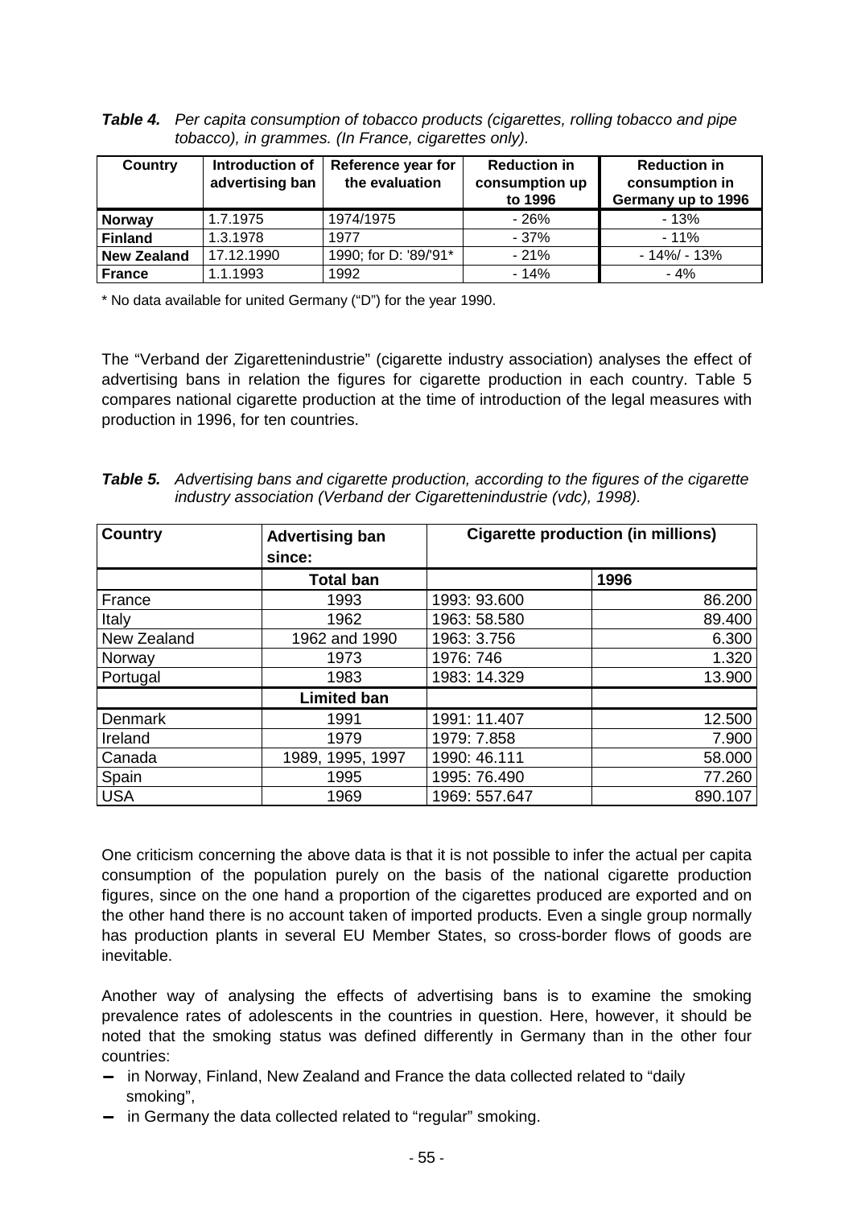***Table 4.*** *Per capita consumption of tobacco products (cigarettes, rolling tobacco and pipe tobacco), in grammes. (In France, cigarettes only).*

| Country | Introduction of advertising ban | Reference year for the evaluation | Reduction in consumption up to 1996 | Reduction in consumption in Germany up to 1996 |
|---|---|---|---|---|
| **Norway** | 1.7.1975 | 1974/1975 | - 26% | - 13% |
| **Finland** | 1.3.1978 | 1977 | - 37% | - 11% |
| **New Zealand** | 17.12.1990 | 1990; for D: '89/'91* | - 21% | - 14%/ - 13% |
| **France** | 1.1.1993 | 1992 | - 14% | - 4% |

\* No data available for united Germany ("D") for the year 1990.

The "Verband der Zigarettenindustrie" (cigarette industry association) analyses the effect of advertising bans in relation the figures for cigarette production in each country. Table 5 compares national cigarette production at the time of introduction of the legal measures with production in 1996, for ten countries.

***Table 5.*** *Advertising bans and cigarette production, according to the figures of the cigarette industry association (Verband der Cigarettenindustrie (vdc), 1998).*

| Country | Advertising ban since: | Cigarette production (in millions) | |
|---|---|---|---|
| | **Total ban** | | **1996** |
| France | 1993 | 1993: 93.600 | 86.200 |
| Italy | 1962 | 1963: 58.580 | 89.400 |
| New Zealand | 1962 and 1990 | 1963: 3.756 | 6.300 |
| Norway | 1973 | 1976: 746 | 1.320 |
| Portugal | 1983 | 1983: 14.329 | 13.900 |
| | **Limited ban** | | |
| Denmark | 1991 | 1991: 11.407 | 12.500 |
| Ireland | 1979 | 1979: 7.858 | 7.900 |
| Canada | 1989, 1995, 1997 | 1990: 46.111 | 58.000 |
| Spain | 1995 | 1995: 76.490 | 77.260 |
| USA | 1969 | 1969: 557.647 | 890.107 |

One criticism concerning the above data is that it is not possible to infer the actual per capita consumption of the population purely on the basis of the national cigarette production figures, since on the one hand a proportion of the cigarettes produced are exported and on the other hand there is no account taken of imported products. Even a single group normally has production plants in several EU Member States, so cross-border flows of goods are inevitable.

Another way of analysing the effects of advertising bans is to examine the smoking prevalence rates of adolescents in the countries in question. Here, however, it should be noted that the smoking status was defined differently in Germany than in the other four countries:

- in Norway, Finland, New Zealand and France the data collected related to "daily smoking",
- in Germany the data collected related to "regular" smoking.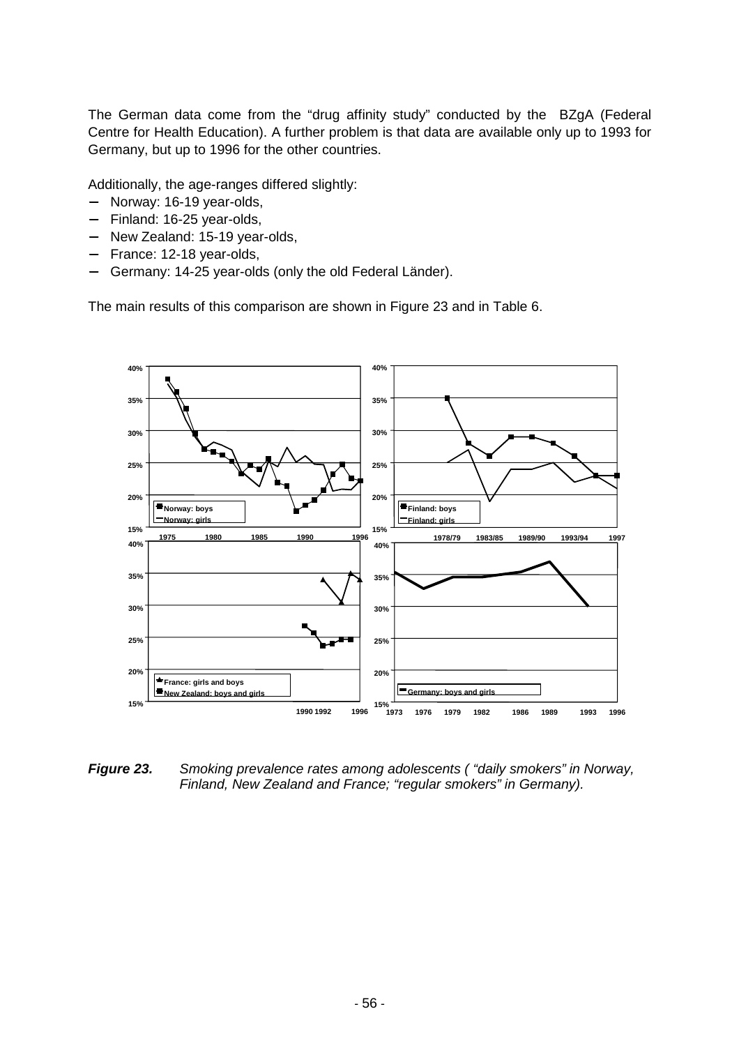The German data come from the "drug affinity study" conducted by the BZgA (Federal Centre for Health Education). A further problem is that data are available only up to 1993 for Germany, but up to 1996 for the other countries.

Additionally, the age-ranges differed slightly:

- Norway: 16-19 year-olds,
- Finland: 16-25 year-olds,
- New Zealand: 15-19 year-olds,
- France: 12-18 year-olds,
- Germany: 14-25 year-olds (only the old Federal Länder).

The main results of this comparison are shown in Figure 23 and in Table 6.

***Figure 23.*** *Smoking prevalence rates among adolescents ( "daily smokers" in Norway, Finland, New Zealand and France; "regular smokers" in Germany).*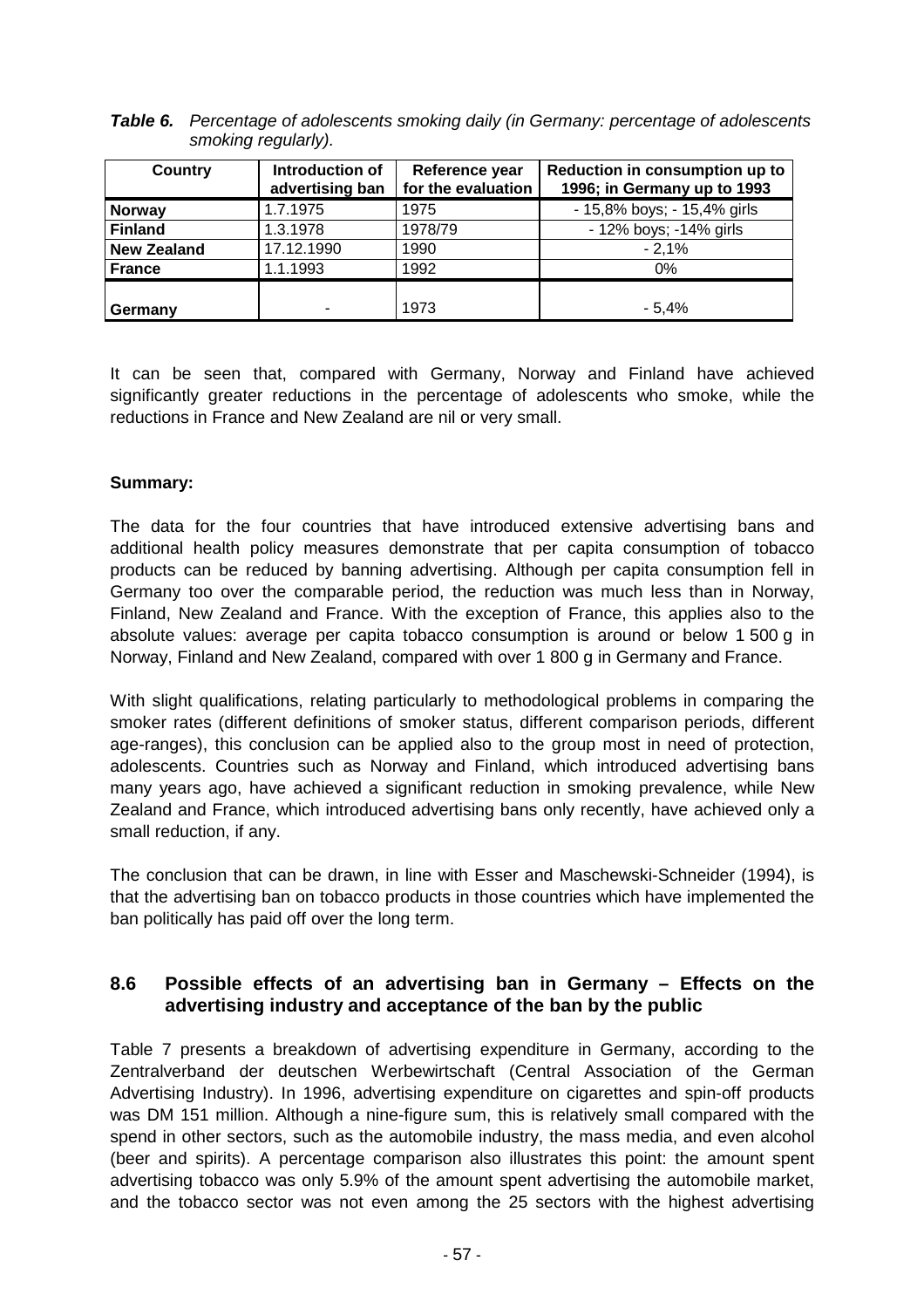***Table 6.*** *Percentage of adolescents smoking daily (in Germany: percentage of adolescents smoking regularly).*

| Country | Introduction of advertising ban | Reference year for the evaluation | Reduction in consumption up to 1996; in Germany up to 1993 |
|---|---|---|---|
| **Norway** | 1.7.1975 | 1975 | - 15,8% boys; - 15,4% girls |
| **Finland** | 1.3.1978 | 1978/79 | - 12% boys; -14% girls |
| **New Zealand** | 17.12.1990 | 1990 | - 2,1% |
| **France** | 1.1.1993 | 1992 | 0% |
| **Germany** | - | 1973 | - 5,4% |

It can be seen that, compared with Germany, Norway and Finland have achieved significantly greater reductions in the percentage of adolescents who smoke, while the reductions in France and New Zealand are nil or very small.

**Summary:**

The data for the four countries that have introduced extensive advertising bans and additional health policy measures demonstrate that per capita consumption of tobacco products can be reduced by banning advertising. Although per capita consumption fell in Germany too over the comparable period, the reduction was much less than in Norway, Finland, New Zealand and France. With the exception of France, this applies also to the absolute values: average per capita tobacco consumption is around or below 1 500 g in Norway, Finland and New Zealand, compared with over 1 800 g in Germany and France.

With slight qualifications, relating particularly to methodological problems in comparing the smoker rates (different definitions of smoker status, different comparison periods, different age-ranges), this conclusion can be applied also to the group most in need of protection, adolescents. Countries such as Norway and Finland, which introduced advertising bans many years ago, have achieved a significant reduction in smoking prevalence, while New Zealand and France, which introduced advertising bans only recently, have achieved only a small reduction, if any.

The conclusion that can be drawn, in line with Esser and Maschewski-Schneider (1994), is that the advertising ban on tobacco products in those countries which have implemented the ban politically has paid off over the long term.

## 8.6 Possible effects of an advertising ban in Germany – Effects on the advertising industry and acceptance of the ban by the public

Table 7 presents a breakdown of advertising expenditure in Germany, according to the Zentralverband der deutschen Werbewirtschaft (Central Association of the German Advertising Industry). In 1996, advertising expenditure on cigarettes and spin-off products was DM 151 million. Although a nine-figure sum, this is relatively small compared with the spend in other sectors, such as the automobile industry, the mass media, and even alcohol (beer and spirits). A percentage comparison also illustrates this point: the amount spent advertising tobacco was only 5.9% of the amount spent advertising the automobile market, and the tobacco sector was not even among the 25 sectors with the highest advertising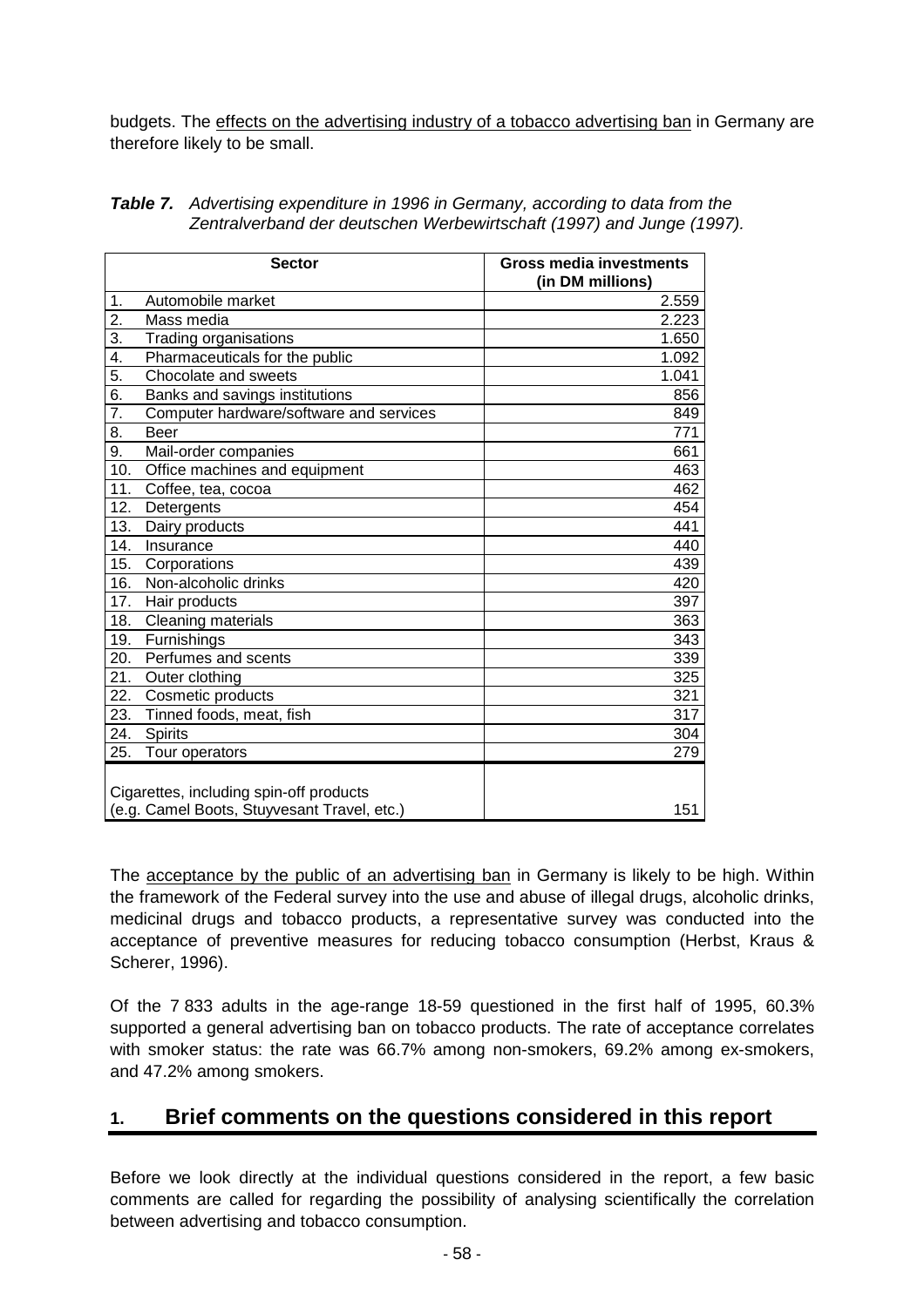budgets. The effects on the advertising industry of a tobacco advertising ban in Germany are therefore likely to be small.

***Table 7.*** *Advertising expenditure in 1996 in Germany, according to data from the Zentralverband der deutschen Werbewirtschaft (1997) and Junge (1997).*

| Sector | Gross media investments (in DM millions) |
|---|---|
| 1. Automobile market | 2.559 |
| 2. Mass media | 2.223 |
| 3. Trading organisations | 1.650 |
| 4. Pharmaceuticals for the public | 1.092 |
| 5. Chocolate and sweets | 1.041 |
| 6. Banks and savings institutions | 856 |
| 7. Computer hardware/software and services | 849 |
| 8. Beer | 771 |
| 9. Mail-order companies | 661 |
| 10. Office machines and equipment | 463 |
| 11. Coffee, tea, cocoa | 462 |
| 12. Detergents | 454 |
| 13. Dairy products | 441 |
| 14. Insurance | 440 |
| 15. Corporations | 439 |
| 16. Non-alcoholic drinks | 420 |
| 17. Hair products | 397 |
| 18. Cleaning materials | 363 |
| 19. Furnishings | 343 |
| 20. Perfumes and scents | 339 |
| 21. Outer clothing | 325 |
| 22. Cosmetic products | 321 |
| 23. Tinned foods, meat, fish | 317 |
| 24. Spirits | 304 |
| 25. Tour operators | 279 |
| Cigarettes, including spin-off products (e.g. Camel Boots, Stuyvesant Travel, etc.) | 151 |

The acceptance by the public of an advertising ban in Germany is likely to be high. Within the framework of the Federal survey into the use and abuse of illegal drugs, alcoholic drinks, medicinal drugs and tobacco products, a representative survey was conducted into the acceptance of preventive measures for reducing tobacco consumption (Herbst, Kraus & Scherer, 1996).

Of the 7 833 adults in the age-range 18-59 questioned in the first half of 1995, 60.3% supported a general advertising ban on tobacco products. The rate of acceptance correlates with smoker status: the rate was 66.7% among non-smokers, 69.2% among ex-smokers, and 47.2% among smokers.

## 1. Brief comments on the questions considered in this report

Before we look directly at the individual questions considered in the report, a few basic comments are called for regarding the possibility of analysing scientifically the correlation between advertising and tobacco consumption.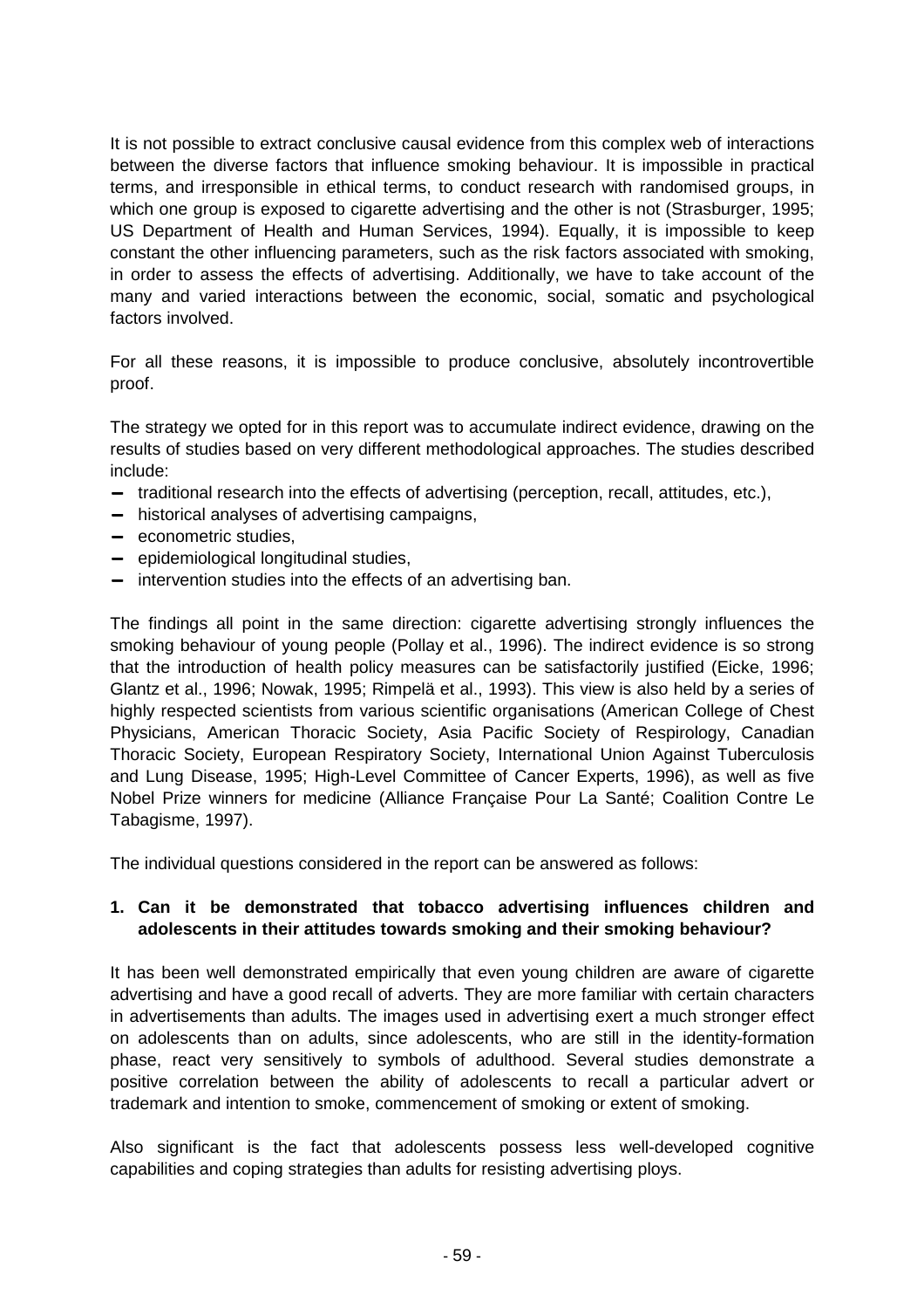It is not possible to extract conclusive causal evidence from this complex web of interactions between the diverse factors that influence smoking behaviour. It is impossible in practical terms, and irresponsible in ethical terms, to conduct research with randomised groups, in which one group is exposed to cigarette advertising and the other is not (Strasburger, 1995; US Department of Health and Human Services, 1994). Equally, it is impossible to keep constant the other influencing parameters, such as the risk factors associated with smoking, in order to assess the effects of advertising. Additionally, we have to take account of the many and varied interactions between the economic, social, somatic and psychological factors involved.

For all these reasons, it is impossible to produce conclusive, absolutely incontrovertible proof.

The strategy we opted for in this report was to accumulate indirect evidence, drawing on the results of studies based on very different methodological approaches. The studies described include:

- traditional research into the effects of advertising (perception, recall, attitudes, etc.),
- historical analyses of advertising campaigns,
- econometric studies,
- epidemiological longitudinal studies,
- intervention studies into the effects of an advertising ban.

The findings all point in the same direction: cigarette advertising strongly influences the smoking behaviour of young people (Pollay et al., 1996). The indirect evidence is so strong that the introduction of health policy measures can be satisfactorily justified (Eicke, 1996; Glantz et al., 1996; Nowak, 1995; Rimpelä et al., 1993). This view is also held by a series of highly respected scientists from various scientific organisations (American College of Chest Physicians, American Thoracic Society, Asia Pacific Society of Respirology, Canadian Thoracic Society, European Respiratory Society, International Union Against Tuberculosis and Lung Disease, 1995; High-Level Committee of Cancer Experts, 1996), as well as five Nobel Prize winners for medicine (Alliance Française Pour La Santé; Coalition Contre Le Tabagisme, 1997).

The individual questions considered in the report can be answered as follows:

**1. Can it be demonstrated that tobacco advertising influences children and adolescents in their attitudes towards smoking and their smoking behaviour?**

It has been well demonstrated empirically that even young children are aware of cigarette advertising and have a good recall of adverts. They are more familiar with certain characters in advertisements than adults. The images used in advertising exert a much stronger effect on adolescents than on adults, since adolescents, who are still in the identity-formation phase, react very sensitively to symbols of adulthood. Several studies demonstrate a positive correlation between the ability of adolescents to recall a particular advert or trademark and intention to smoke, commencement of smoking or extent of smoking.

Also significant is the fact that adolescents possess less well-developed cognitive capabilities and coping strategies than adults for resisting advertising ploys.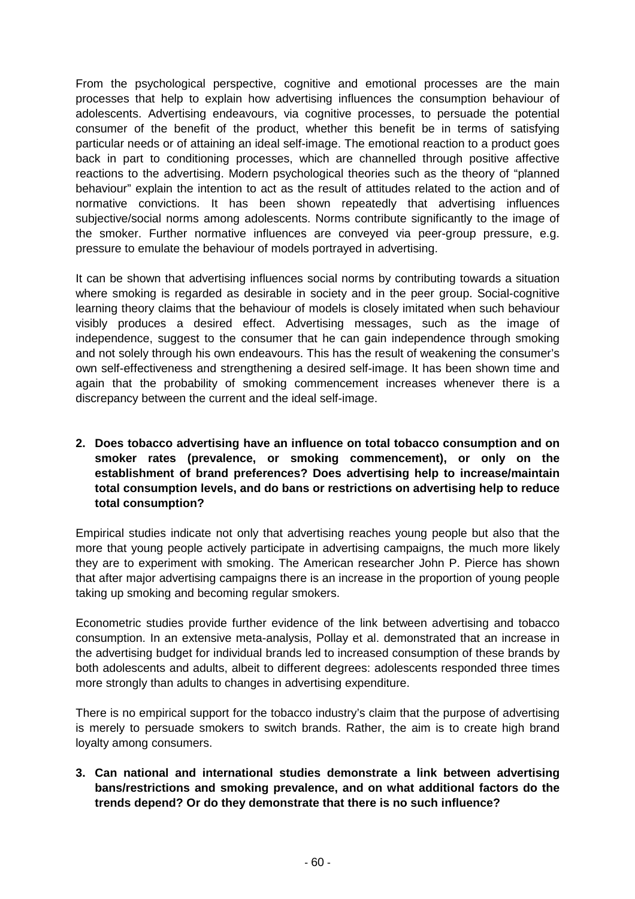From the psychological perspective, cognitive and emotional processes are the main processes that help to explain how advertising influences the consumption behaviour of adolescents. Advertising endeavours, via cognitive processes, to persuade the potential consumer of the benefit of the product, whether this benefit be in terms of satisfying particular needs or of attaining an ideal self-image. The emotional reaction to a product goes back in part to conditioning processes, which are channelled through positive affective reactions to the advertising. Modern psychological theories such as the theory of "planned behaviour" explain the intention to act as the result of attitudes related to the action and of normative convictions. It has been shown repeatedly that advertising influences subjective/social norms among adolescents. Norms contribute significantly to the image of the smoker. Further normative influences are conveyed via peer-group pressure, e.g. pressure to emulate the behaviour of models portrayed in advertising.

It can be shown that advertising influences social norms by contributing towards a situation where smoking is regarded as desirable in society and in the peer group. Social-cognitive learning theory claims that the behaviour of models is closely imitated when such behaviour visibly produces a desired effect. Advertising messages, such as the image of independence, suggest to the consumer that he can gain independence through smoking and not solely through his own endeavours. This has the result of weakening the consumer's own self-effectiveness and strengthening a desired self-image. It has been shown time and again that the probability of smoking commencement increases whenever there is a discrepancy between the current and the ideal self-image.

2. **Does tobacco advertising have an influence on total tobacco consumption and on smoker rates (prevalence, or smoking commencement), or only on the establishment of brand preferences? Does advertising help to increase/maintain total consumption levels, and do bans or restrictions on advertising help to reduce total consumption?**

Empirical studies indicate not only that advertising reaches young people but also that the more that young people actively participate in advertising campaigns, the much more likely they are to experiment with smoking. The American researcher John P. Pierce has shown that after major advertising campaigns there is an increase in the proportion of young people taking up smoking and becoming regular smokers.

Econometric studies provide further evidence of the link between advertising and tobacco consumption. In an extensive meta-analysis, Pollay et al. demonstrated that an increase in the advertising budget for individual brands led to increased consumption of these brands by both adolescents and adults, albeit to different degrees: adolescents responded three times more strongly than adults to changes in advertising expenditure.

There is no empirical support for the tobacco industry's claim that the purpose of advertising is merely to persuade smokers to switch brands. Rather, the aim is to create high brand loyalty among consumers.

3. **Can national and international studies demonstrate a link between advertising bans/restrictions and smoking prevalence, and on what additional factors do the trends depend? Or do they demonstrate that there is no such influence?**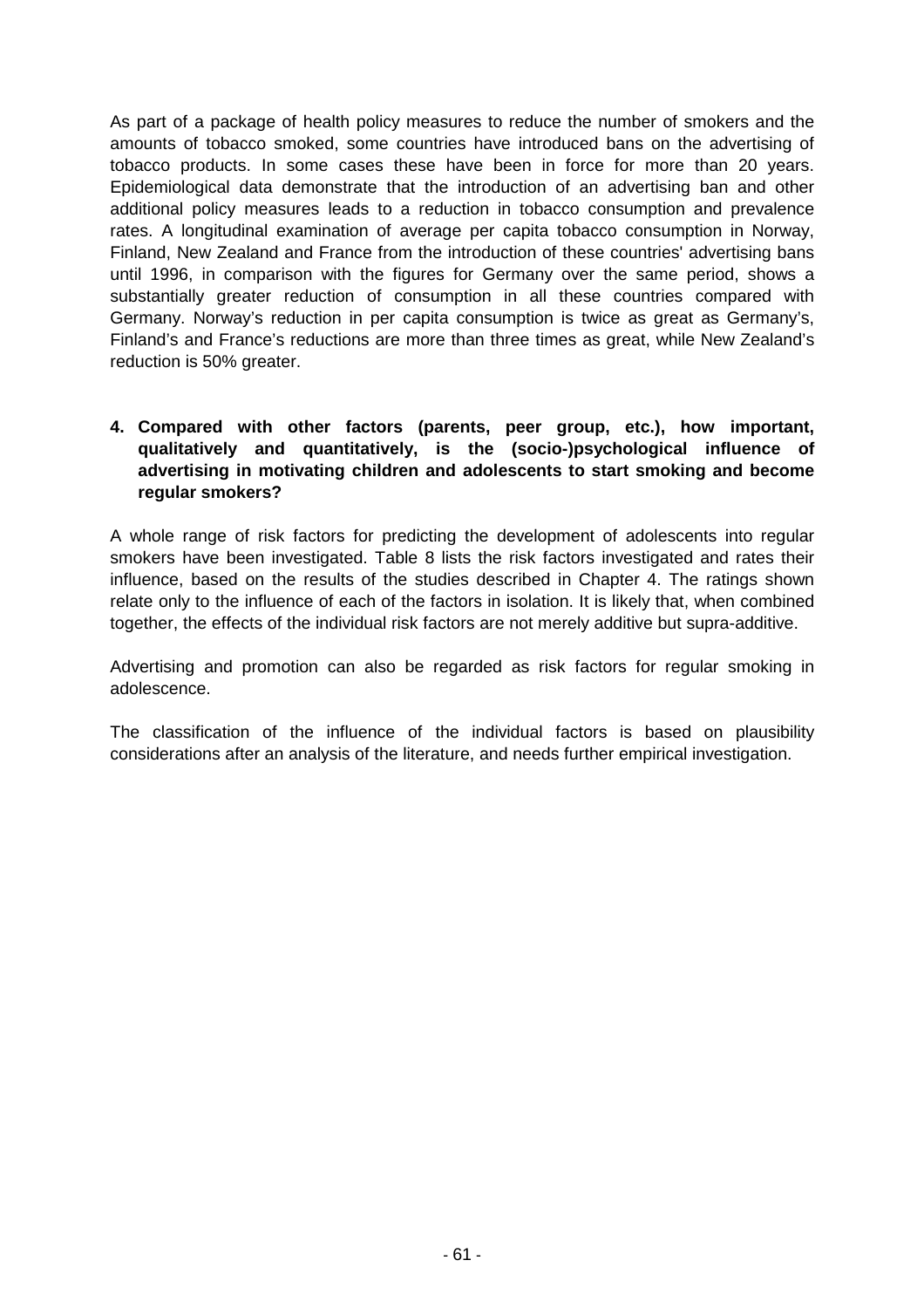As part of a package of health policy measures to reduce the number of smokers and the amounts of tobacco smoked, some countries have introduced bans on the advertising of tobacco products. In some cases these have been in force for more than 20 years. Epidemiological data demonstrate that the introduction of an advertising ban and other additional policy measures leads to a reduction in tobacco consumption and prevalence rates. A longitudinal examination of average per capita tobacco consumption in Norway, Finland, New Zealand and France from the introduction of these countries' advertising bans until 1996, in comparison with the figures for Germany over the same period, shows a substantially greater reduction of consumption in all these countries compared with Germany. Norway's reduction in per capita consumption is twice as great as Germany's, Finland's and France's reductions are more than three times as great, while New Zealand's reduction is 50% greater.

**4. Compared with other factors (parents, peer group, etc.), how important, qualitatively and quantitatively, is the (socio-)psychological influence of advertising in motivating children and adolescents to start smoking and become regular smokers?**

A whole range of risk factors for predicting the development of adolescents into regular smokers have been investigated. Table 8 lists the risk factors investigated and rates their influence, based on the results of the studies described in Chapter 4. The ratings shown relate only to the influence of each of the factors in isolation. It is likely that, when combined together, the effects of the individual risk factors are not merely additive but supra-additive.

Advertising and promotion can also be regarded as risk factors for regular smoking in adolescence.

The classification of the influence of the individual factors is based on plausibility considerations after an analysis of the literature, and needs further empirical investigation.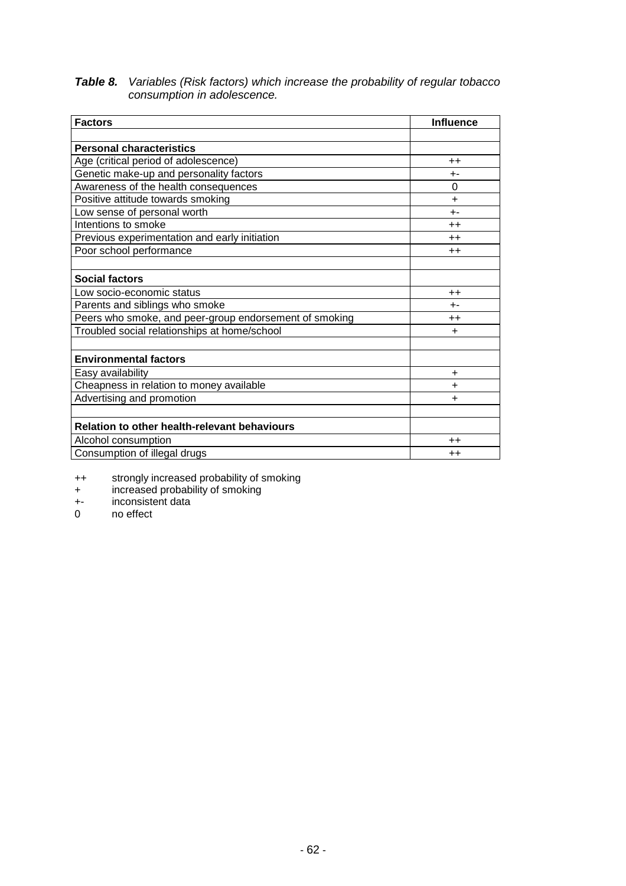***Table 8.*** *Variables (Risk factors) which increase the probability of regular tobacco consumption in adolescence.*

| Factors | Influence |
|---|---|
| | |
| **Personal characteristics** | |
| Age (critical period of adolescence) | ++ |
| Genetic make-up and personality factors | +- |
| Awareness of the health consequences | 0 |
| Positive attitude towards smoking | + |
| Low sense of personal worth | +- |
| Intentions to smoke | ++ |
| Previous experimentation and early initiation | ++ |
| Poor school performance | ++ |
| | |
| **Social factors** | |
| Low socio-economic status | ++ |
| Parents and siblings who smoke | +- |
| Peers who smoke, and peer-group endorsement of smoking | ++ |
| Troubled social relationships at home/school | + |
| | |
| **Environmental factors** | |
| Easy availability | + |
| Cheapness in relation to money available | + |
| Advertising and promotion | + |
| | |
| **Relation to other health-relevant behaviours** | |
| Alcohol consumption | ++ |
| Consumption of illegal drugs | ++ |

++ strongly increased probability of smoking
+ increased probability of smoking
+- inconsistent data
0 no effect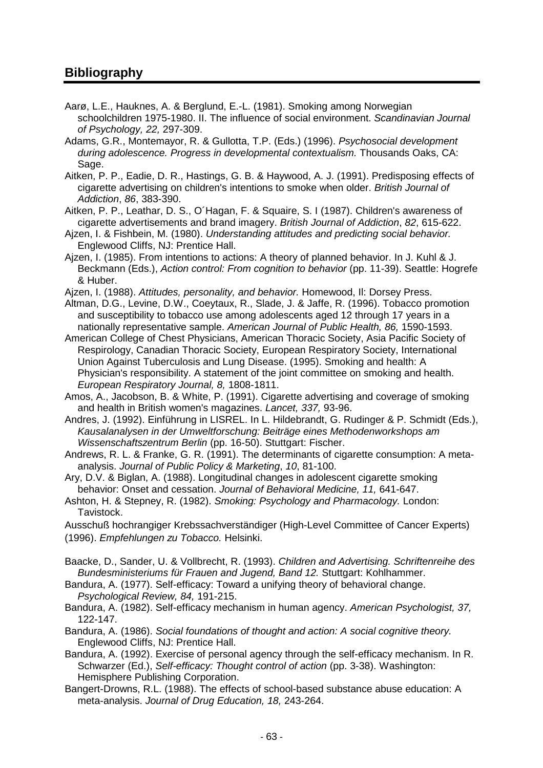## Bibliography

Aarø, L.E., Hauknes, A. & Berglund, E.-L. (1981). Smoking among Norwegian schoolchildren 1975-1980. II. The influence of social environment. *Scandinavian Journal of Psychology, 22,* 297-309.

Adams, G.R., Montemayor, R. & Gullotta, T.P. (Eds.) (1996). *Psychosocial development during adolescence. Progress in developmental contextualism.* Thousands Oaks, CA: Sage.

Aitken, P. P., Eadie, D. R., Hastings, G. B. & Haywood, A. J. (1991). Predisposing effects of cigarette advertising on children's intentions to smoke when older. *British Journal of Addiction*, *86*, 383-390.

Aitken, P. P., Leathar, D. S., O´Hagan, F. & Squaire, S. I (1987). Children's awareness of cigarette advertisements and brand imagery. *British Journal of Addiction*, *82*, 615-622.

Ajzen, I. & Fishbein, M. (1980). *Understanding attitudes and predicting social behavior.* Englewood Cliffs, NJ: Prentice Hall.

Ajzen, I. (1985). From intentions to actions: A theory of planned behavior. In J. Kuhl & J. Beckmann (Eds.), *Action control: From cognition to behavior* (pp. 11-39). Seattle: Hogrefe & Huber.

Ajzen, I. (1988). *Attitudes, personality, and behavior.* Homewood, Il: Dorsey Press.

Altman, D.G., Levine, D.W., Coeytaux, R., Slade, J. & Jaffe, R. (1996). Tobacco promotion and susceptibility to tobacco use among adolescents aged 12 through 17 years in a nationally representative sample. *American Journal of Public Health, 86,* 1590-1593.

American College of Chest Physicians, American Thoracic Society, Asia Pacific Society of Respirology, Canadian Thoracic Society, European Respiratory Society, International Union Against Tuberculosis and Lung Disease. (1995). Smoking and health: A Physician's responsibility. A statement of the joint committee on smoking and health. *European Respiratory Journal, 8,* 1808-1811.

Amos, A., Jacobson, B. & White, P. (1991). Cigarette advertising and coverage of smoking and health in British women's magazines. *Lancet, 337,* 93-96.

Andres, J. (1992). Einführung in LISREL. In L. Hildebrandt, G. Rudinger & P. Schmidt (Eds.), *Kausalanalysen in der Umweltforschung: Beiträge eines Methodenworkshops am Wissenschaftszentrum Berlin* (pp. 16-50). Stuttgart: Fischer.

Andrews, R. L. & Franke, G. R. (1991). The determinants of cigarette consumption: A meta-analysis. *Journal of Public Policy & Marketing*, *10*, 81-100.

Ary, D.V. & Biglan, A. (1988). Longitudinal changes in adolescent cigarette smoking behavior: Onset and cessation. *Journal of Behavioral Medicine, 11,* 641-647.

Ashton, H. & Stepney, R. (1982). *Smoking: Psychology and Pharmacology.* London: Tavistock.

Ausschuß hochrangiger Krebssachverständiger (High-Level Committee of Cancer Experts) (1996). *Empfehlungen zu Tobacco.* Helsinki.

Baacke, D., Sander, U. & Vollbrecht, R. (1993). *Children and Advertising. Schriftenreihe des Bundesministeriums für Frauen and Jugend, Band 12.* Stuttgart: Kohlhammer.

Bandura, A. (1977). Self-efficacy: Toward a unifying theory of behavioral change. *Psychological Review, 84,* 191-215.

Bandura, A. (1982). Self-efficacy mechanism in human agency. *American Psychologist, 37,* 122-147.

Bandura, A. (1986). *Social foundations of thought and action: A social cognitive theory.* Englewood Cliffs, NJ: Prentice Hall.

Bandura, A. (1992). Exercise of personal agency through the self-efficacy mechanism. In R. Schwarzer (Ed.), *Self-efficacy: Thought control of action* (pp. 3-38). Washington: Hemisphere Publishing Corporation.

Bangert-Drowns, R.L. (1988). The effects of school-based substance abuse education: A meta-analysis. *Journal of Drug Education, 18,* 243-264.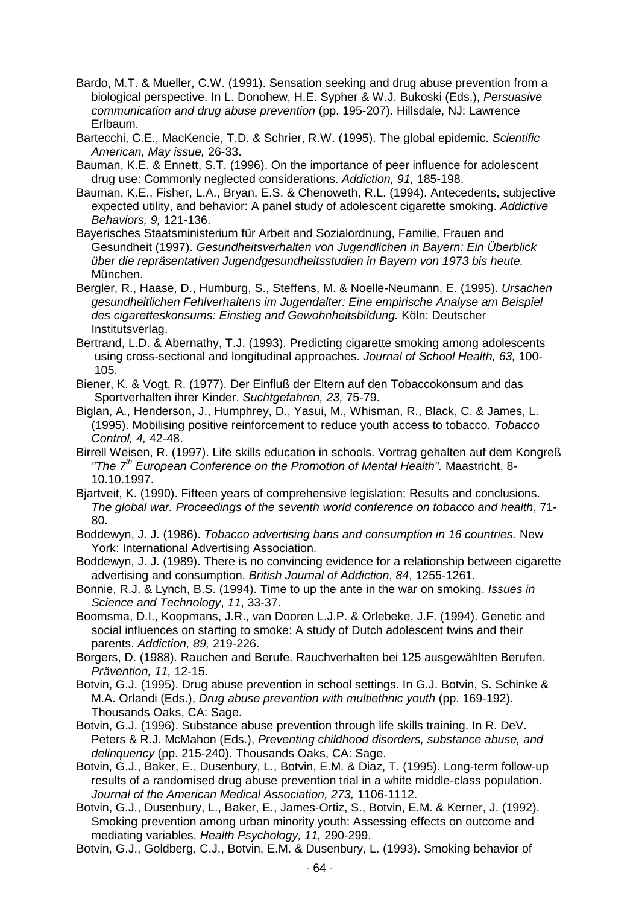Bardo, M.T. & Mueller, C.W. (1991). Sensation seeking and drug abuse prevention from a biological perspective. In L. Donohew, H.E. Sypher & W.J. Bukoski (Eds.), *Persuasive communication and drug abuse prevention* (pp. 195-207). Hillsdale, NJ: Lawrence Erlbaum.

Bartecchi, C.E., MacKencie, T.D. & Schrier, R.W. (1995). The global epidemic. *Scientific American, May issue,* 26-33.

Bauman, K.E. & Ennett, S.T. (1996). On the importance of peer influence for adolescent drug use: Commonly neglected considerations. *Addiction, 91,* 185-198.

Bauman, K.E., Fisher, L.A., Bryan, E.S. & Chenoweth, R.L. (1994). Antecedents, subjective expected utility, and behavior: A panel study of adolescent cigarette smoking. *Addictive Behaviors, 9,* 121-136.

Bayerisches Staatsministerium für Arbeit and Sozialordnung, Familie, Frauen and Gesundheit (1997). *Gesundheitsverhalten von Jugendlichen in Bayern: Ein Überblick über die repräsentativen Jugendgesundheitsstudien in Bayern von 1973 bis heute.* München.

Bergler, R., Haase, D., Humburg, S., Steffens, M. & Noelle-Neumann, E. (1995). *Ursachen gesundheitlichen Fehlverhaltens im Jugendalter: Eine empirische Analyse am Beispiel des cigaretteskonsums: Einstieg and Gewohnheitsbildung.* Köln: Deutscher Institutsverlag.

Bertrand, L.D. & Abernathy, T.J. (1993). Predicting cigarette smoking among adolescents using cross-sectional and longitudinal approaches. *Journal of School Health, 63,* 100-105.

Biener, K. & Vogt, R. (1977). Der Einfluß der Eltern auf den Tobaccokonsum and das Sportverhalten ihrer Kinder. *Suchtgefahren, 23,* 75-79.

Biglan, A., Henderson, J., Humphrey, D., Yasui, M., Whisman, R., Black, C. & James, L. (1995). Mobilising positive reinforcement to reduce youth access to tobacco. *Tobacco Control, 4,* 42-48.

Birrell Weisen, R. (1997). Life skills education in schools. Vortrag gehalten auf dem Kongreß *"The 7th European Conference on the Promotion of Mental Health".* Maastricht, 8-10.10.1997.

Bjartveit, K. (1990). Fifteen years of comprehensive legislation: Results and conclusions. *The global war. Proceedings of the seventh world conference on tobacco and health*, 71-80.

Boddewyn, J. J. (1986). *Tobacco advertising bans and consumption in 16 countries.* New York: International Advertising Association.

Boddewyn, J. J. (1989). There is no convincing evidence for a relationship between cigarette advertising and consumption. *British Journal of Addiction*, *84*, 1255-1261.

Bonnie, R.J. & Lynch, B.S. (1994). Time to up the ante in the war on smoking. *Issues in Science and Technology*, *11*, 33-37.

Boomsma, D.I., Koopmans, J.R., van Dooren L.J.P. & Orlebeke, J.F. (1994). Genetic and social influences on starting to smoke: A study of Dutch adolescent twins and their parents. *Addiction, 89,* 219-226.

Borgers, D. (1988). Rauchen and Berufe. Rauchverhalten bei 125 ausgewählten Berufen. *Prävention, 11,* 12-15.

Botvin, G.J. (1995). Drug abuse prevention in school settings. In G.J. Botvin, S. Schinke & M.A. Orlandi (Eds.), *Drug abuse prevention with multiethnic youth* (pp. 169-192). Thousands Oaks, CA: Sage.

Botvin, G.J. (1996). Substance abuse prevention through life skills training. In R. DeV. Peters & R.J. McMahon (Eds.), *Preventing childhood disorders, substance abuse, and delinquency* (pp. 215-240). Thousands Oaks, CA: Sage.

Botvin, G.J., Baker, E., Dusenbury, L., Botvin, E.M. & Diaz, T. (1995). Long-term follow-up results of a randomised drug abuse prevention trial in a white middle-class population. *Journal of the American Medical Association, 273,* 1106-1112.

Botvin, G.J., Dusenbury, L., Baker, E., James-Ortiz, S., Botvin, E.M. & Kerner, J. (1992). Smoking prevention among urban minority youth: Assessing effects on outcome and mediating variables. *Health Psychology, 11,* 290-299.

Botvin, G.J., Goldberg, C.J., Botvin, E.M. & Dusenbury, L. (1993). Smoking behavior of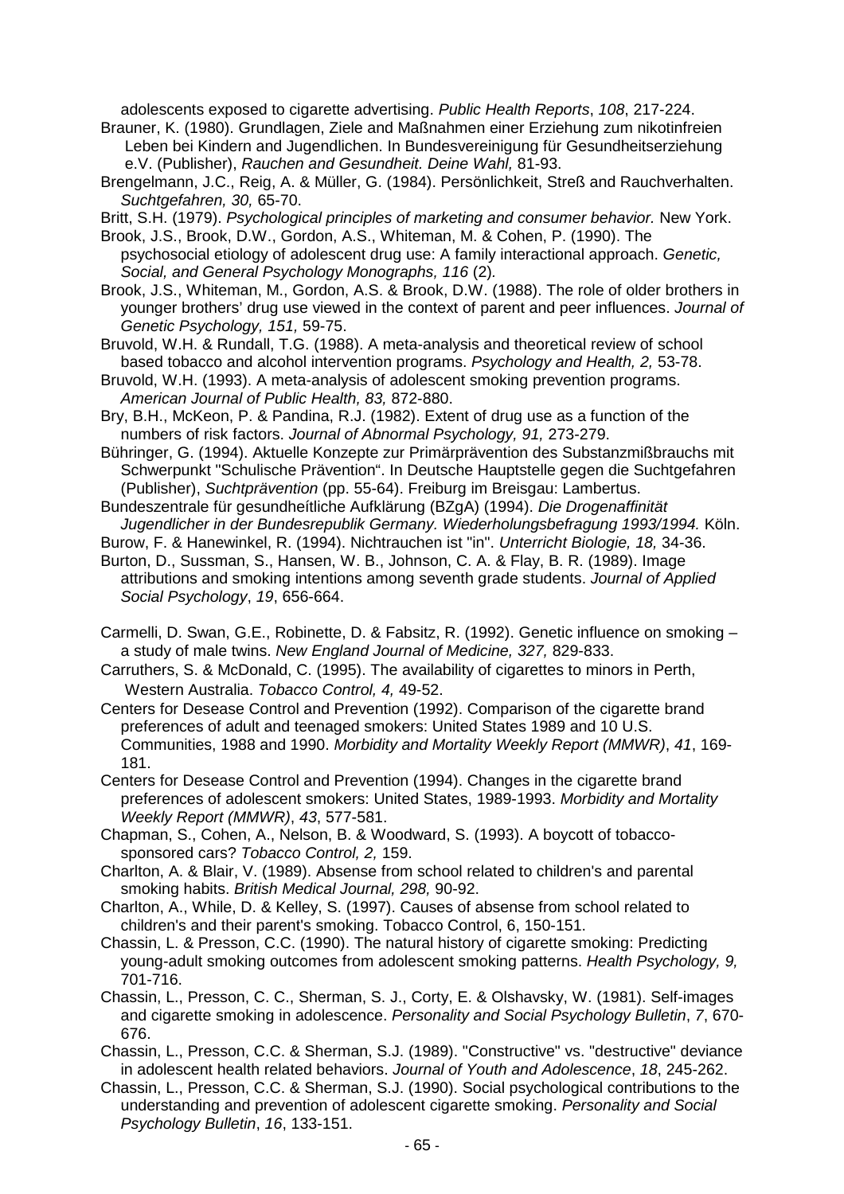adolescents exposed to cigarette advertising. *Public Health Reports*, *108*, 217-224.

Brauner, K. (1980). Grundlagen, Ziele and Maßnahmen einer Erziehung zum nikotinfreien Leben bei Kindern and Jugendlichen. In Bundesvereinigung für Gesundheitserziehung e.V. (Publisher), *Rauchen and Gesundheit. Deine Wahl,* 81-93.

Brengelmann, J.C., Reig, A. & Müller, G. (1984). Persönlichkeit, Streß and Rauchverhalten. *Suchtgefahren, 30,* 65-70.

Britt, S.H. (1979). *Psychological principles of marketing and consumer behavior.* New York.

Brook, J.S., Brook, D.W., Gordon, A.S., Whiteman, M. & Cohen, P. (1990). The psychosocial etiology of adolescent drug use: A family interactional approach. *Genetic, Social, and General Psychology Monographs, 116* (2).

Brook, J.S., Whiteman, M., Gordon, A.S. & Brook, D.W. (1988). The role of older brothers in younger brothers' drug use viewed in the context of parent and peer influences. *Journal of Genetic Psychology, 151,* 59-75.

Bruvold, W.H. & Rundall, T.G. (1988). A meta-analysis and theoretical review of school based tobacco and alcohol intervention programs. *Psychology and Health, 2,* 53-78.

Bruvold, W.H. (1993). A meta-analysis of adolescent smoking prevention programs. *American Journal of Public Health, 83,* 872-880.

Bry, B.H., McKeon, P. & Pandina, R.J. (1982). Extent of drug use as a function of the numbers of risk factors. *Journal of Abnormal Psychology, 91,* 273-279.

Bühringer, G. (1994). Aktuelle Konzepte zur Primärprävention des Substanzmißbrauchs mit Schwerpunkt "Schulische Prävention". In Deutsche Hauptstelle gegen die Suchtgefahren (Publisher), *Suchtprävention* (pp. 55-64). Freiburg im Breisgau: Lambertus.

Bundeszentrale für gesundheítliche Aufklärung (BZgA) (1994). *Die Drogenaffinität Jugendlicher in der Bundesrepublik Germany. Wiederholungsbefragung 1993/1994.* Köln.

Burow, F. & Hanewinkel, R. (1994). Nichtrauchen ist "in". *Unterricht Biologie, 18,* 34-36.

Burton, D., Sussman, S., Hansen, W. B., Johnson, C. A. & Flay, B. R. (1989). Image attributions and smoking intentions among seventh grade students. *Journal of Applied Social Psychology*, *19*, 656-664.

Carmelli, D. Swan, G.E., Robinette, D. & Fabsitz, R. (1992). Genetic influence on smoking – a study of male twins. *New England Journal of Medicine, 327,* 829-833.

Carruthers, S. & McDonald, C. (1995). The availability of cigarettes to minors in Perth, Western Australia. *Tobacco Control, 4,* 49-52.

Centers for Desease Control and Prevention (1992). Comparison of the cigarette brand preferences of adult and teenaged smokers: United States 1989 and 10 U.S. Communities, 1988 and 1990. *Morbidity and Mortality Weekly Report (MMWR)*, *41*, 169-181.

Centers for Desease Control and Prevention (1994). Changes in the cigarette brand preferences of adolescent smokers: United States, 1989-1993. *Morbidity and Mortality Weekly Report (MMWR)*, *43*, 577-581.

Chapman, S., Cohen, A., Nelson, B. & Woodward, S. (1993). A boycott of tobacco-sponsored cars? *Tobacco Control, 2,* 159.

Charlton, A. & Blair, V. (1989). Absense from school related to children's and parental smoking habits. *British Medical Journal, 298,* 90-92.

Charlton, A., While, D. & Kelley, S. (1997). Causes of absense from school related to children's and their parent's smoking. Tobacco Control, 6, 150-151.

Chassin, L. & Presson, C.C. (1990). The natural history of cigarette smoking: Predicting young-adult smoking outcomes from adolescent smoking patterns. *Health Psychology, 9,* 701-716.

Chassin, L., Presson, C. C., Sherman, S. J., Corty, E. & Olshavsky, W. (1981). Self-images and cigarette smoking in adolescence. *Personality and Social Psychology Bulletin*, *7*, 670-676.

Chassin, L., Presson, C.C. & Sherman, S.J. (1989). "Constructive" vs. "destructive" deviance in adolescent health related behaviors. *Journal of Youth and Adolescence*, *18*, 245-262.

Chassin, L., Presson, C.C. & Sherman, S.J. (1990). Social psychological contributions to the understanding and prevention of adolescent cigarette smoking. *Personality and Social Psychology Bulletin*, *16*, 133-151.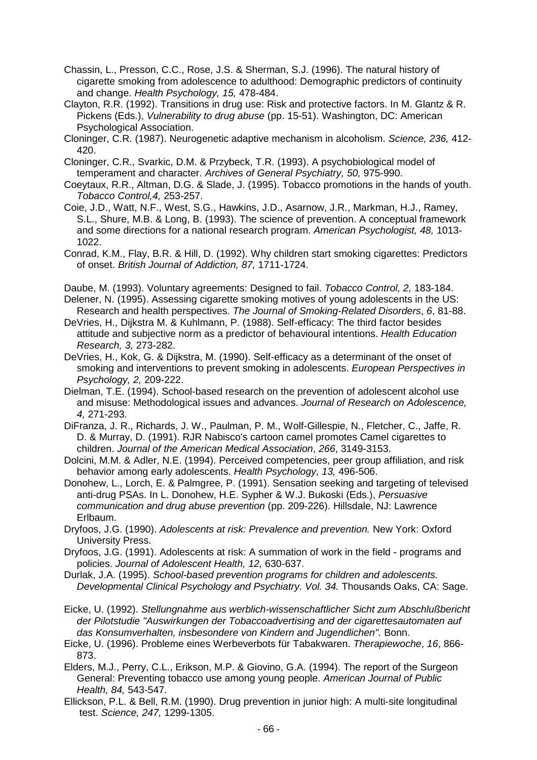Chassin, L., Presson, C.C., Rose, J.S. & Sherman, S.J. (1996). The natural history of cigarette smoking from adolescence to adulthood: Demographic predictors of continuity and change. *Health Psychology, 15,* 478-484.

Clayton, R.R. (1992). Transitions in drug use: Risk and protective factors. In M. Glantz & R. Pickens (Eds.), *Vulnerability to drug abuse* (pp. 15-51). Washington, DC: American Psychological Association.

Cloninger, C.R. (1987). Neurogenetic adaptive mechanism in alcoholism. *Science, 236,* 412-420.

Cloninger, C.R., Svarkic, D.M. & Przybeck, T.R. (1993). A psychobiological model of temperament and character. *Archives of General Psychiatry, 50,* 975-990.

Coeytaux, R.R., Altman, D.G. & Slade, J. (1995). Tobacco promotions in the hands of youth. *Tobacco Control,4,* 253-257.

Coie, J.D., Watt, N.F., West, S.G., Hawkins, J.D., Asarnow, J.R., Markman, H.J., Ramey, S.L., Shure, M.B. & Long, B. (1993). The science of prevention. A conceptual framework and some directions for a national research program. *American Psychologist, 48,* 1013-1022.

Conrad, K.M., Flay, B.R. & Hill, D. (1992). Why children start smoking cigarettes: Predictors of onset. *British Journal of Addiction, 87,* 1711-1724.

Daube, M. (1993). Voluntary agreements: Designed to fail. *Tobacco Control, 2,* 183-184.

Delener, N. (1995). Assessing cigarette smoking motives of young adolescents in the US: Research and health perspectives. *The Journal of Smoking-Related Disorders*, *6*, 81-88.

DeVries, H., Dijkstra M. & Kuhlmann, P. (1988). Self-efficacy: The third factor besides attitude and subjective norm as a predictor of behavioural intentions. *Health Education Research, 3,* 273-282.

DeVries, H., Kok, G. & Dijkstra, M. (1990). Self-efficacy as a determinant of the onset of smoking and interventions to prevent smoking in adolescents. *European Perspectives in Psychology, 2,* 209-222.

Dielman, T.E. (1994). School-based research on the prevention of adolescent alcohol use and misuse: Methodological issues and advances. *Journal of Research on Adolescence, 4,* 271-293.

DiFranza, J. R., Richards, J. W., Paulman, P. M., Wolf-Gillespie, N., Fletcher, C., Jaffe, R. D. & Murray, D. (1991). RJR Nabisco's cartoon camel promotes Camel cigarettes to children. *Journal of the American Medical Association*, *266*, 3149-3153.

Dolcini, M.M. & Adler, N.E. (1994). Perceived competencies, peer group affiliation, and risk behavior among early adolescents. *Health Psychology, 13,* 496-506.

Donohew, L., Lorch, E. & Palmgree, P. (1991). Sensation seeking and targeting of televised anti-drug PSAs. In L. Donohew, H.E. Sypher & W.J. Bukoski (Eds.), *Persuasive communication and drug abuse prevention* (pp. 209-226). Hillsdale, NJ: Lawrence Erlbaum.

Dryfoos, J.G. (1990). *Adolescents at risk: Prevalence and prevention.* New York: Oxford University Press.

Dryfoos, J.G. (1991). Adolescents at risk: A summation of work in the field - programs and policies. *Journal of Adolescent Health, 12,* 630-637.

Durlak, J.A. (1995). *School-based prevention programs for children and adolescents. Developmental Clinical Psychology and Psychiatry. Vol. 34.* Thousands Oaks, CA: Sage.

Eicke, U. (1992). *Stellungnahme aus werblich-wissenschaftlicher Sicht zum Abschlußbericht der Pilotstudie "Auswirkungen der Tobaccoadvertising and der cigarettesautomaten auf das Konsumverhalten, insbesondere von Kindern and Jugendlichen".* Bonn.

Eicke, U. (1996). Probleme eines Werbeverbots für Tabakwaren. *Therapiewoche*, *16*, 866-873.

Elders, M.J., Perry, C.L., Erikson, M.P. & Giovino, G.A. (1994). The report of the Surgeon General: Preventing tobacco use among young people. *American Journal of Public Health, 84,* 543-547.

Ellickson, P.L. & Bell, R.M. (1990). Drug prevention in junior high: A multi-site longitudinal test. *Science, 247,* 1299-1305.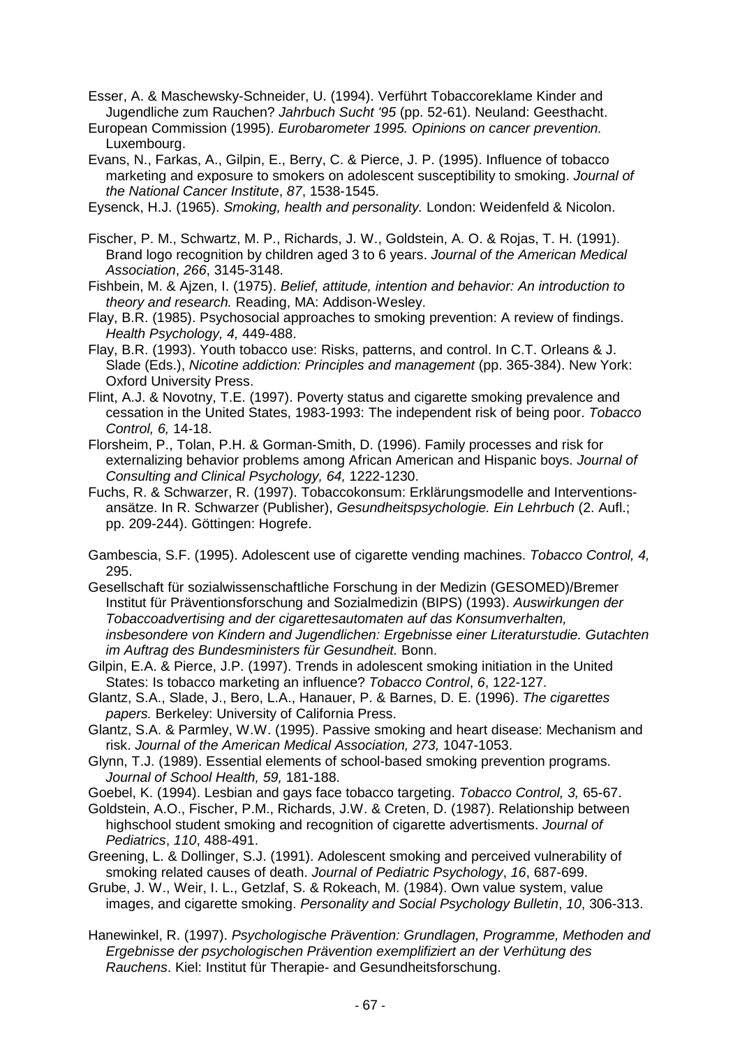Esser, A. & Maschewsky-Schneider, U. (1994). Verführt Tobaccoreklame Kinder and Jugendliche zum Rauchen? *Jahrbuch Sucht '95* (pp. 52-61). Neuland: Geesthacht.

European Commission (1995). *Eurobarometer 1995. Opinions on cancer prevention.* Luxembourg.

Evans, N., Farkas, A., Gilpin, E., Berry, C. & Pierce, J. P. (1995). Influence of tobacco marketing and exposure to smokers on adolescent susceptibility to smoking. *Journal of the National Cancer Institute*, *87*, 1538-1545.

Eysenck, H.J. (1965). *Smoking, health and personality.* London: Weidenfeld & Nicolon.

Fischer, P. M., Schwartz, M. P., Richards, J. W., Goldstein, A. O. & Rojas, T. H. (1991). Brand logo recognition by children aged 3 to 6 years. *Journal of the American Medical Association*, *266*, 3145-3148.

Fishbein, M. & Ajzen, I. (1975). *Belief, attitude, intention and behavior: An introduction to theory and research.* Reading, MA: Addison-Wesley.

Flay, B.R. (1985). Psychosocial approaches to smoking prevention: A review of findings. *Health Psychology, 4,* 449-488.

Flay, B.R. (1993). Youth tobacco use: Risks, patterns, and control. In C.T. Orleans & J. Slade (Eds.), *Nicotine addiction: Principles and management* (pp. 365-384). New York: Oxford University Press.

Flint, A.J. & Novotny, T.E. (1997). Poverty status and cigarette smoking prevalence and cessation in the United States, 1983-1993: The independent risk of being poor. *Tobacco Control, 6,* 14-18.

Florsheim, P., Tolan, P.H. & Gorman-Smith, D. (1996). Family processes and risk for externalizing behavior problems among African American and Hispanic boys. *Journal of Consulting and Clinical Psychology, 64,* 1222-1230.

Fuchs, R. & Schwarzer, R. (1997). Tobaccokonsum: Erklärungsmodelle and Interventions-ansätze. In R. Schwarzer (Publisher), *Gesundheitspsychologie. Ein Lehrbuch* (2. Aufl.; pp. 209-244). Göttingen: Hogrefe.

Gambescia, S.F. (1995). Adolescent use of cigarette vending machines. *Tobacco Control, 4,* 295.

Gesellschaft für sozialwissenschaftliche Forschung in der Medizin (GESOMED)/Bremer Institut für Präventionsforschung and Sozialmedizin (BIPS) (1993). *Auswirkungen der Tobaccoadvertising and der cigarettesautomaten auf das Konsumverhalten, insbesondere von Kindern and Jugendlichen: Ergebnisse einer Literaturstudie. Gutachten im Auftrag des Bundesministers für Gesundheit.* Bonn.

Gilpin, E.A. & Pierce, J.P. (1997). Trends in adolescent smoking initiation in the United States: Is tobacco marketing an influence? *Tobacco Control*, *6*, 122-127.

Glantz, S.A., Slade, J., Bero, L.A., Hanauer, P. & Barnes, D. E. (1996). *The cigarettes papers.* Berkeley: University of California Press.

Glantz, S.A. & Parmley, W.W. (1995). Passive smoking and heart disease: Mechanism and risk. *Journal of the American Medical Association, 273,* 1047-1053.

Glynn, T.J. (1989). Essential elements of school-based smoking prevention programs. *Journal of School Health, 59,* 181-188.

Goebel, K. (1994). Lesbian and gays face tobacco targeting. *Tobacco Control, 3,* 65-67.

Goldstein, A.O., Fischer, P.M., Richards, J.W. & Creten, D. (1987). Relationship between highschool student smoking and recognition of cigarette advertisments. *Journal of Pediatrics*, *110*, 488-491.

Greening, L. & Dollinger, S.J. (1991). Adolescent smoking and perceived vulnerability of smoking related causes of death. *Journal of Pediatric Psychology*, *16*, 687-699.

Grube, J. W., Weir, I. L., Getzlaf, S. & Rokeach, M. (1984). Own value system, value images, and cigarette smoking. *Personality and Social Psychology Bulletin*, *10*, 306-313.

Hanewinkel, R. (1997). *Psychologische Prävention: Grundlagen, Programme, Methoden and Ergebnisse der psychologischen Prävention exemplifiziert an der Verhütung des Rauchens*. Kiel: Institut für Therapie- and Gesundheitsforschung.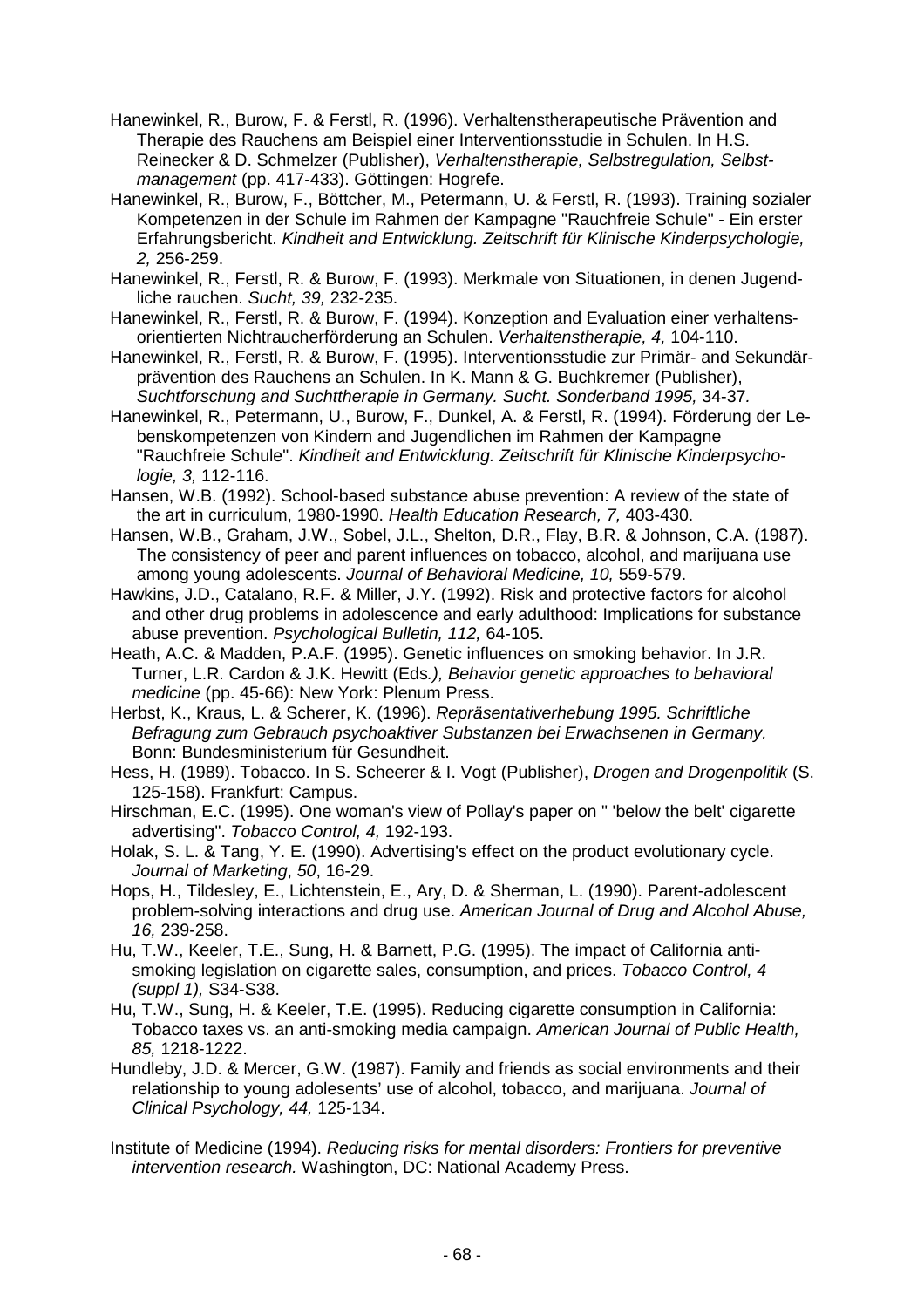Hanewinkel, R., Burow, F. & Ferstl, R. (1996). Verhaltenstherapeutische Prävention and Therapie des Rauchens am Beispiel einer Interventionsstudie in Schulen. In H.S. Reinecker & D. Schmelzer (Publisher), *Verhaltenstherapie, Selbstregulation, Selbstmanagement* (pp. 417-433). Göttingen: Hogrefe.

Hanewinkel, R., Burow, F., Böttcher, M., Petermann, U. & Ferstl, R. (1993). Training sozialer Kompetenzen in der Schule im Rahmen der Kampagne "Rauchfreie Schule" - Ein erster Erfahrungsbericht. *Kindheit and Entwicklung. Zeitschrift für Klinische Kinderpsychologie, 2,* 256-259.

Hanewinkel, R., Ferstl, R. & Burow, F. (1993). Merkmale von Situationen, in denen Jugendliche rauchen. *Sucht, 39,* 232-235.

Hanewinkel, R., Ferstl, R. & Burow, F. (1994). Konzeption and Evaluation einer verhaltensorientierten Nichtraucherförderung an Schulen. *Verhaltenstherapie, 4,* 104-110.

Hanewinkel, R., Ferstl, R. & Burow, F. (1995). Interventionsstudie zur Primär- and Sekundärprävention des Rauchens an Schulen. In K. Mann & G. Buchkremer (Publisher), *Suchtforschung and Suchttherapie in Germany. Sucht. Sonderband 1995,* 34-37.

Hanewinkel, R., Petermann, U., Burow, F., Dunkel, A. & Ferstl, R. (1994). Förderung der Lebenskompetenzen von Kindern and Jugendlichen im Rahmen der Kampagne "Rauchfreie Schule". *Kindheit and Entwicklung. Zeitschrift für Klinische Kinderpsychologie, 3,* 112-116.

Hansen, W.B. (1992). School-based substance abuse prevention: A review of the state of the art in curriculum, 1980-1990. *Health Education Research, 7,* 403-430.

Hansen, W.B., Graham, J.W., Sobel, J.L., Shelton, D.R., Flay, B.R. & Johnson, C.A. (1987). The consistency of peer and parent influences on tobacco, alcohol, and marijuana use among young adolescents. *Journal of Behavioral Medicine, 10,* 559-579.

Hawkins, J.D., Catalano, R.F. & Miller, J.Y. (1992). Risk and protective factors for alcohol and other drug problems in adolescence and early adulthood: Implications for substance abuse prevention. *Psychological Bulletin, 112,* 64-105.

Heath, A.C. & Madden, P.A.F. (1995). Genetic influences on smoking behavior. In J.R. Turner, L.R. Cardon & J.K. Hewitt (Eds*.), Behavior genetic approaches to behavioral medicine* (pp. 45-66): New York: Plenum Press.

Herbst, K., Kraus, L. & Scherer, K. (1996). *Repräsentativerhebung 1995. Schriftliche Befragung zum Gebrauch psychoaktiver Substanzen bei Erwachsenen in Germany.* Bonn: Bundesministerium für Gesundheit.

Hess, H. (1989). Tobacco. In S. Scheerer & I. Vogt (Publisher), *Drogen and Drogenpolitik* (S. 125-158). Frankfurt: Campus.

Hirschman, E.C. (1995). One woman's view of Pollay's paper on " 'below the belt' cigarette advertising". *Tobacco Control, 4,* 192-193.

Holak, S. L. & Tang, Y. E. (1990). Advertising's effect on the product evolutionary cycle. *Journal of Marketing*, *50*, 16-29.

Hops, H., Tildesley, E., Lichtenstein, E., Ary, D. & Sherman, L. (1990). Parent-adolescent problem-solving interactions and drug use. *American Journal of Drug and Alcohol Abuse, 16,* 239-258.

Hu, T.W., Keeler, T.E., Sung, H. & Barnett, P.G. (1995). The impact of California anti-smoking legislation on cigarette sales, consumption, and prices. *Tobacco Control, 4 (suppl 1),* S34-S38.

Hu, T.W., Sung, H. & Keeler, T.E. (1995). Reducing cigarette consumption in California: Tobacco taxes vs. an anti-smoking media campaign. *American Journal of Public Health, 85,* 1218-1222.

Hundleby, J.D. & Mercer, G.W. (1987). Family and friends as social environments and their relationship to young adolesents' use of alcohol, tobacco, and marijuana. *Journal of Clinical Psychology, 44,* 125-134.

Institute of Medicine (1994). *Reducing risks for mental disorders: Frontiers for preventive intervention research.* Washington, DC: National Academy Press.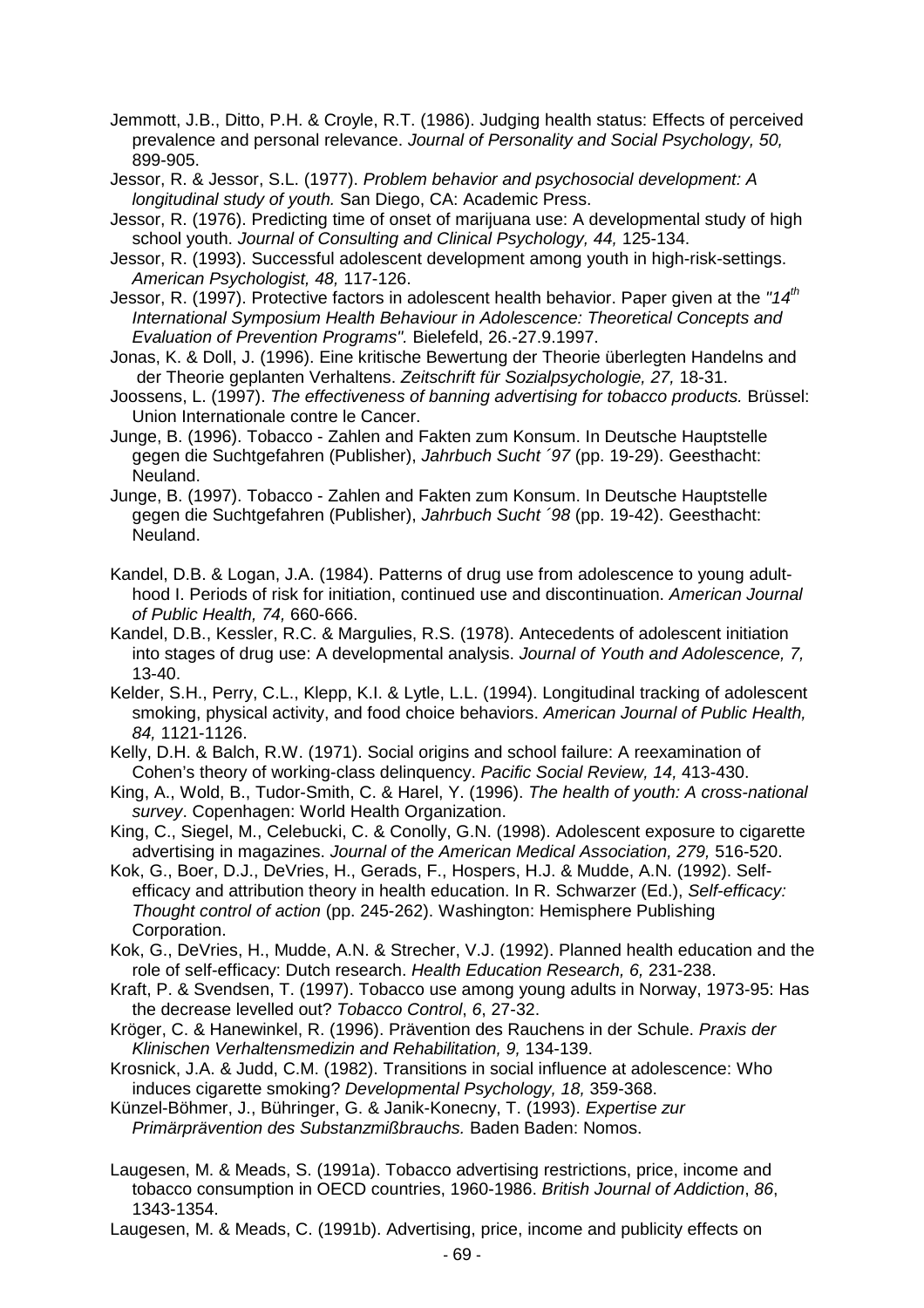Jemmott, J.B., Ditto, P.H. & Croyle, R.T. (1986). Judging health status: Effects of perceived prevalence and personal relevance. *Journal of Personality and Social Psychology, 50,* 899-905.

Jessor, R. & Jessor, S.L. (1977). *Problem behavior and psychosocial development: A longitudinal study of youth.* San Diego, CA: Academic Press.

Jessor, R. (1976). Predicting time of onset of marijuana use: A developmental study of high school youth. *Journal of Consulting and Clinical Psychology, 44,* 125-134.

Jessor, R. (1993). Successful adolescent development among youth in high-risk-settings. *American Psychologist, 48,* 117-126.

Jessor, R. (1997). Protective factors in adolescent health behavior. Paper given at the *"14th International Symposium Health Behaviour in Adolescence: Theoretical Concepts and Evaluation of Prevention Programs".* Bielefeld, 26.-27.9.1997.

Jonas, K. & Doll, J. (1996). Eine kritische Bewertung der Theorie überlegten Handelns and der Theorie geplanten Verhaltens. *Zeitschrift für Sozialpsychologie, 27,* 18-31.

Joossens, L. (1997). *The effectiveness of banning advertising for tobacco products.* Brüssel: Union Internationale contre le Cancer.

Junge, B. (1996). Tobacco - Zahlen and Fakten zum Konsum. In Deutsche Hauptstelle gegen die Suchtgefahren (Publisher), *Jahrbuch Sucht ´97* (pp. 19-29). Geesthacht: Neuland.

Junge, B. (1997). Tobacco - Zahlen and Fakten zum Konsum. In Deutsche Hauptstelle gegen die Suchtgefahren (Publisher), *Jahrbuch Sucht ´98* (pp. 19-42). Geesthacht: Neuland.

Kandel, D.B. & Logan, J.A. (1984). Patterns of drug use from adolescence to young adulthood I. Periods of risk for initiation, continued use and discontinuation. *American Journal of Public Health, 74,* 660-666.

Kandel, D.B., Kessler, R.C. & Margulies, R.S. (1978). Antecedents of adolescent initiation into stages of drug use: A developmental analysis. *Journal of Youth and Adolescence, 7,* 13-40.

Kelder, S.H., Perry, C.L., Klepp, K.I. & Lytle, L.L. (1994). Longitudinal tracking of adolescent smoking, physical activity, and food choice behaviors. *American Journal of Public Health, 84,* 1121-1126.

Kelly, D.H. & Balch, R.W. (1971). Social origins and school failure: A reexamination of Cohen's theory of working-class delinquency. *Pacific Social Review, 14,* 413-430.

King, A., Wold, B., Tudor-Smith, C. & Harel, Y. (1996). *The health of youth: A cross-national survey*. Copenhagen: World Health Organization.

King, C., Siegel, M., Celebucki, C. & Conolly, G.N. (1998). Adolescent exposure to cigarette advertising in magazines. *Journal of the American Medical Association, 279,* 516-520.

Kok, G., Boer, D.J., DeVries, H., Gerads, F., Hospers, H.J. & Mudde, A.N. (1992). Self-efficacy and attribution theory in health education. In R. Schwarzer (Ed.), *Self-efficacy: Thought control of action* (pp. 245-262). Washington: Hemisphere Publishing Corporation.

Kok, G., DeVries, H., Mudde, A.N. & Strecher, V.J. (1992). Planned health education and the role of self-efficacy: Dutch research. *Health Education Research, 6,* 231-238.

Kraft, P. & Svendsen, T. (1997). Tobacco use among young adults in Norway, 1973-95: Has the decrease levelled out? *Tobacco Control*, *6*, 27-32.

Kröger, C. & Hanewinkel, R. (1996). Prävention des Rauchens in der Schule. *Praxis der Klinischen Verhaltensmedizin and Rehabilitation, 9,* 134-139.

Krosnick, J.A. & Judd, C.M. (1982). Transitions in social influence at adolescence: Who induces cigarette smoking? *Developmental Psychology, 18,* 359-368.

Künzel-Böhmer, J., Bühringer, G. & Janik-Konecny, T. (1993). *Expertise zur Primärprävention des Substanzmißbrauchs.* Baden Baden: Nomos.

Laugesen, M. & Meads, S. (1991a). Tobacco advertising restrictions, price, income and tobacco consumption in OECD countries, 1960-1986. *British Journal of Addiction*, *86*, 1343-1354.

Laugesen, M. & Meads, C. (1991b). Advertising, price, income and publicity effects on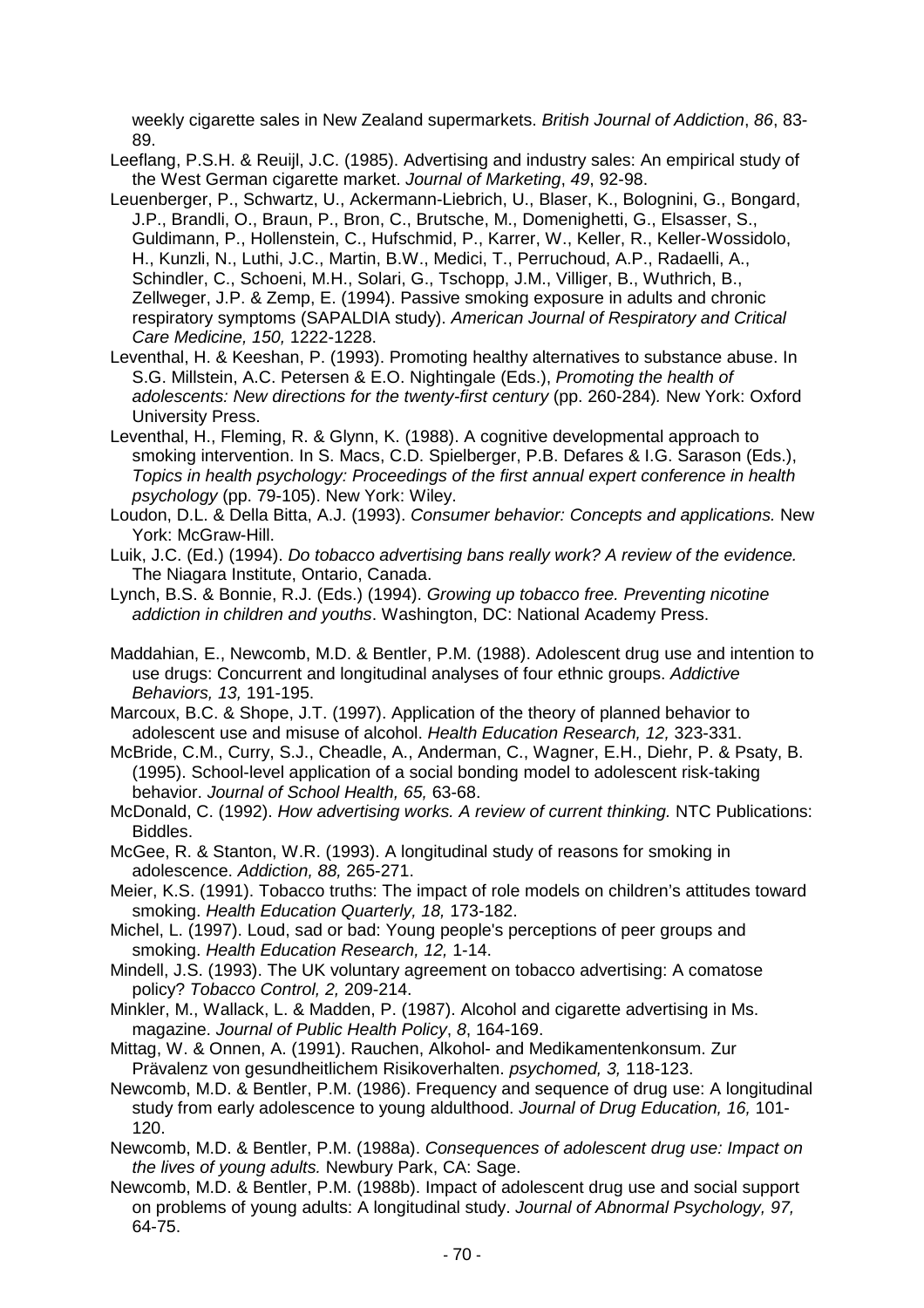weekly cigarette sales in New Zealand supermarkets. *British Journal of Addiction*, *86*, 83-89.

Leeflang, P.S.H. & Reuijl, J.C. (1985). Advertising and industry sales: An empirical study of the West German cigarette market. *Journal of Marketing*, *49*, 92-98.

Leuenberger, P., Schwartz, U., Ackermann-Liebrich, U., Blaser, K., Bolognini, G., Bongard, J.P., Brandli, O., Braun, P., Bron, C., Brutsche, M., Domenighetti, G., Elsasser, S., Guldimann, P., Hollenstein, C., Hufschmid, P., Karrer, W., Keller, R., Keller-Wossidolo, H., Kunzli, N., Luthi, J.C., Martin, B.W., Medici, T., Perruchoud, A.P., Radaelli, A., Schindler, C., Schoeni, M.H., Solari, G., Tschopp, J.M., Villiger, B., Wuthrich, B., Zellweger, J.P. & Zemp, E. (1994). Passive smoking exposure in adults and chronic respiratory symptoms (SAPALDIA study). *American Journal of Respiratory and Critical Care Medicine, 150,* 1222-1228.

Leventhal, H. & Keeshan, P. (1993). Promoting healthy alternatives to substance abuse. In S.G. Millstein, A.C. Petersen & E.O. Nightingale (Eds.), *Promoting the health of adolescents: New directions for the twenty-first century* (pp. 260-284)*.* New York: Oxford University Press.

Leventhal, H., Fleming, R. & Glynn, K. (1988). A cognitive developmental approach to smoking intervention. In S. Macs, C.D. Spielberger, P.B. Defares & I.G. Sarason (Eds.), *Topics in health psychology: Proceedings of the first annual expert conference in health psychology* (pp. 79-105). New York: Wiley.

Loudon, D.L. & Della Bitta, A.J. (1993). *Consumer behavior: Concepts and applications.* New York: McGraw-Hill.

Luik, J.C. (Ed.) (1994). *Do tobacco advertising bans really work? A review of the evidence.* The Niagara Institute, Ontario, Canada.

Lynch, B.S. & Bonnie, R.J. (Eds.) (1994). *Growing up tobacco free. Preventing nicotine addiction in children and youths*. Washington, DC: National Academy Press.

Maddahian, E., Newcomb, M.D. & Bentler, P.M. (1988). Adolescent drug use and intention to use drugs: Concurrent and longitudinal analyses of four ethnic groups. *Addictive Behaviors, 13,* 191-195.

Marcoux, B.C. & Shope, J.T. (1997). Application of the theory of planned behavior to adolescent use and misuse of alcohol. *Health Education Research, 12,* 323-331.

McBride, C.M., Curry, S.J., Cheadle, A., Anderman, C., Wagner, E.H., Diehr, P. & Psaty, B. (1995). School-level application of a social bonding model to adolescent risk-taking behavior. *Journal of School Health, 65,* 63-68.

McDonald, C. (1992). *How advertising works. A review of current thinking.* NTC Publications: Biddles.

McGee, R. & Stanton, W.R. (1993). A longitudinal study of reasons for smoking in adolescence. *Addiction, 88,* 265-271.

Meier, K.S. (1991). Tobacco truths: The impact of role models on children's attitudes toward smoking. *Health Education Quarterly, 18,* 173-182.

Michel, L. (1997). Loud, sad or bad: Young people's perceptions of peer groups and smoking. *Health Education Research, 12,* 1-14.

Mindell, J.S. (1993). The UK voluntary agreement on tobacco advertising: A comatose policy? *Tobacco Control, 2,* 209-214.

Minkler, M., Wallack, L. & Madden, P. (1987). Alcohol and cigarette advertising in Ms. magazine. *Journal of Public Health Policy*, *8*, 164-169.

Mittag, W. & Onnen, A. (1991). Rauchen, Alkohol- and Medikamentenkonsum. Zur Prävalenz von gesundheitlichem Risikoverhalten. *psychomed, 3,* 118-123.

Newcomb, M.D. & Bentler, P.M. (1986). Frequency and sequence of drug use: A longitudinal study from early adolescence to young aldulthood. *Journal of Drug Education, 16,* 101-120.

Newcomb, M.D. & Bentler, P.M. (1988a). *Consequences of adolescent drug use: Impact on the lives of young adults.* Newbury Park, CA: Sage.

Newcomb, M.D. & Bentler, P.M. (1988b). Impact of adolescent drug use and social support on problems of young adults: A longitudinal study. *Journal of Abnormal Psychology, 97,* 64-75.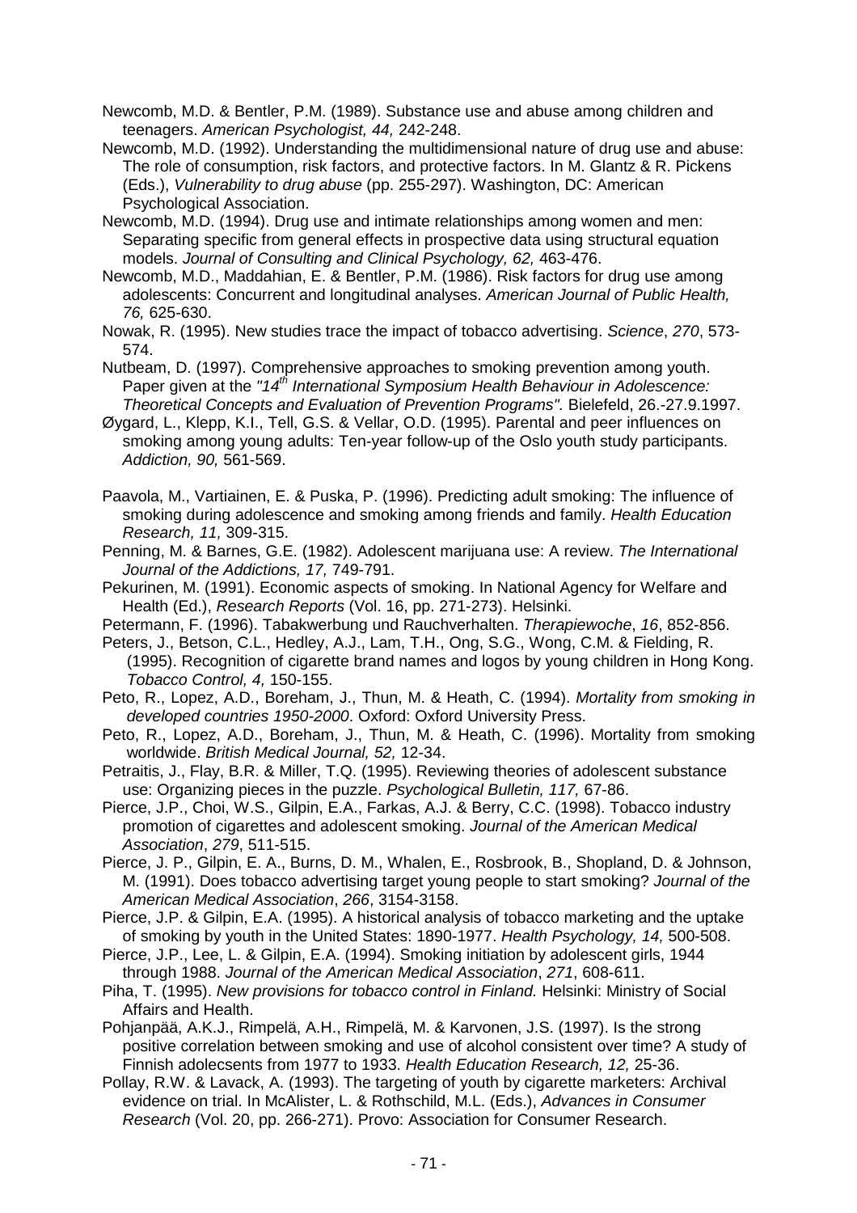Newcomb, M.D. & Bentler, P.M. (1989). Substance use and abuse among children and teenagers. *American Psychologist, 44,* 242-248.

Newcomb, M.D. (1992). Understanding the multidimensional nature of drug use and abuse: The role of consumption, risk factors, and protective factors. In M. Glantz & R. Pickens (Eds.), *Vulnerability to drug abuse* (pp. 255-297). Washington, DC: American Psychological Association.

Newcomb, M.D. (1994). Drug use and intimate relationships among women and men: Separating specific from general effects in prospective data using structural equation models. *Journal of Consulting and Clinical Psychology, 62,* 463-476.

Newcomb, M.D., Maddahian, E. & Bentler, P.M. (1986). Risk factors for drug use among adolescents: Concurrent and longitudinal analyses. *American Journal of Public Health, 76,* 625-630.

Nowak, R. (1995). New studies trace the impact of tobacco advertising. *Science*, *270*, 573-574.

Nutbeam, D. (1997). Comprehensive approaches to smoking prevention among youth. Paper given at the *"14th International Symposium Health Behaviour in Adolescence: Theoretical Concepts and Evaluation of Prevention Programs".* Bielefeld, 26.-27.9.1997.

Øygard, L., Klepp, K.I., Tell, G.S. & Vellar, O.D. (1995). Parental and peer influences on smoking among young adults: Ten-year follow-up of the Oslo youth study participants. *Addiction, 90,* 561-569.

Paavola, M., Vartiainen, E. & Puska, P. (1996). Predicting adult smoking: The influence of smoking during adolescence and smoking among friends and family. *Health Education Research, 11,* 309-315.

Penning, M. & Barnes, G.E. (1982). Adolescent marijuana use: A review. *The International Journal of the Addictions, 17,* 749-791.

Pekurinen, M. (1991). Economic aspects of smoking. In National Agency for Welfare and Health (Ed.), *Research Reports* (Vol. 16, pp. 271-273). Helsinki.

Petermann, F. (1996). Tabakwerbung und Rauchverhalten. *Therapiewoche*, *16*, 852-856.

Peters, J., Betson, C.L., Hedley, A.J., Lam, T.H., Ong, S.G., Wong, C.M. & Fielding, R. (1995). Recognition of cigarette brand names and logos by young children in Hong Kong. *Tobacco Control, 4,* 150-155.

Peto, R., Lopez, A.D., Boreham, J., Thun, M. & Heath, C. (1994). *Mortality from smoking in developed countries 1950-2000*. Oxford: Oxford University Press.

Peto, R., Lopez, A.D., Boreham, J., Thun, M. & Heath, C. (1996). Mortality from smoking worldwide. *British Medical Journal, 52,* 12-34.

Petraitis, J., Flay, B.R. & Miller, T.Q. (1995). Reviewing theories of adolescent substance use: Organizing pieces in the puzzle. *Psychological Bulletin, 117,* 67-86.

Pierce, J.P., Choi, W.S., Gilpin, E.A., Farkas, A.J. & Berry, C.C. (1998). Tobacco industry promotion of cigarettes and adolescent smoking. *Journal of the American Medical Association*, *279*, 511-515.

Pierce, J. P., Gilpin, E. A., Burns, D. M., Whalen, E., Rosbrook, B., Shopland, D. & Johnson, M. (1991). Does tobacco advertising target young people to start smoking? *Journal of the American Medical Association*, *266*, 3154-3158.

Pierce, J.P. & Gilpin, E.A. (1995). A historical analysis of tobacco marketing and the uptake of smoking by youth in the United States: 1890-1977. *Health Psychology, 14,* 500-508.

Pierce, J.P., Lee, L. & Gilpin, E.A. (1994). Smoking initiation by adolescent girls, 1944 through 1988. *Journal of the American Medical Association*, *271*, 608-611.

Piha, T. (1995). *New provisions for tobacco control in Finland.* Helsinki: Ministry of Social Affairs and Health.

Pohjanpää, A.K.J., Rimpelä, A.H., Rimpelä, M. & Karvonen, J.S. (1997). Is the strong positive correlation between smoking and use of alcohol consistent over time? A study of Finnish adolecsents from 1977 to 1933. *Health Education Research, 12,* 25-36.

Pollay, R.W. & Lavack, A. (1993). The targeting of youth by cigarette marketers: Archival evidence on trial. In McAlister, L. & Rothschild, M.L. (Eds.), *Advances in Consumer Research* (Vol. 20, pp. 266-271). Provo: Association for Consumer Research.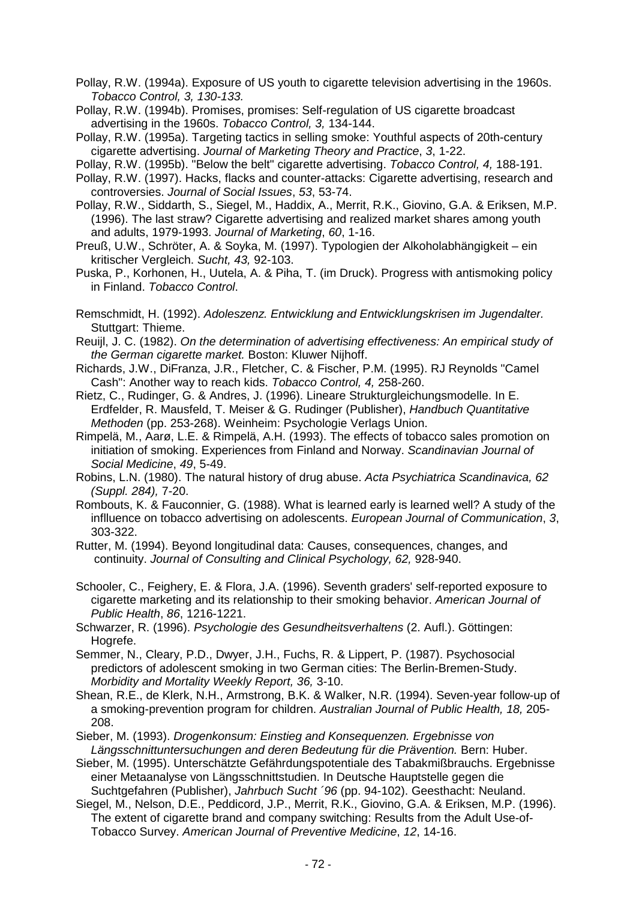Pollay, R.W. (1994a). Exposure of US youth to cigarette television advertising in the 1960s. *Tobacco Control, 3, 130-133.*

Pollay, R.W. (1994b). Promises, promises: Self-regulation of US cigarette broadcast advertising in the 1960s. *Tobacco Control, 3,* 134-144.

Pollay, R.W. (1995a). Targeting tactics in selling smoke: Youthful aspects of 20th-century cigarette advertising. *Journal of Marketing Theory and Practice*, *3*, 1-22.

Pollay, R.W. (1995b). "Below the belt" cigarette advertising. *Tobacco Control, 4,* 188-191.

Pollay, R.W. (1997). Hacks, flacks and counter-attacks: Cigarette advertising, research and controversies. *Journal of Social Issues*, *53*, 53-74.

Pollay, R.W., Siddarth, S., Siegel, M., Haddix, A., Merrit, R.K., Giovino, G.A. & Eriksen, M.P. (1996). The last straw? Cigarette advertising and realized market shares among youth and adults, 1979-1993. *Journal of Marketing*, *60*, 1-16.

Preuß, U.W., Schröter, A. & Soyka, M. (1997). Typologien der Alkoholabhängigkeit – ein kritischer Vergleich. *Sucht, 43,* 92-103.

Puska, P., Korhonen, H., Uutela, A. & Piha, T. (im Druck). Progress with antismoking policy in Finland. *Tobacco Control*.

Remschmidt, H. (1992). *Adoleszenz. Entwicklung and Entwicklungskrisen im Jugendalter.* Stuttgart: Thieme.

Reuijl, J. C. (1982). *On the determination of advertising effectiveness: An empirical study of the German cigarette market.* Boston: Kluwer Nijhoff.

Richards, J.W., DiFranza, J.R., Fletcher, C. & Fischer, P.M. (1995). RJ Reynolds "Camel Cash": Another way to reach kids. *Tobacco Control, 4,* 258-260.

Rietz, C., Rudinger, G. & Andres, J. (1996). Lineare Strukturgleichungsmodelle. In E. Erdfelder, R. Mausfeld, T. Meiser & G. Rudinger (Publisher), *Handbuch Quantitative Methoden* (pp. 253-268). Weinheim: Psychologie Verlags Union.

Rimpelä, M., Aarø, L.E. & Rimpelä, A.H. (1993). The effects of tobacco sales promotion on initiation of smoking. Experiences from Finland and Norway. *Scandinavian Journal of Social Medicine*, *49*, 5-49.

Robins, L.N. (1980). The natural history of drug abuse. *Acta Psychiatrica Scandinavica, 62 (Suppl. 284),* 7-20.

Rombouts, K. & Fauconnier, G. (1988). What is learned early is learned well? A study of the inflluence on tobacco advertising on adolescents. *European Journal of Communication*, *3*, 303-322.

Rutter, M. (1994). Beyond longitudinal data: Causes, consequences, changes, and continuity. *Journal of Consulting and Clinical Psychology, 62,* 928-940.

Schooler, C., Feighery, E. & Flora, J.A. (1996). Seventh graders' self-reported exposure to cigarette marketing and its relationship to their smoking behavior. *American Journal of Public Health*, *86*, 1216-1221.

Schwarzer, R. (1996). *Psychologie des Gesundheitsverhaltens* (2. Aufl.). Göttingen: Hogrefe.

Semmer, N., Cleary, P.D., Dwyer, J.H., Fuchs, R. & Lippert, P. (1987). Psychosocial predictors of adolescent smoking in two German cities: The Berlin-Bremen-Study. *Morbidity and Mortality Weekly Report, 36,* 3-10.

Shean, R.E., de Klerk, N.H., Armstrong, B.K. & Walker, N.R. (1994). Seven-year follow-up of a smoking-prevention program for children. *Australian Journal of Public Health, 18,* 205-208.

Sieber, M. (1993). *Drogenkonsum: Einstieg and Konsequenzen. Ergebnisse von Längsschnittuntersuchungen and deren Bedeutung für die Prävention.* Bern: Huber.

Sieber, M. (1995). Unterschätzte Gefährdungspotentiale des Tabakmißbrauchs. Ergebnisse einer Metaanalyse von Längsschnittstudien. In Deutsche Hauptstelle gegen die Suchtgefahren (Publisher), *Jahrbuch Sucht ´96* (pp. 94-102). Geesthacht: Neuland.

Siegel, M., Nelson, D.E., Peddicord, J.P., Merrit, R.K., Giovino, G.A. & Eriksen, M.P. (1996). The extent of cigarette brand and company switching: Results from the Adult Use-of-Tobacco Survey. *American Journal of Preventive Medicine*, *12*, 14-16.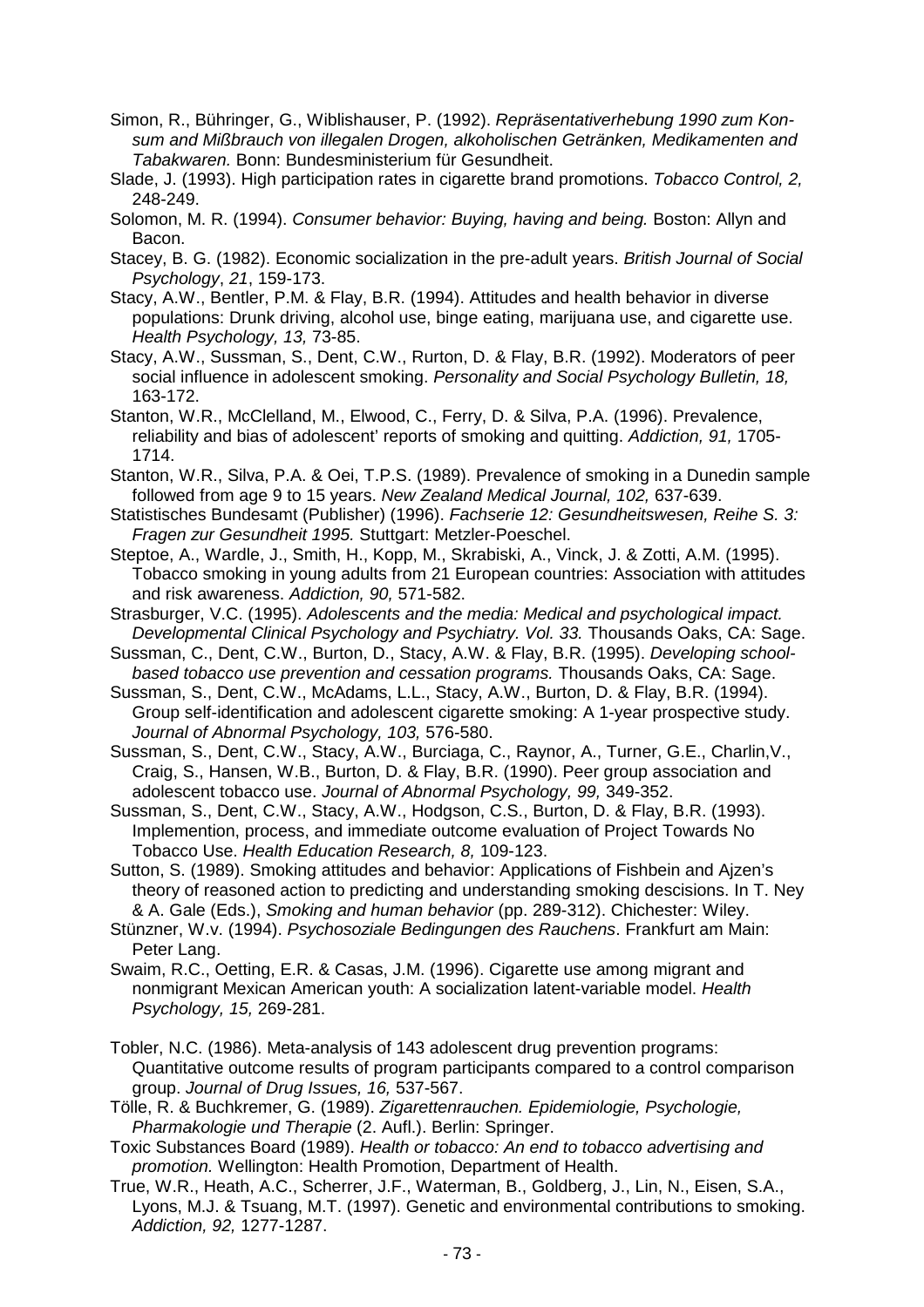Simon, R., Bühringer, G., Wiblishauser, P. (1992). *Repräsentativerhebung 1990 zum Konsum and Mißbrauch von illegalen Drogen, alkoholischen Getränken, Medikamenten and Tabakwaren.* Bonn: Bundesministerium für Gesundheit.

Slade, J. (1993). High participation rates in cigarette brand promotions. *Tobacco Control, 2,* 248-249.

Solomon, M. R. (1994). *Consumer behavior: Buying, having and being.* Boston: Allyn and Bacon.

Stacey, B. G. (1982). Economic socialization in the pre-adult years. *British Journal of Social Psychology*, *21*, 159-173.

Stacy, A.W., Bentler, P.M. & Flay, B.R. (1994). Attitudes and health behavior in diverse populations: Drunk driving, alcohol use, binge eating, marijuana use, and cigarette use. *Health Psychology, 13,* 73-85.

Stacy, A.W., Sussman, S., Dent, C.W., Rurton, D. & Flay, B.R. (1992). Moderators of peer social influence in adolescent smoking. *Personality and Social Psychology Bulletin, 18,* 163-172.

Stanton, W.R., McClelland, M., Elwood, C., Ferry, D. & Silva, P.A. (1996). Prevalence, reliability and bias of adolescent' reports of smoking and quitting. *Addiction, 91,* 1705-1714.

Stanton, W.R., Silva, P.A. & Oei, T.P.S. (1989). Prevalence of smoking in a Dunedin sample followed from age 9 to 15 years. *New Zealand Medical Journal, 102,* 637-639.

Statistisches Bundesamt (Publisher) (1996). *Fachserie 12: Gesundheitswesen, Reihe S. 3: Fragen zur Gesundheit 1995.* Stuttgart: Metzler-Poeschel.

Steptoe, A., Wardle, J., Smith, H., Kopp, M., Skrabiski, A., Vinck, J. & Zotti, A.M. (1995). Tobacco smoking in young adults from 21 European countries: Association with attitudes and risk awareness. *Addiction, 90,* 571-582.

Strasburger, V.C. (1995). *Adolescents and the media: Medical and psychological impact. Developmental Clinical Psychology and Psychiatry. Vol. 33.* Thousands Oaks, CA: Sage.

Sussman, C., Dent, C.W., Burton, D., Stacy, A.W. & Flay, B.R. (1995). *Developing school-based tobacco use prevention and cessation programs.* Thousands Oaks, CA: Sage.

Sussman, S., Dent, C.W., McAdams, L.L., Stacy, A.W., Burton, D. & Flay, B.R. (1994). Group self-identification and adolescent cigarette smoking: A 1-year prospective study. *Journal of Abnormal Psychology, 103,* 576-580.

Sussman, S., Dent, C.W., Stacy, A.W., Burciaga, C., Raynor, A., Turner, G.E., Charlin,V., Craig, S., Hansen, W.B., Burton, D. & Flay, B.R. (1990). Peer group association and adolescent tobacco use. *Journal of Abnormal Psychology, 99,* 349-352.

Sussman, S., Dent, C.W., Stacy, A.W., Hodgson, C.S., Burton, D. & Flay, B.R. (1993). Implemention, process, and immediate outcome evaluation of Project Towards No Tobacco Use. *Health Education Research, 8,* 109-123.

Sutton, S. (1989). Smoking attitudes and behavior: Applications of Fishbein and Ajzen's theory of reasoned action to predicting and understanding smoking descisions. In T. Ney & A. Gale (Eds.), *Smoking and human behavior* (pp. 289-312). Chichester: Wiley.

Stünzner, W.v. (1994). *Psychosoziale Bedingungen des Rauchens*. Frankfurt am Main: Peter Lang.

Swaim, R.C., Oetting, E.R. & Casas, J.M. (1996). Cigarette use among migrant and nonmigrant Mexican American youth: A socialization latent-variable model. *Health Psychology, 15,* 269-281.

Tobler, N.C. (1986). Meta-analysis of 143 adolescent drug prevention programs: Quantitative outcome results of program participants compared to a control comparison group. *Journal of Drug Issues, 16,* 537-567.

Tölle, R. & Buchkremer, G. (1989). *Zigarettenrauchen. Epidemiologie, Psychologie, Pharmakologie und Therapie* (2. Aufl.). Berlin: Springer.

Toxic Substances Board (1989). *Health or tobacco: An end to tobacco advertising and promotion.* Wellington: Health Promotion, Department of Health.

True, W.R., Heath, A.C., Scherrer, J.F., Waterman, B., Goldberg, J., Lin, N., Eisen, S.A., Lyons, M.J. & Tsuang, M.T. (1997). Genetic and environmental contributions to smoking. *Addiction, 92,* 1277-1287.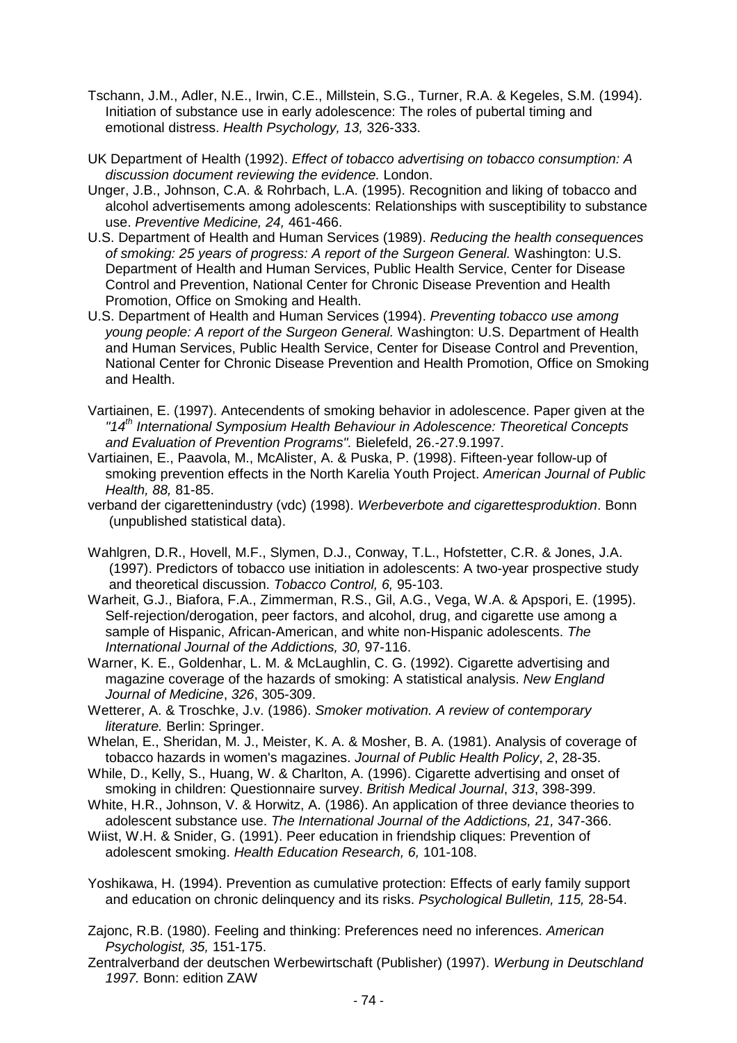Tschann, J.M., Adler, N.E., Irwin, C.E., Millstein, S.G., Turner, R.A. & Kegeles, S.M. (1994). Initiation of substance use in early adolescence: The roles of pubertal timing and emotional distress. *Health Psychology, 13,* 326-333.

UK Department of Health (1992). *Effect of tobacco advertising on tobacco consumption: A discussion document reviewing the evidence.* London.

Unger, J.B., Johnson, C.A. & Rohrbach, L.A. (1995). Recognition and liking of tobacco and alcohol advertisements among adolescents: Relationships with susceptibility to substance use. *Preventive Medicine, 24,* 461-466.

U.S. Department of Health and Human Services (1989). *Reducing the health consequences of smoking: 25 years of progress: A report of the Surgeon General.* Washington: U.S. Department of Health and Human Services, Public Health Service, Center for Disease Control and Prevention, National Center for Chronic Disease Prevention and Health Promotion, Office on Smoking and Health.

U.S. Department of Health and Human Services (1994). *Preventing tobacco use among young people: A report of the Surgeon General.* Washington: U.S. Department of Health and Human Services, Public Health Service, Center for Disease Control and Prevention, National Center for Chronic Disease Prevention and Health Promotion, Office on Smoking and Health.

Vartiainen, E. (1997). Antecendents of smoking behavior in adolescence. Paper given at the *"14th International Symposium Health Behaviour in Adolescence: Theoretical Concepts and Evaluation of Prevention Programs".* Bielefeld, 26.-27.9.1997.

Vartiainen, E., Paavola, M., McAlister, A. & Puska, P. (1998). Fifteen-year follow-up of smoking prevention effects in the North Karelia Youth Project. *American Journal of Public Health, 88,* 81-85.

verband der cigarettenindustry (vdc) (1998). *Werbeverbote and cigarettesproduktion*. Bonn (unpublished statistical data).

Wahlgren, D.R., Hovell, M.F., Slymen, D.J., Conway, T.L., Hofstetter, C.R. & Jones, J.A. (1997). Predictors of tobacco use initiation in adolescents: A two-year prospective study and theoretical discussion. *Tobacco Control, 6,* 95-103.

Warheit, G.J., Biafora, F.A., Zimmerman, R.S., Gil, A.G., Vega, W.A. & Apspori, E. (1995). Self-rejection/derogation, peer factors, and alcohol, drug, and cigarette use among a sample of Hispanic, African-American, and white non-Hispanic adolescents. *The International Journal of the Addictions, 30,* 97-116.

Warner, K. E., Goldenhar, L. M. & McLaughlin, C. G. (1992). Cigarette advertising and magazine coverage of the hazards of smoking: A statistical analysis. *New England Journal of Medicine*, *326*, 305-309.

Wetterer, A. & Troschke, J.v. (1986). *Smoker motivation. A review of contemporary literature.* Berlin: Springer.

Whelan, E., Sheridan, M. J., Meister, K. A. & Mosher, B. A. (1981). Analysis of coverage of tobacco hazards in women's magazines. *Journal of Public Health Policy*, *2*, 28-35.

While, D., Kelly, S., Huang, W. & Charlton, A. (1996). Cigarette advertising and onset of smoking in children: Questionnaire survey. *British Medical Journal*, *313*, 398-399.

White, H.R., Johnson, V. & Horwitz, A. (1986). An application of three deviance theories to adolescent substance use. *The International Journal of the Addictions, 21,* 347-366.

Wiist, W.H. & Snider, G. (1991). Peer education in friendship cliques: Prevention of adolescent smoking. *Health Education Research, 6,* 101-108.

Yoshikawa, H. (1994). Prevention as cumulative protection: Effects of early family support and education on chronic delinquency and its risks. *Psychological Bulletin, 115,* 28-54.

Zajonc, R.B. (1980). Feeling and thinking: Preferences need no inferences. *American Psychologist, 35,* 151-175.

Zentralverband der deutschen Werbewirtschaft (Publisher) (1997). *Werbung in Deutschland 1997.* Bonn: edition ZAW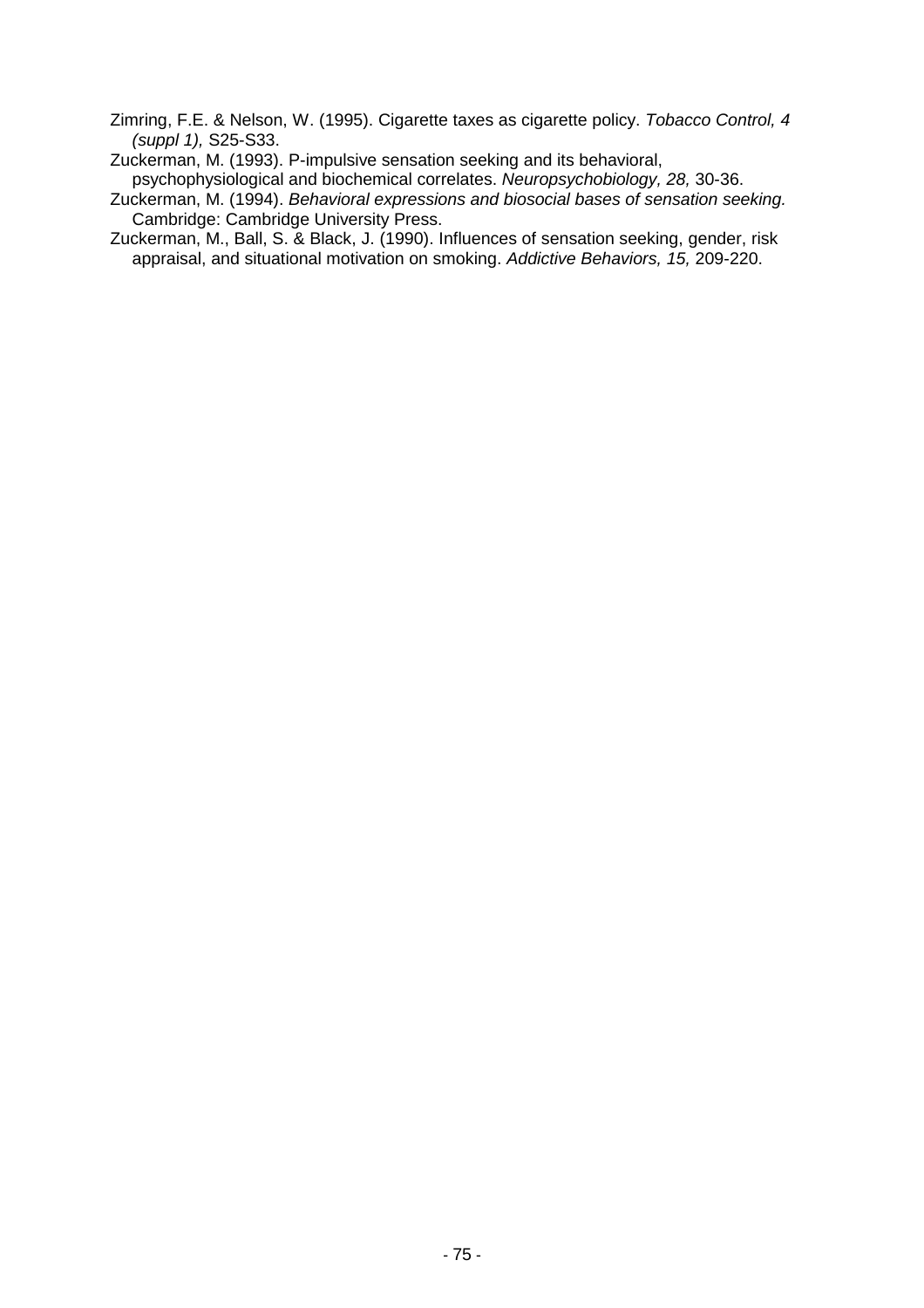Zimring, F.E. & Nelson, W. (1995). Cigarette taxes as cigarette policy. *Tobacco Control, 4 (suppl 1),* S25-S33.

Zuckerman, M. (1993). P-impulsive sensation seeking and its behavioral, psychophysiological and biochemical correlates. *Neuropsychobiology, 28,* 30-36.

Zuckerman, M. (1994). *Behavioral expressions and biosocial bases of sensation seeking.* Cambridge: Cambridge University Press.

Zuckerman, M., Ball, S. & Black, J. (1990). Influences of sensation seeking, gender, risk appraisal, and situational motivation on smoking. *Addictive Behaviors, 15,* 209-220.